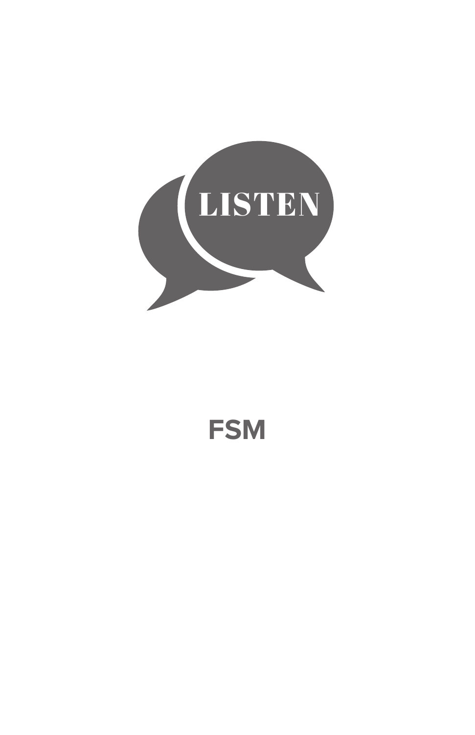# LISTEN

**FSM**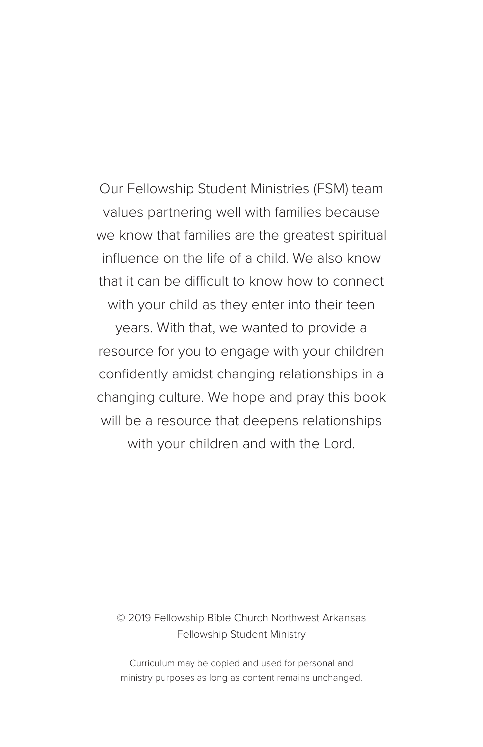Our Fellowship Student Ministries (FSM) team values partnering well with families because we know that families are the greatest spiritual influence on the life of a child. We also know that it can be difficult to know how to connect with your child as they enter into their teen years. With that, we wanted to provide a resource for you to engage with your children confidently amidst changing relationships in a changing culture. We hope and pray this book will be a resource that deepens relationships with your children and with the Lord.

© 2019 Fellowship Bible Church Northwest Arkansas
Fellowship Student Ministry

Curriculum may be copied and used for personal and ministry purposes as long as content remains unchanged.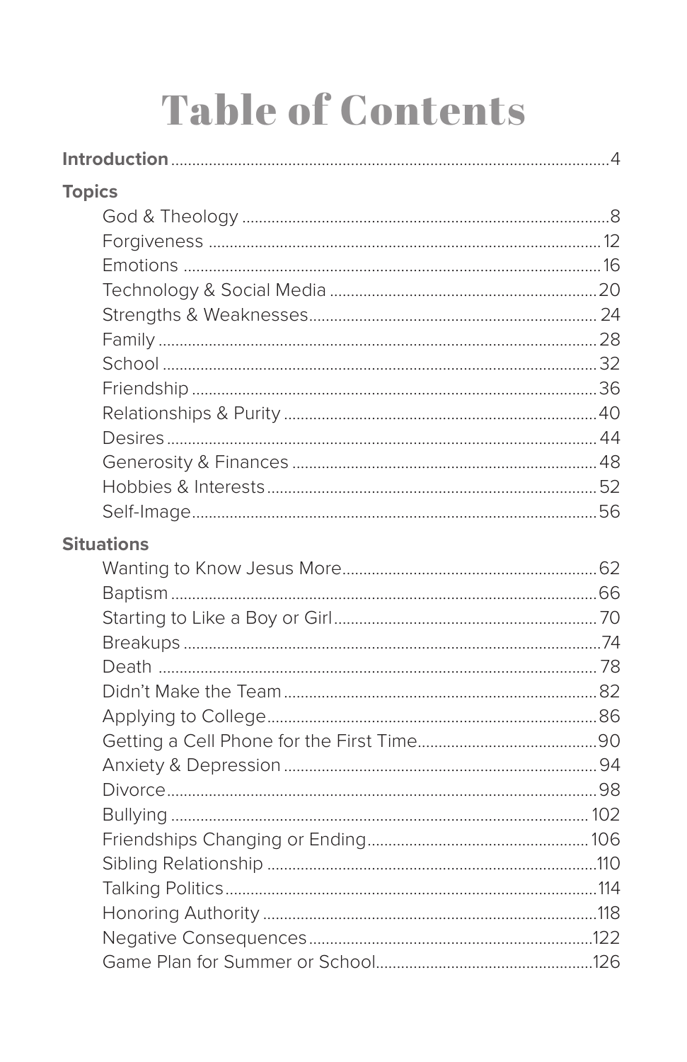# Table of Contents

**Introduction** ..... 4

**Topics**

- God & Theology ..... 8
- Forgiveness ..... 12
- Emotions ..... 16
- Technology & Social Media ..... 20
- Strengths & Weaknesses ..... 24
- Family ..... 28
- School ..... 32
- Friendship ..... 36
- Relationships & Purity ..... 40
- Desires ..... 44
- Generosity & Finances ..... 48
- Hobbies & Interests ..... 52
- Self-Image ..... 56

**Situations**

- Wanting to Know Jesus More ..... 62
- Baptism ..... 66
- Starting to Like a Boy or Girl ..... 70
- Breakups ..... 74
- Death ..... 78
- Didn't Make the Team ..... 82
- Applying to College ..... 86
- Getting a Cell Phone for the First Time ..... 90
- Anxiety & Depression ..... 94
- Divorce ..... 98
- Bullying ..... 102
- Friendships Changing or Ending ..... 106
- Sibling Relationship ..... 110
- Talking Politics ..... 114
- Honoring Authority ..... 118
- Negative Consequences ..... 122
- Game Plan for Summer or School ..... 126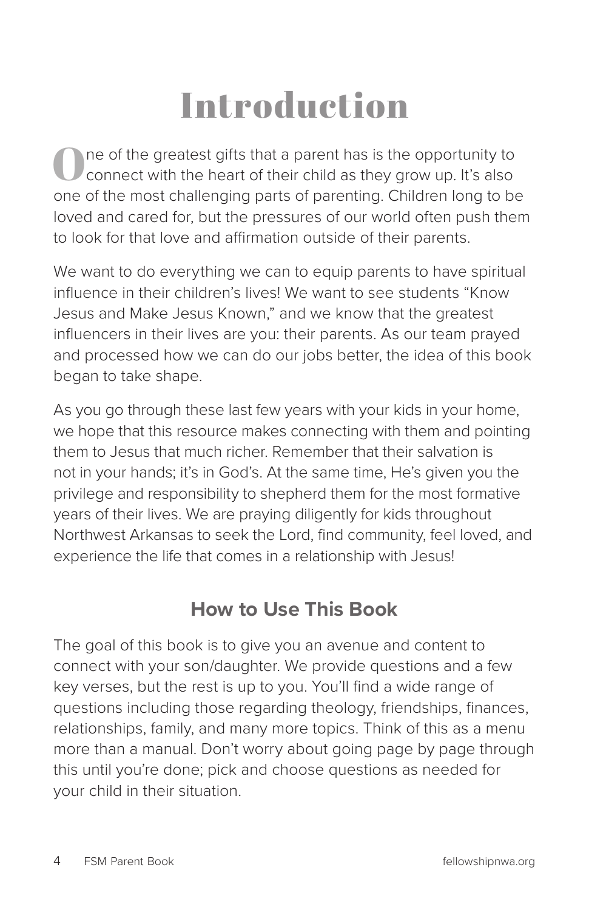# Introduction

One of the greatest gifts that a parent has is the opportunity to connect with the heart of their child as they grow up. It's also one of the most challenging parts of parenting. Children long to be loved and cared for, but the pressures of our world often push them to look for that love and affirmation outside of their parents.

We want to do everything we can to equip parents to have spiritual influence in their children's lives! We want to see students "Know Jesus and Make Jesus Known," and we know that the greatest influencers in their lives are you: their parents. As our team prayed and processed how we can do our jobs better, the idea of this book began to take shape.

As you go through these last few years with your kids in your home, we hope that this resource makes connecting with them and pointing them to Jesus that much richer. Remember that their salvation is not in your hands; it's in God's. At the same time, He's given you the privilege and responsibility to shepherd them for the most formative years of their lives. We are praying diligently for kids throughout Northwest Arkansas to seek the Lord, find community, feel loved, and experience the life that comes in a relationship with Jesus!

## How to Use This Book

The goal of this book is to give you an avenue and content to connect with your son/daughter. We provide questions and a few key verses, but the rest is up to you. You'll find a wide range of questions including those regarding theology, friendships, finances, relationships, family, and many more topics. Think of this as a menu more than a manual. Don't worry about going page by page through this until you're done; pick and choose questions as needed for your child in their situation.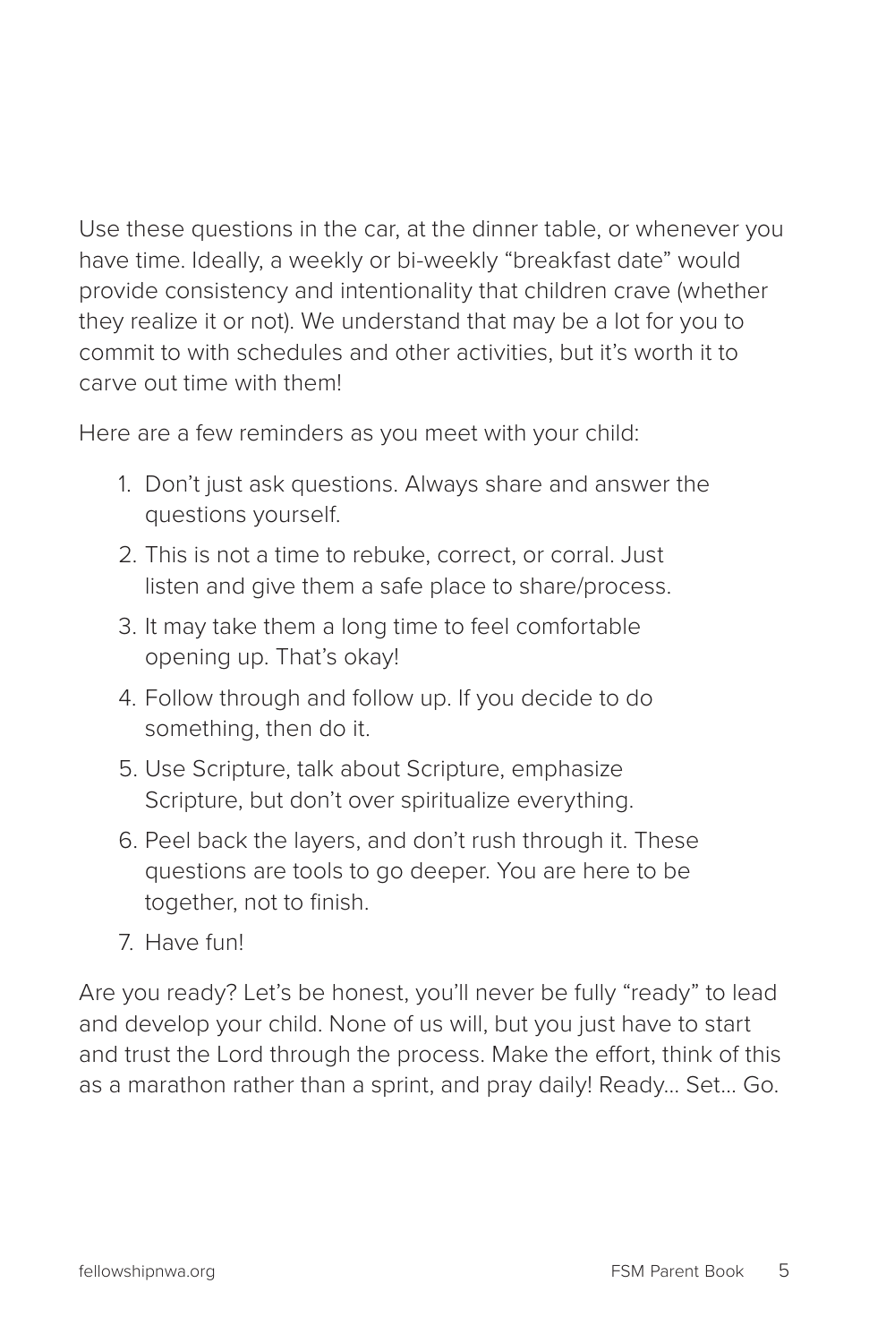Use these questions in the car, at the dinner table, or whenever you have time. Ideally, a weekly or bi-weekly "breakfast date" would provide consistency and intentionality that children crave (whether they realize it or not). We understand that may be a lot for you to commit to with schedules and other activities, but it's worth it to carve out time with them!

Here are a few reminders as you meet with your child:

1. Don't just ask questions. Always share and answer the questions yourself.
2. This is not a time to rebuke, correct, or corral. Just listen and give them a safe place to share/process.
3. It may take them a long time to feel comfortable opening up. That's okay!
4. Follow through and follow up. If you decide to do something, then do it.
5. Use Scripture, talk about Scripture, emphasize Scripture, but don't over spiritualize everything.
6. Peel back the layers, and don't rush through it. These questions are tools to go deeper. You are here to be together, not to finish.
7. Have fun!

Are you ready? Let's be honest, you'll never be fully "ready" to lead and develop your child. None of us will, but you just have to start and trust the Lord through the process. Make the effort, think of this as a marathon rather than a sprint, and pray daily! Ready... Set... Go.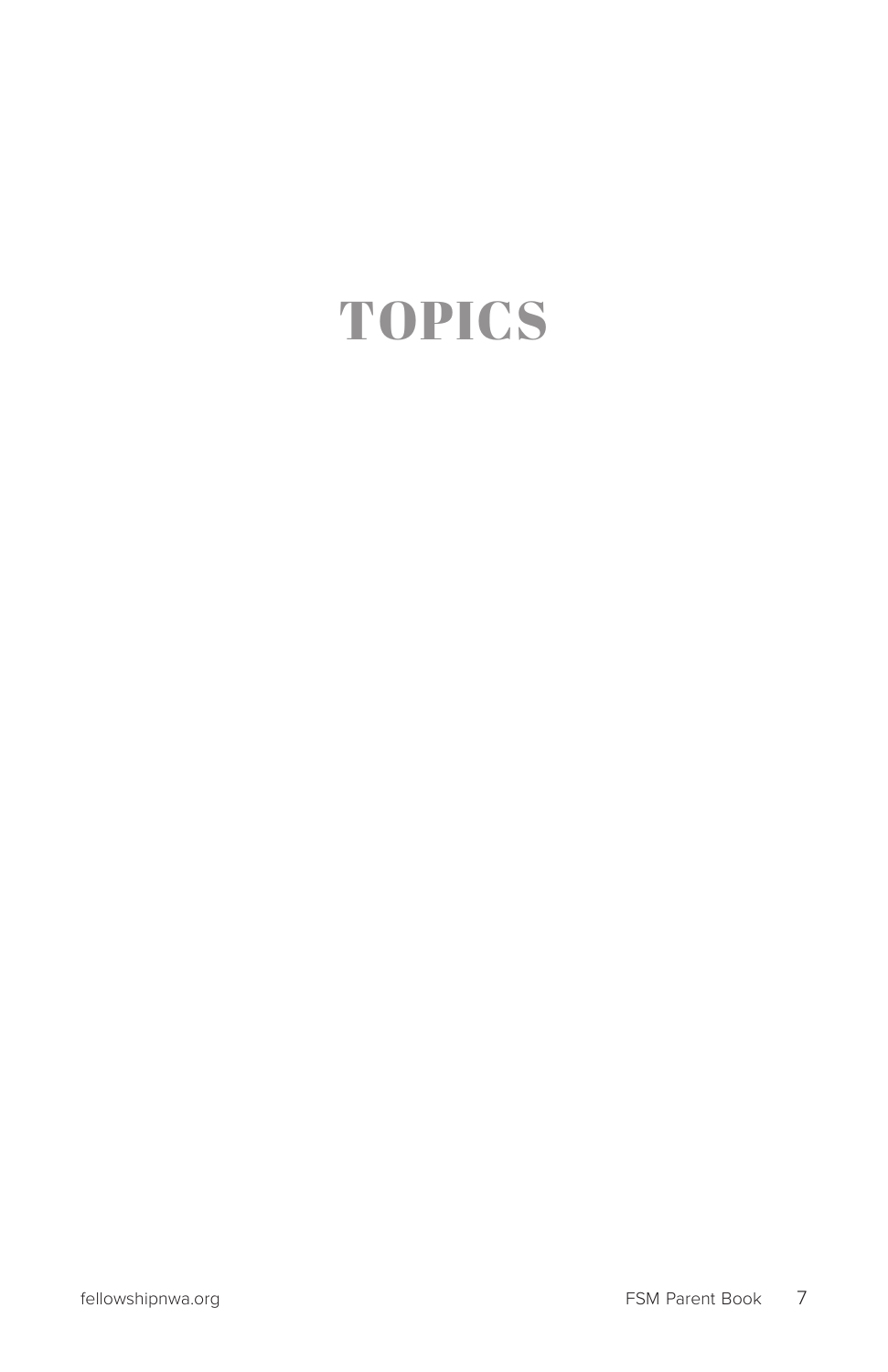# TOPICS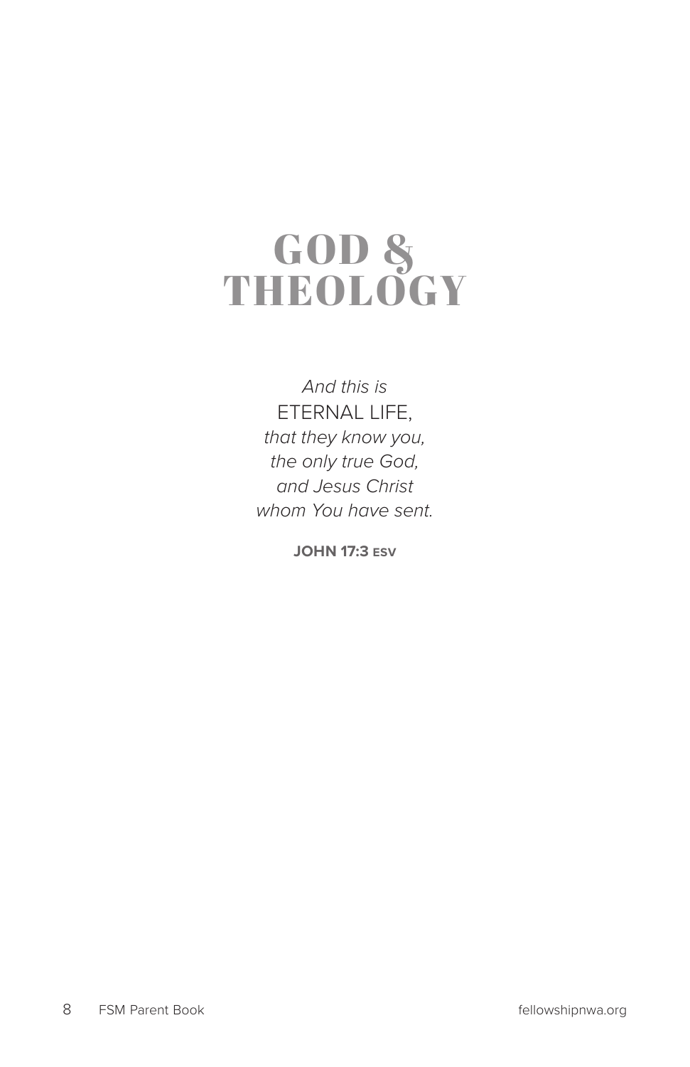# GOD & THEOLOGY

*And this is*
ETERNAL LIFE,
*that they know you,*
*the only true God,*
*and Jesus Christ*
*whom You have sent.*

**JOHN 17:3 ESV**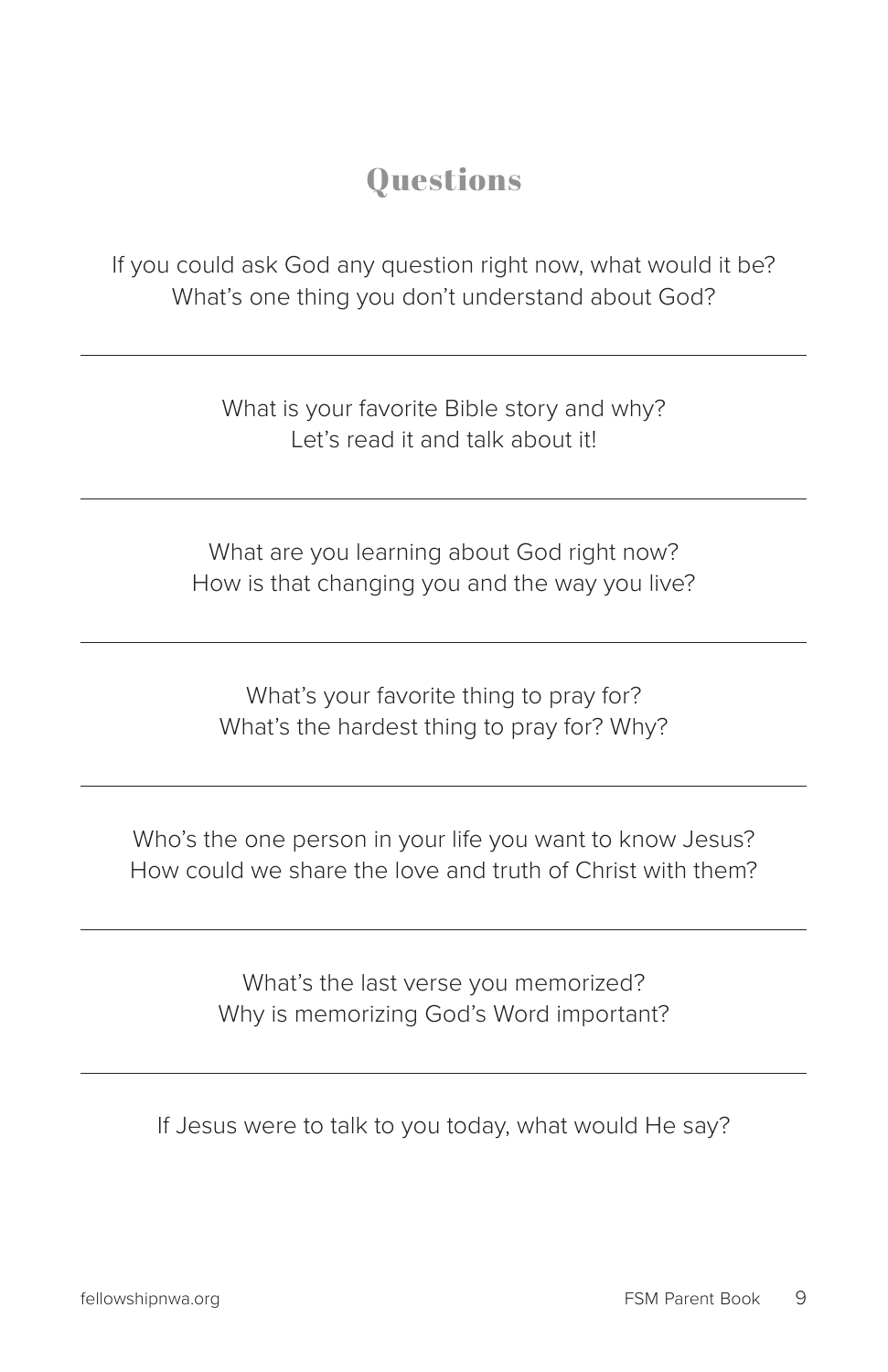## Questions

If you could ask God any question right now, what would it be?
What's one thing you don't understand about God?

---

What is your favorite Bible story and why?
Let's read it and talk about it!

---

What are you learning about God right now?
How is that changing you and the way you live?

---

What's your favorite thing to pray for?
What's the hardest thing to pray for? Why?

---

Who's the one person in your life you want to know Jesus?
How could we share the love and truth of Christ with them?

---

What's the last verse you memorized?
Why is memorizing God's Word important?

---

If Jesus were to talk to you today, what would He say?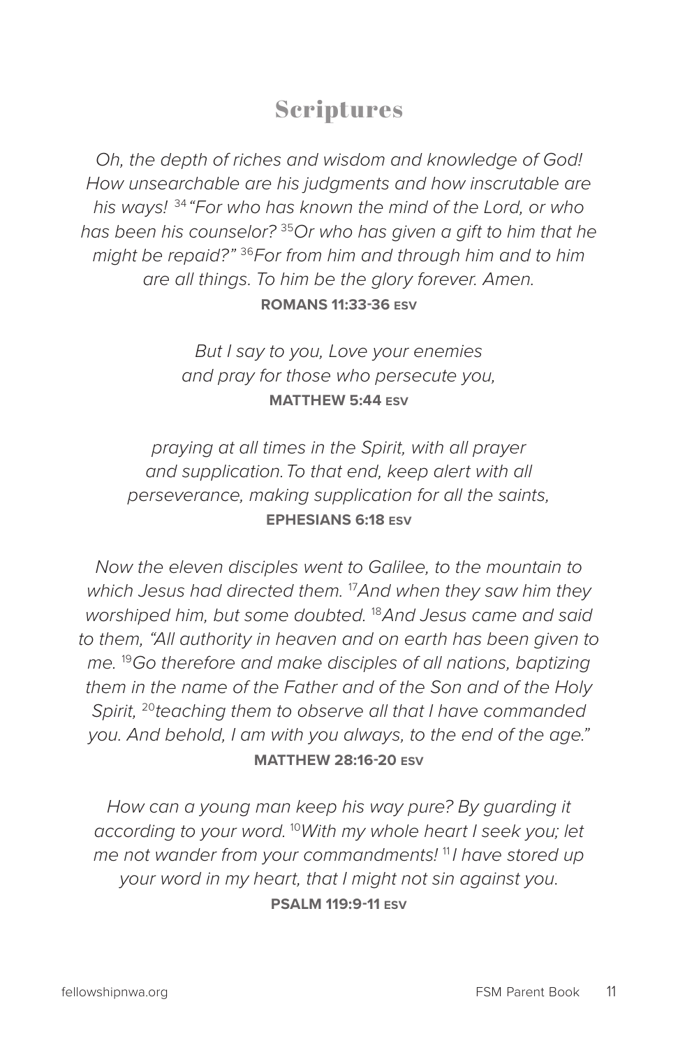# Scriptures

*Oh, the depth of riches and wisdom and knowledge of God! How unsearchable are his judgments and how inscrutable are his ways! [34] "For who has known the mind of the Lord, or who has been his counselor? [35] Or who has given a gift to him that he might be repaid?" [36] For from him and through him and to him are all things. To him be the glory forever. Amen.*

**ROMANS 11:33-36 ESV**

*But I say to you, Love your enemies and pray for those who persecute you,*

**MATTHEW 5:44 ESV**

*praying at all times in the Spirit, with all prayer and supplication. To that end, keep alert with all perseverance, making supplication for all the saints,*

**EPHESIANS 6:18 ESV**

*Now the eleven disciples went to Galilee, to the mountain to which Jesus had directed them. [17] And when they saw him they worshiped him, but some doubted. [18] And Jesus came and said to them, "All authority in heaven and on earth has been given to me. [19] Go therefore and make disciples of all nations, baptizing them in the name of the Father and of the Son and of the Holy Spirit, [20] teaching them to observe all that I have commanded you. And behold, I am with you always, to the end of the age."*

**MATTHEW 28:16-20 ESV**

*How can a young man keep his way pure? By guarding it according to your word. [10] With my whole heart I seek you; let me not wander from your commandments! [11] I have stored up your word in my heart, that I might not sin against you.*

**PSALM 119:9-11 ESV**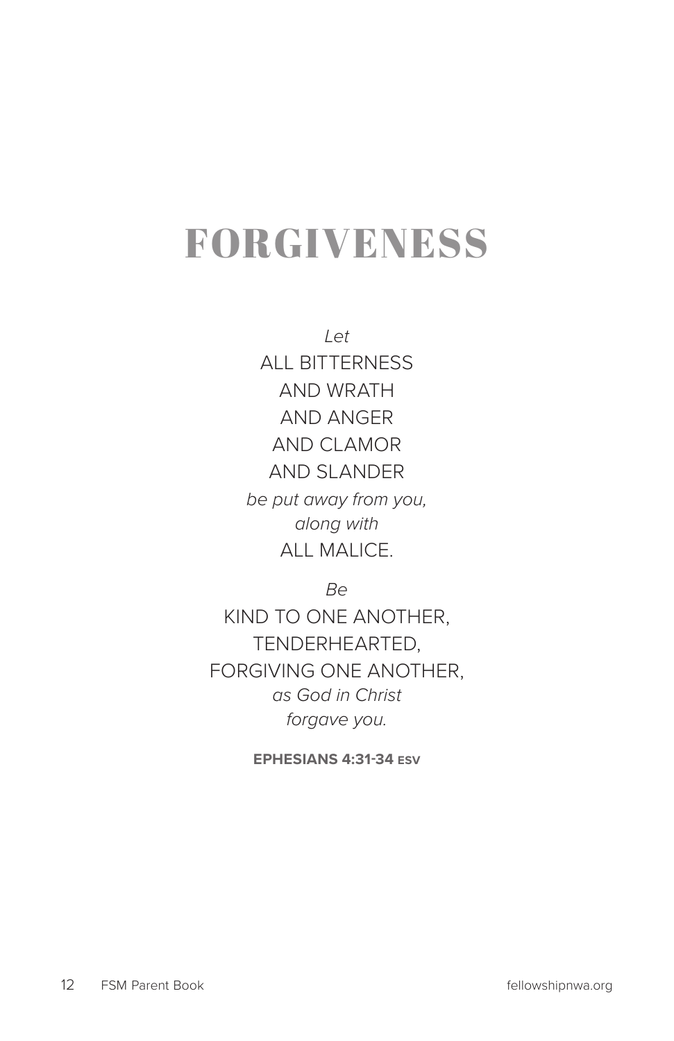# FORGIVENESS

*Let*
ALL BITTERNESS
AND WRATH
AND ANGER
AND CLAMOR
AND SLANDER
*be put away from you,*
*along with*
ALL MALICE.

*Be*
KIND TO ONE ANOTHER,
TENDERHEARTED,
FORGIVING ONE ANOTHER,
*as God in Christ*
*forgave you.*

**EPHESIANS 4:31-34 ESV**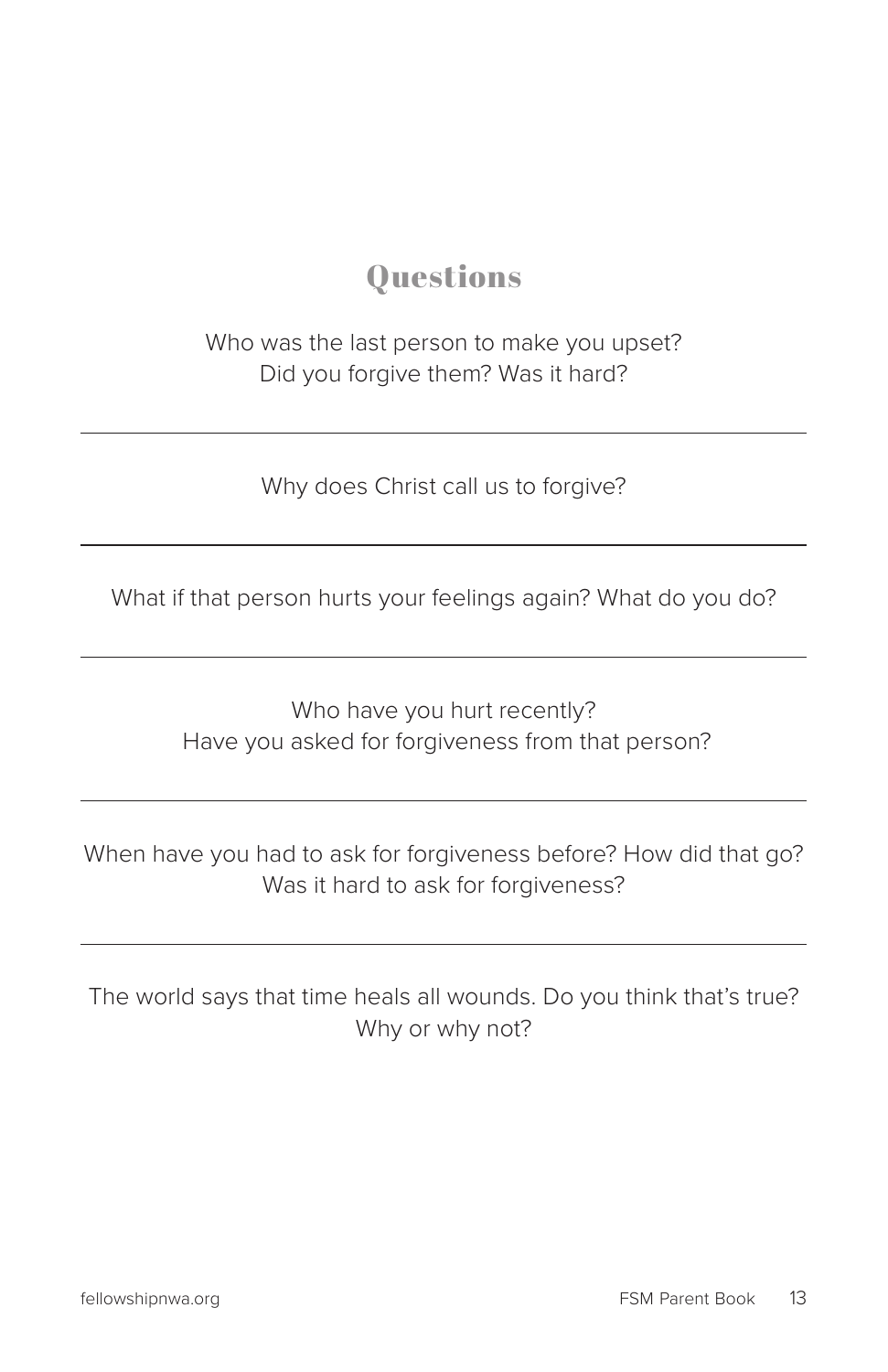## Questions

Who was the last person to make you upset?
Did you forgive them? Was it hard?

---

Why does Christ call us to forgive?

---

What if that person hurts your feelings again? What do you do?

---

Who have you hurt recently?
Have you asked for forgiveness from that person?

---

When have you had to ask for forgiveness before? How did that go?
Was it hard to ask for forgiveness?

---

The world says that time heals all wounds. Do you think that's true?
Why or why not?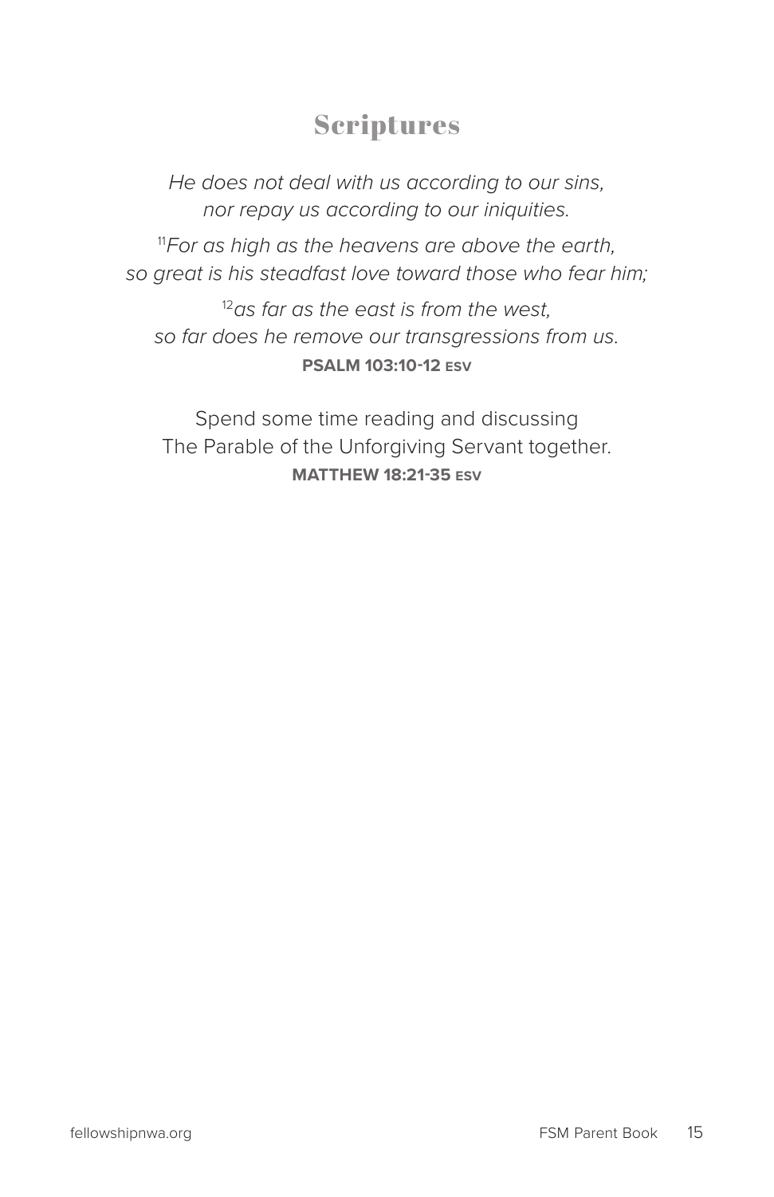## Scriptures

*He does not deal with us according to our sins,*
*nor repay us according to our iniquities.*

[11]*For as high as the heavens are above the earth,*
*so great is his steadfast love toward those who fear him;*

[12]*as far as the east is from the west,*
*so far does he remove our transgressions from us.*
**PSALM 103:10-12 ESV**

Spend some time reading and discussing
The Parable of the Unforgiving Servant together.
**MATTHEW 18:21-35 ESV**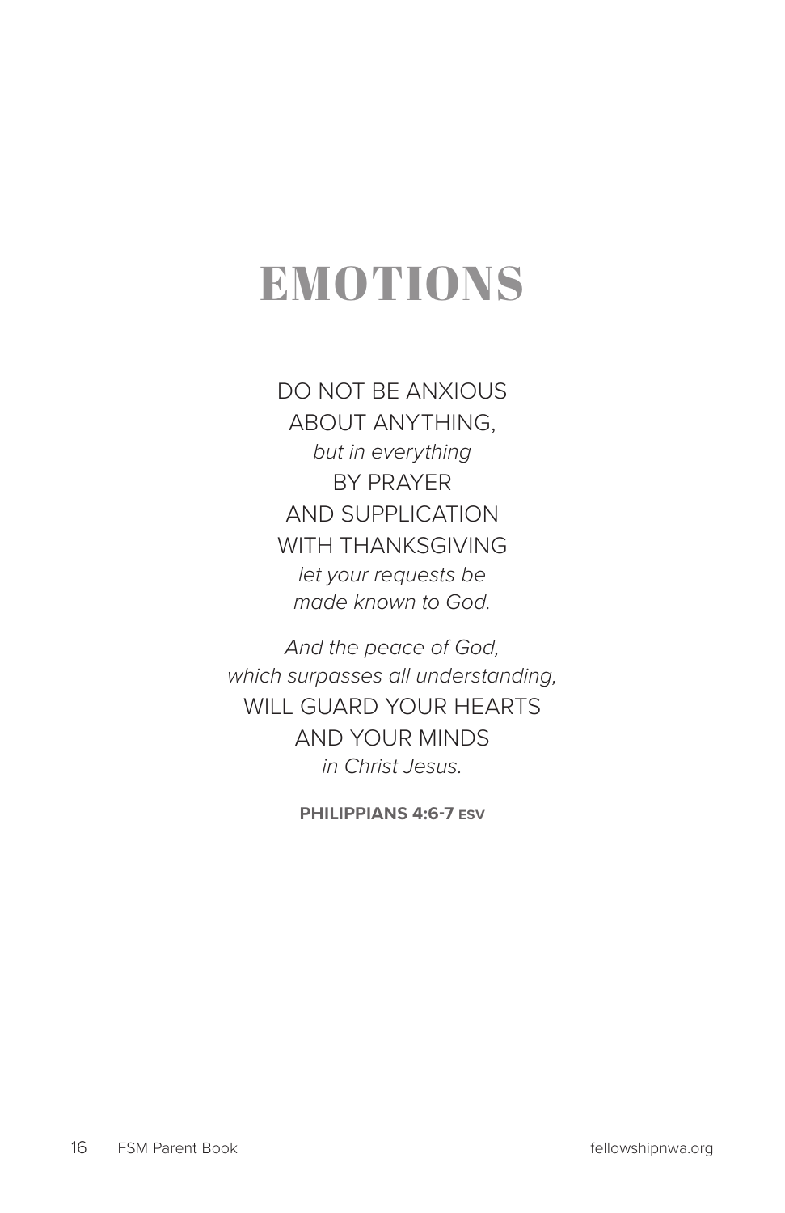# EMOTIONS

DO NOT BE ANXIOUS
ABOUT ANYTHING,
*but in everything*
BY PRAYER
AND SUPPLICATION
WITH THANKSGIVING
*let your requests be*
*made known to God.*

*And the peace of God,*
*which surpasses all understanding,*
WILL GUARD YOUR HEARTS
AND YOUR MINDS
*in Christ Jesus.*

**PHILIPPIANS 4:6-7 ESV**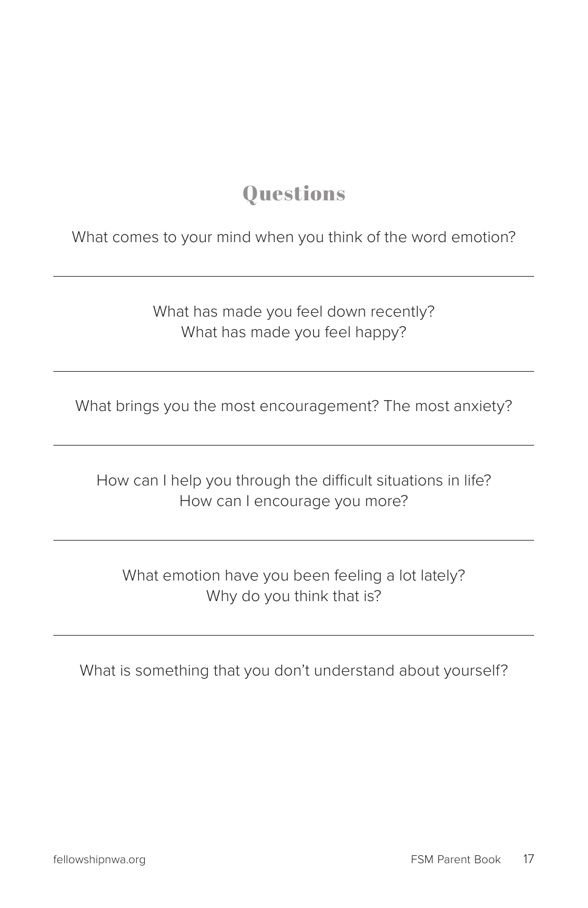## Questions

What comes to your mind when you think of the word emotion?

---

What has made you feel down recently?
What has made you feel happy?

---

What brings you the most encouragement? The most anxiety?

---

How can I help you through the difficult situations in life?
How can I encourage you more?

---

What emotion have you been feeling a lot lately?
Why do you think that is?

---

What is something that you don't understand about yourself?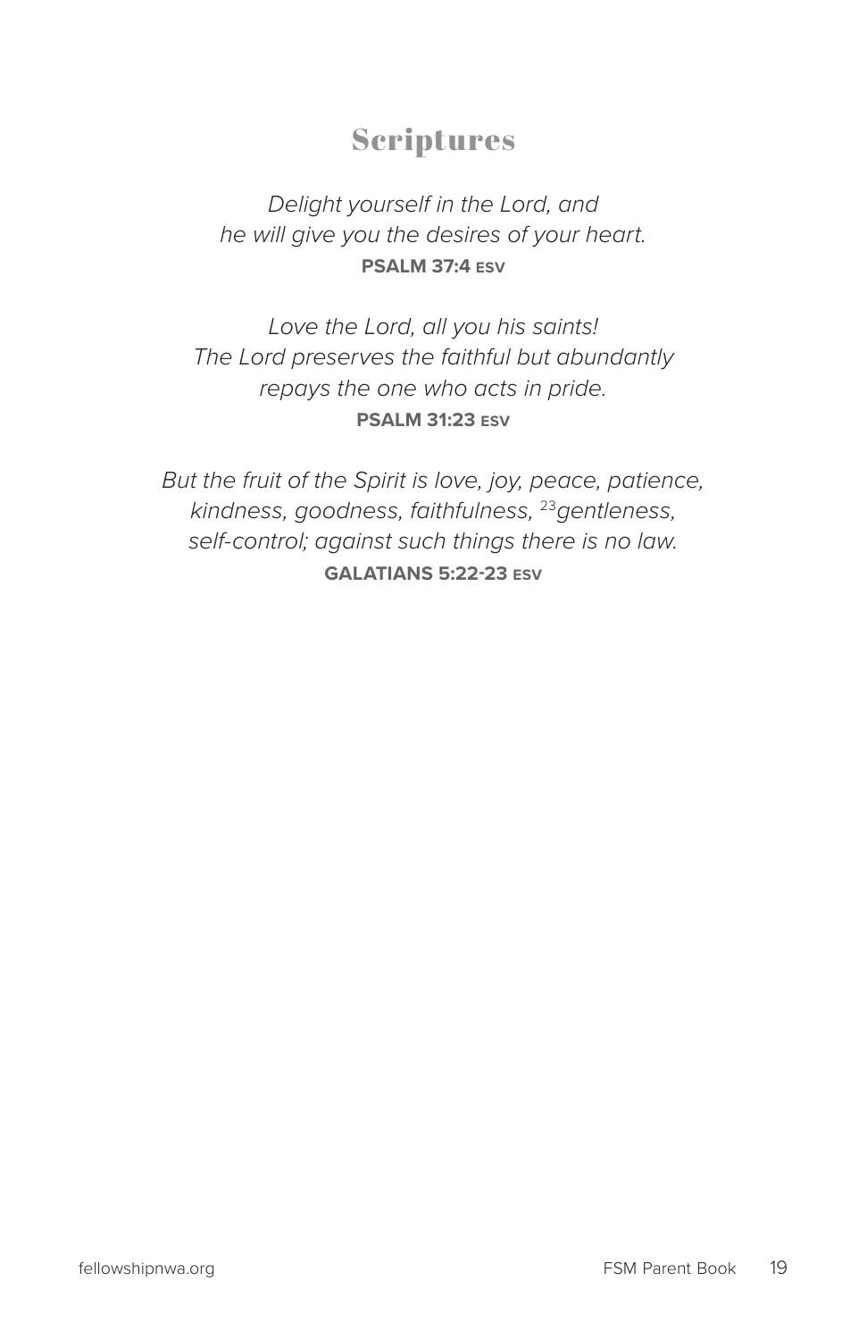# Scriptures

*Delight yourself in the Lord, and*
*he will give you the desires of your heart.*
**PSALM 37:4 ESV**

*Love the Lord, all you his saints!*
*The Lord preserves the faithful but abundantly*
*repays the one who acts in pride.*
**PSALM 31:23 ESV**

*But the fruit of the Spirit is love, joy, peace, patience,*
*kindness, goodness, faithfulness, [23]gentleness,*
*self-control; against such things there is no law.*
**GALATIANS 5:22-23 ESV**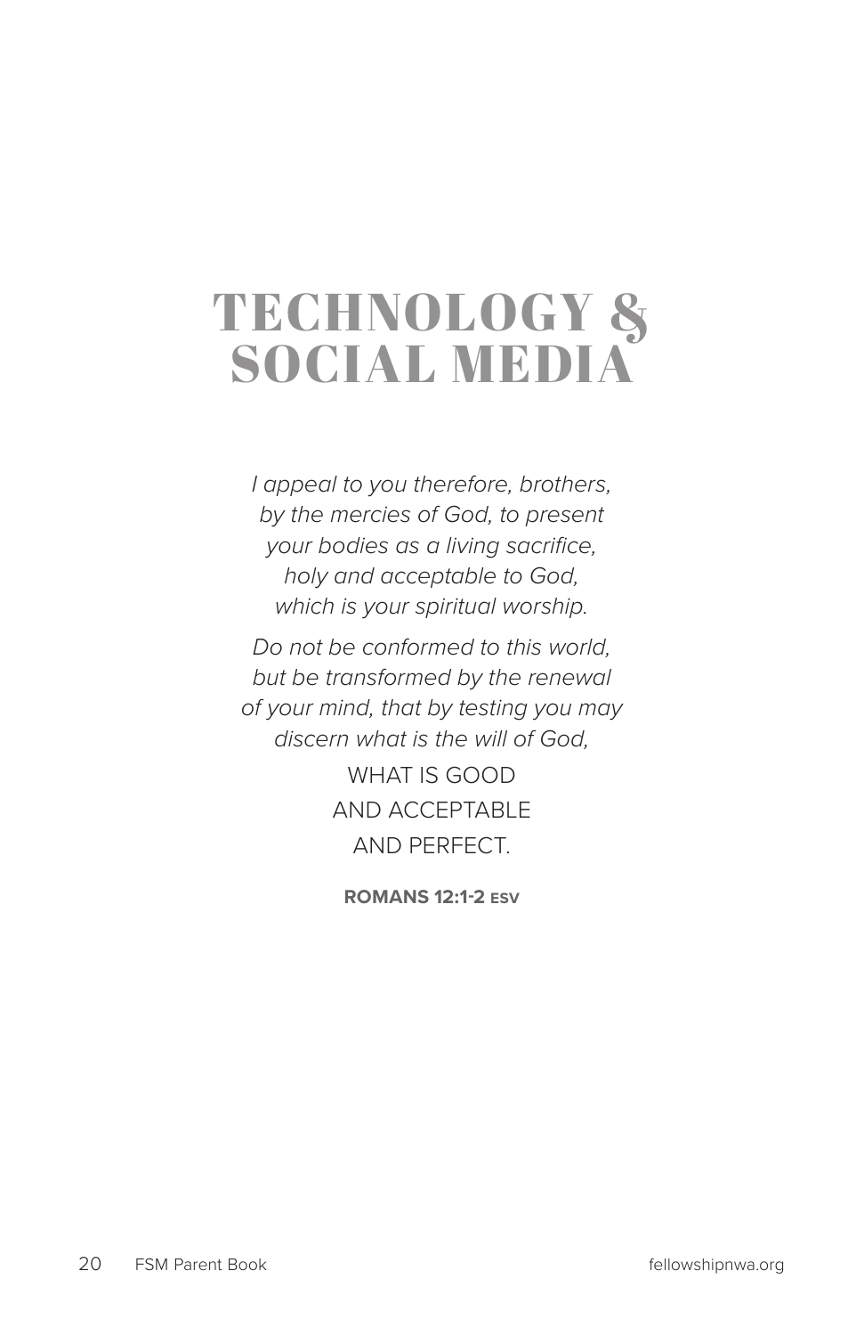# TECHNOLOGY & SOCIAL MEDIA

*I appeal to you therefore, brothers, by the mercies of God, to present your bodies as a living sacrifice, holy and acceptable to God, which is your spiritual worship.*

*Do not be conformed to this world, but be transformed by the renewal of your mind, that by testing you may discern what is the will of God,*

WHAT IS GOOD
AND ACCEPTABLE
AND PERFECT.

**ROMANS 12:1-2 ESV**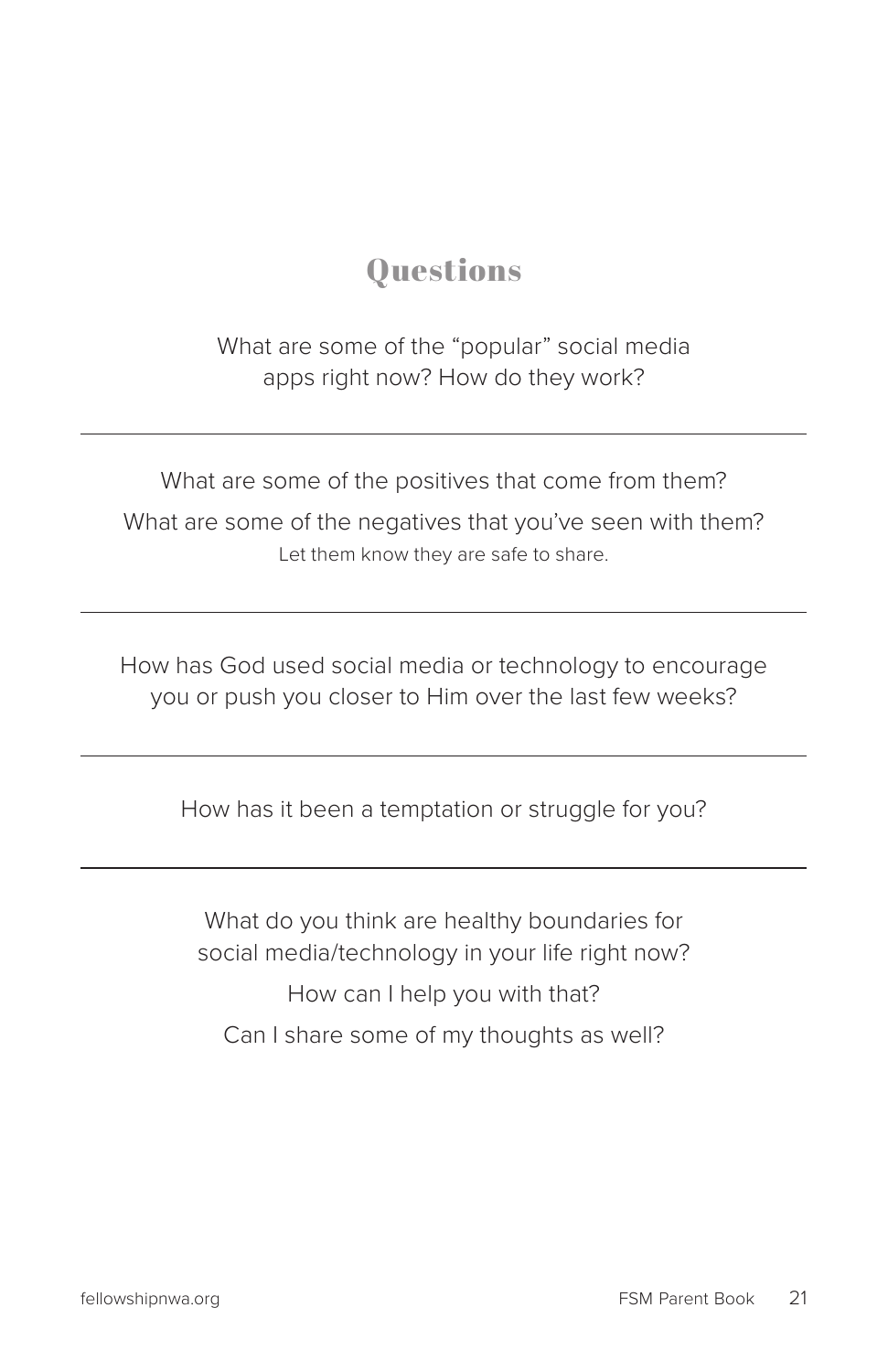## Questions

What are some of the "popular" social media apps right now? How do they work?

---

What are some of the positives that come from them?

What are some of the negatives that you've seen with them?

Let them know they are safe to share.

---

How has God used social media or technology to encourage you or push you closer to Him over the last few weeks?

---

How has it been a temptation or struggle for you?

---

What do you think are healthy boundaries for social media/technology in your life right now?

How can I help you with that?

Can I share some of my thoughts as well?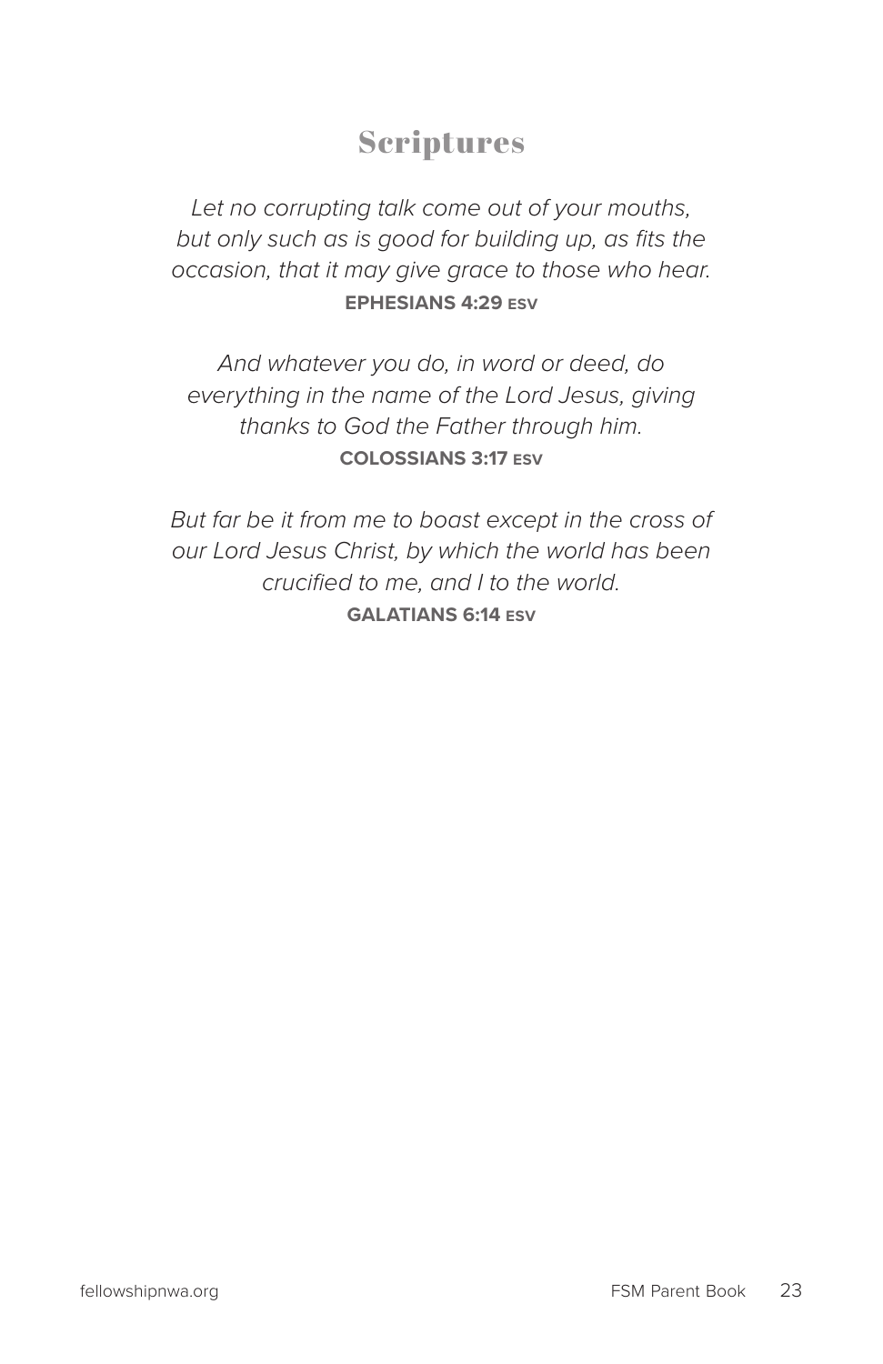## Scriptures

*Let no corrupting talk come out of your mouths, but only such as is good for building up, as fits the occasion, that it may give grace to those who hear.*
**EPHESIANS 4:29 ESV**

*And whatever you do, in word or deed, do everything in the name of the Lord Jesus, giving thanks to God the Father through him.*
**COLOSSIANS 3:17 ESV**

*But far be it from me to boast except in the cross of our Lord Jesus Christ, by which the world has been crucified to me, and I to the world.*
**GALATIANS 6:14 ESV**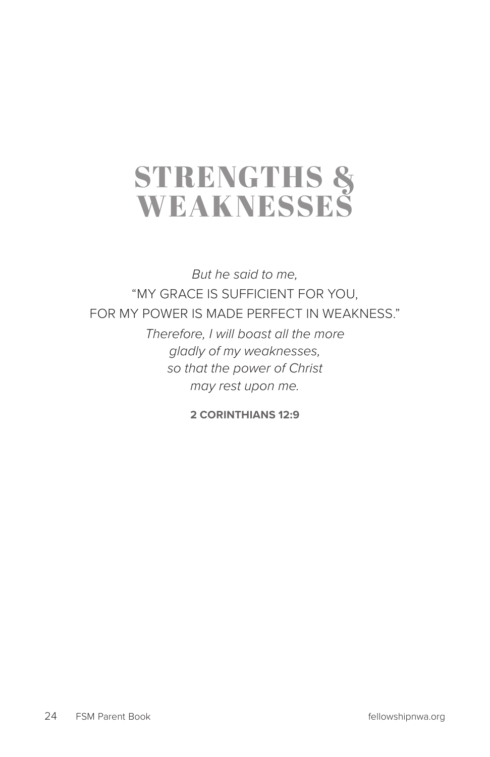# STRENGTHS & WEAKNESSES

*But he said to me,*
"MY GRACE IS SUFFICIENT FOR YOU,
FOR MY POWER IS MADE PERFECT IN WEAKNESS."
*Therefore, I will boast all the more*
*gladly of my weaknesses,*
*so that the power of Christ*
*may rest upon me.*

**2 CORINTHIANS 12:9**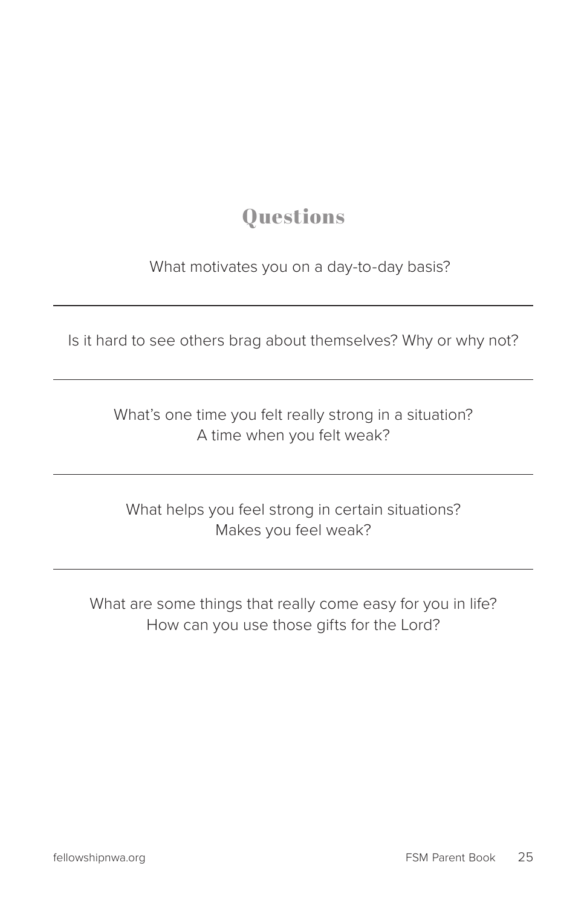## Questions

What motivates you on a day-to-day basis?

---

Is it hard to see others brag about themselves? Why or why not?

---

What's one time you felt really strong in a situation?
A time when you felt weak?

---

What helps you feel strong in certain situations?
Makes you feel weak?

---

What are some things that really come easy for you in life?
How can you use those gifts for the Lord?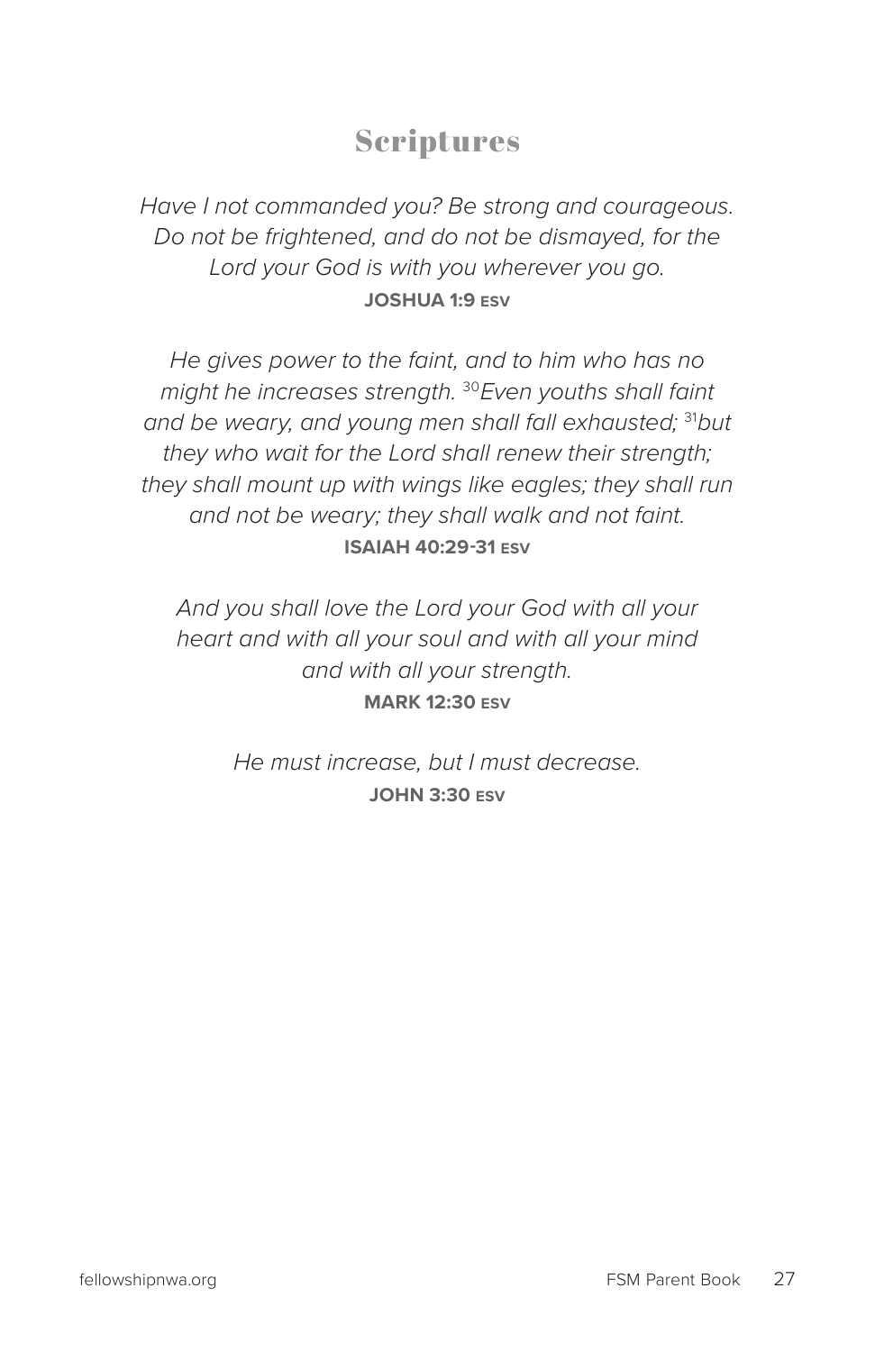# Scriptures

*Have I not commanded you? Be strong and courageous. Do not be frightened, and do not be dismayed, for the Lord your God is with you wherever you go.*
**JOSHUA 1:9 ESV**

*He gives power to the faint, and to him who has no might he increases strength.* [30]*Even youths shall faint and be weary, and young men shall fall exhausted;* [31]*but they who wait for the Lord shall renew their strength; they shall mount up with wings like eagles; they shall run and not be weary; they shall walk and not faint.*
**ISAIAH 40:29-31 ESV**

*And you shall love the Lord your God with all your heart and with all your soul and with all your mind and with all your strength.*
**MARK 12:30 ESV**

*He must increase, but I must decrease.*
**JOHN 3:30 ESV**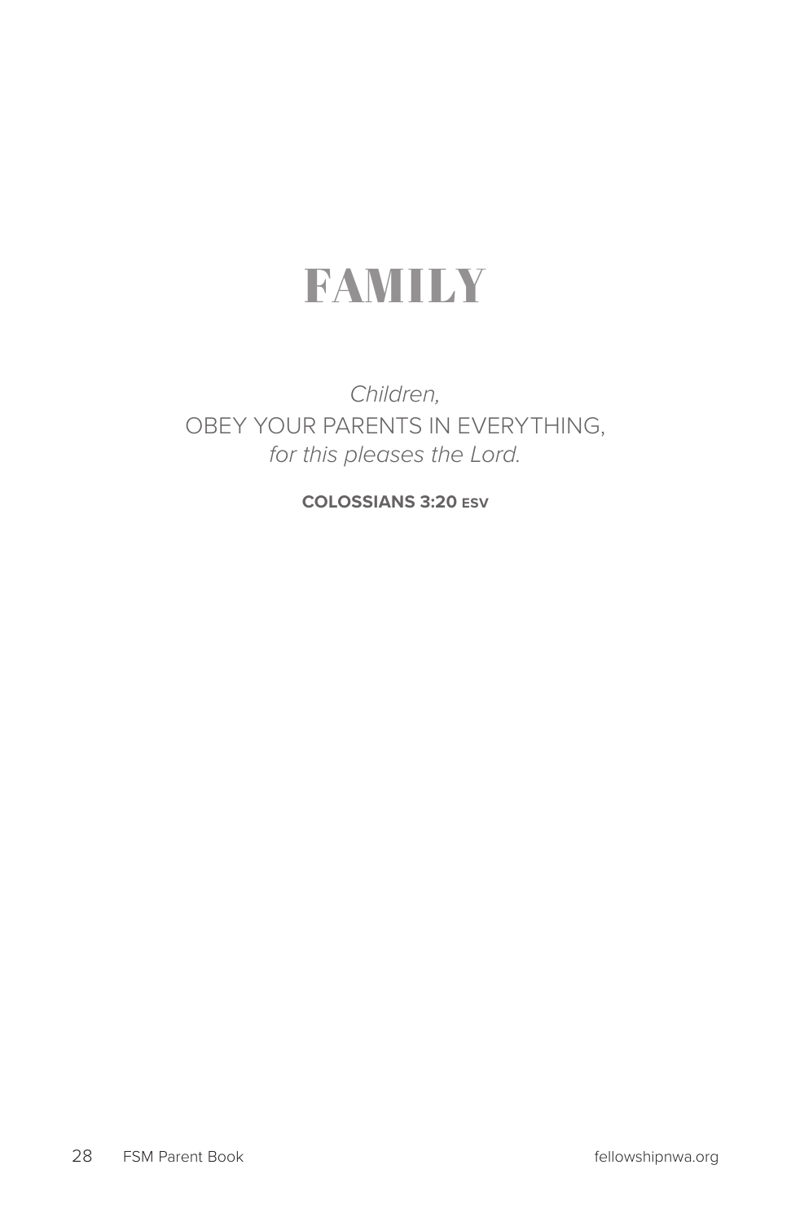# FAMILY

*Children,*
OBEY YOUR PARENTS IN EVERYTHING,
*for this pleases the Lord.*

**COLOSSIANS 3:20 ESV**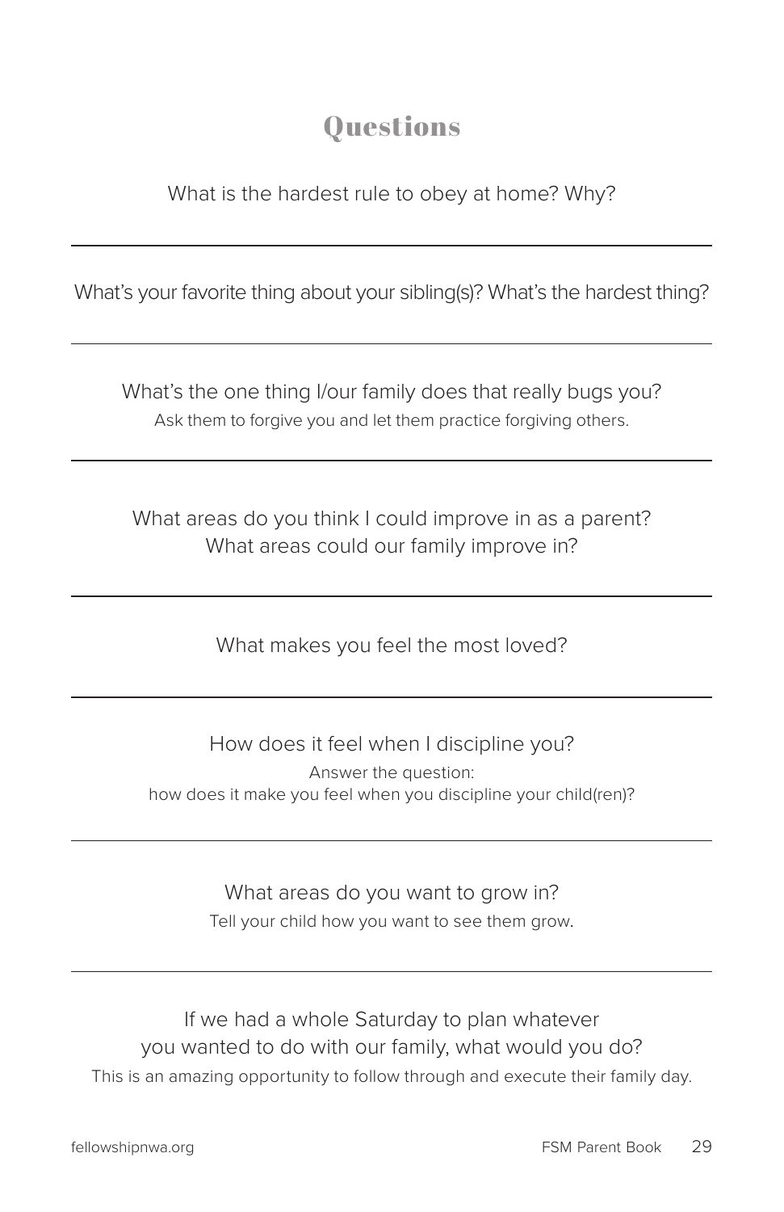## Questions

What is the hardest rule to obey at home? Why?

---

What's your favorite thing about your sibling(s)? What's the hardest thing?

---

What's the one thing I/our family does that really bugs you?

Ask them to forgive you and let them practice forgiving others.

---

What areas do you think I could improve in as a parent?
What areas could our family improve in?

---

What makes you feel the most loved?

---

How does it feel when I discipline you?

Answer the question:
how does it make you feel when you discipline your child(ren)?

---

What areas do you want to grow in?

Tell your child how you want to see them grow.

---

If we had a whole Saturday to plan whatever
you wanted to do with our family, what would you do?

This is an amazing opportunity to follow through and execute their family day.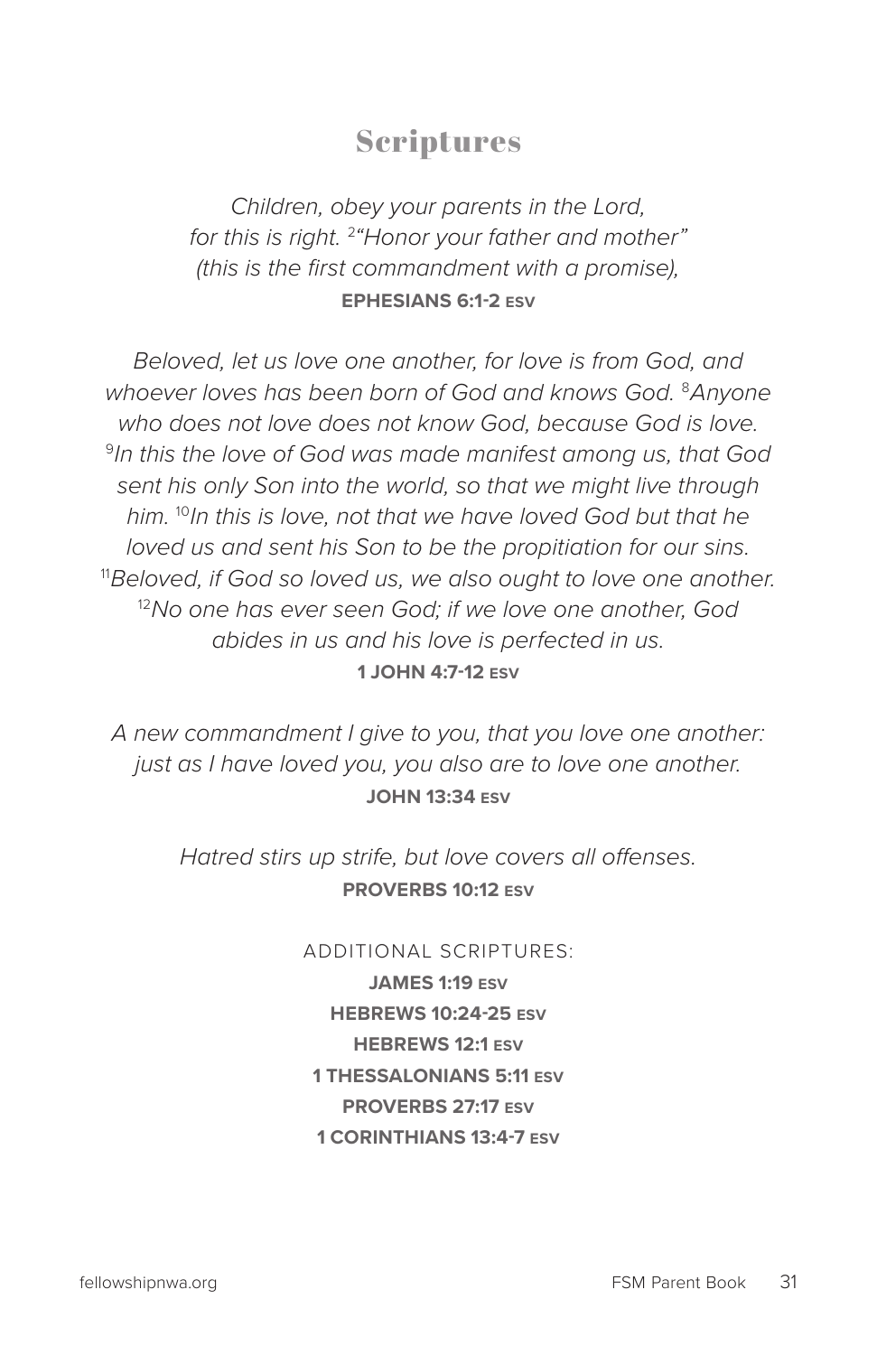## Scriptures

*Children, obey your parents in the Lord, for this is right. [2]"Honor your father and mother" (this is the first commandment with a promise),*
**EPHESIANS 6:1-2 ESV**

*Beloved, let us love one another, for love is from God, and whoever loves has been born of God and knows God. [8]Anyone who does not love does not know God, because God is love. [9]In this the love of God was made manifest among us, that God sent his only Son into the world, so that we might live through him. [10]In this is love, not that we have loved God but that he loved us and sent his Son to be the propitiation for our sins. [11]Beloved, if God so loved us, we also ought to love one another. [12]No one has ever seen God; if we love one another, God abides in us and his love is perfected in us.*
**1 JOHN 4:7-12 ESV**

*A new commandment I give to you, that you love one another: just as I have loved you, you also are to love one another.*
**JOHN 13:34 ESV**

*Hatred stirs up strife, but love covers all offenses.*
**PROVERBS 10:12 ESV**

ADDITIONAL SCRIPTURES:

**JAMES 1:19 ESV**
**HEBREWS 10:24-25 ESV**
**HEBREWS 12:1 ESV**
**1 THESSALONIANS 5:11 ESV**
**PROVERBS 27:17 ESV**
**1 CORINTHIANS 13:4-7 ESV**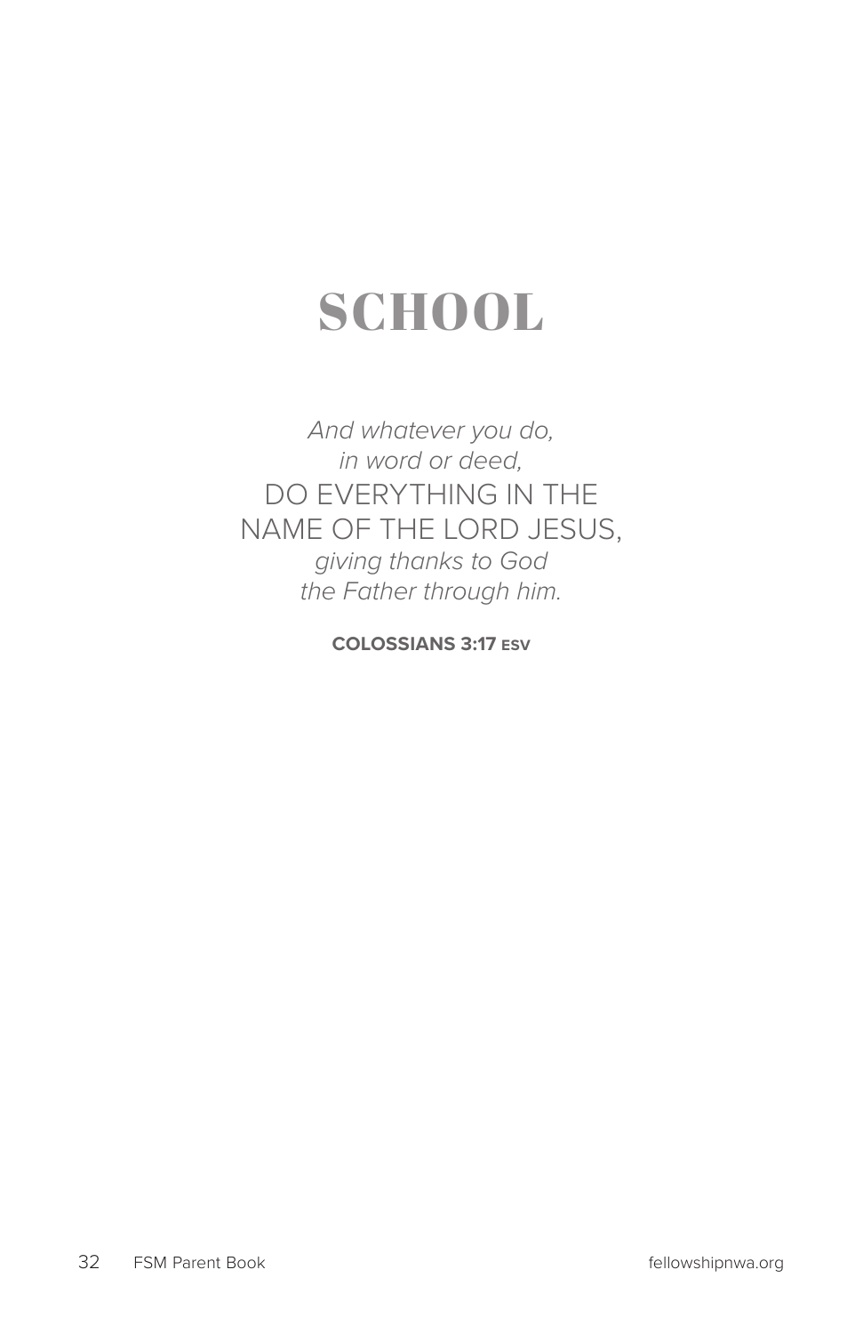# SCHOOL

*And whatever you do,*
*in word or deed,*
DO EVERYTHING IN THE NAME OF THE LORD JESUS,
*giving thanks to God*
*the Father through him.*

**COLOSSIANS 3:17 ESV**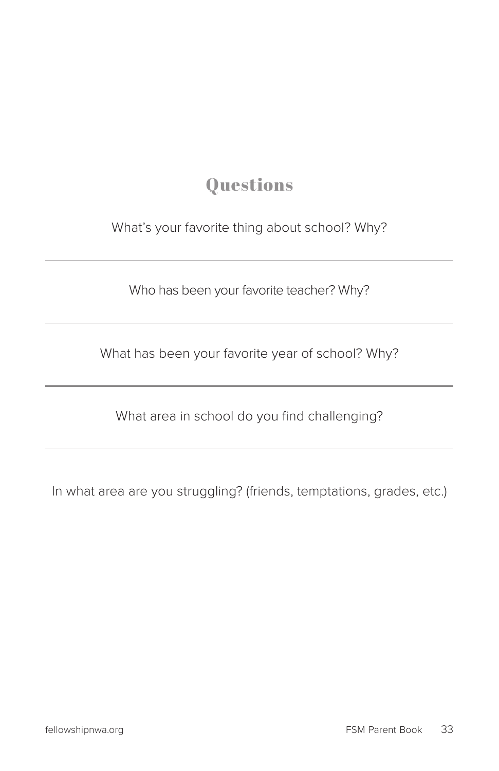## Questions

What's your favorite thing about school? Why?

---

Who has been your favorite teacher? Why?

---

What has been your favorite year of school? Why?

---

What area in school do you find challenging?

---

In what area are you struggling? (friends, temptations, grades, etc.)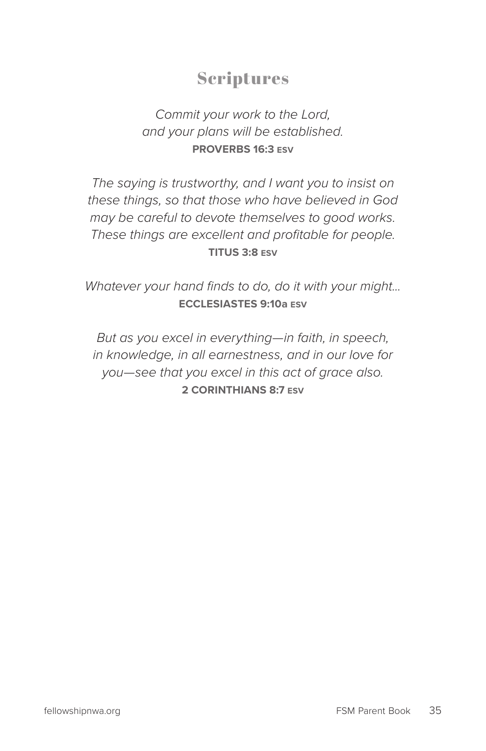## Scriptures

*Commit your work to the Lord,*
*and your plans will be established.*
**PROVERBS 16:3 ESV**

*The saying is trustworthy, and I want you to insist on these things, so that those who have believed in God may be careful to devote themselves to good works. These things are excellent and profitable for people.*
**TITUS 3:8 ESV**

*Whatever your hand finds to do, do it with your might...*
**ECCLESIASTES 9:10a ESV**

*But as you excel in everything—in faith, in speech, in knowledge, in all earnestness, and in our love for you—see that you excel in this act of grace also.*
**2 CORINTHIANS 8:7 ESV**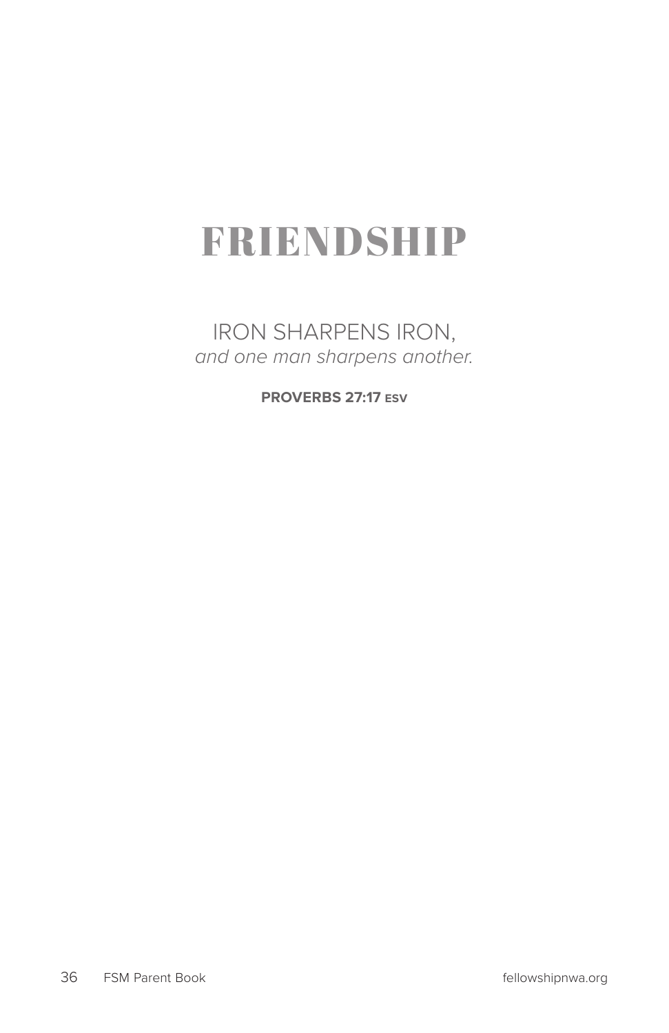# FRIENDSHIP

IRON SHARPENS IRON,
*and one man sharpens another.*

**PROVERBS 27:17 ESV**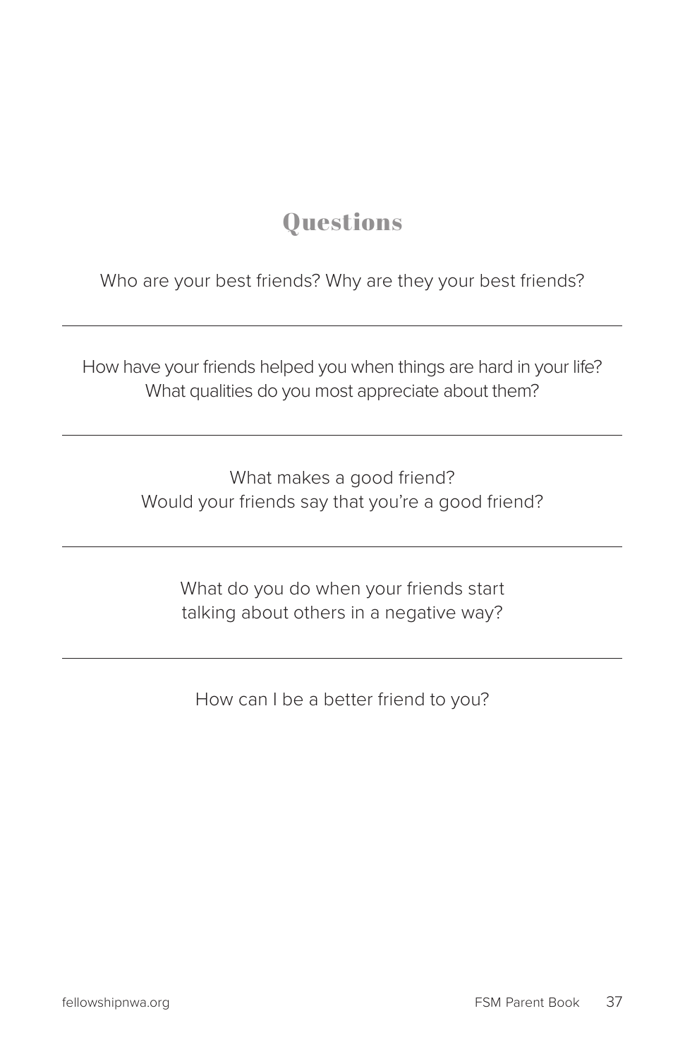## Questions

Who are your best friends? Why are they your best friends?

---

How have your friends helped you when things are hard in your life?
What qualities do you most appreciate about them?

---

What makes a good friend?
Would your friends say that you're a good friend?

---

What do you do when your friends start
talking about others in a negative way?

---

How can I be a better friend to you?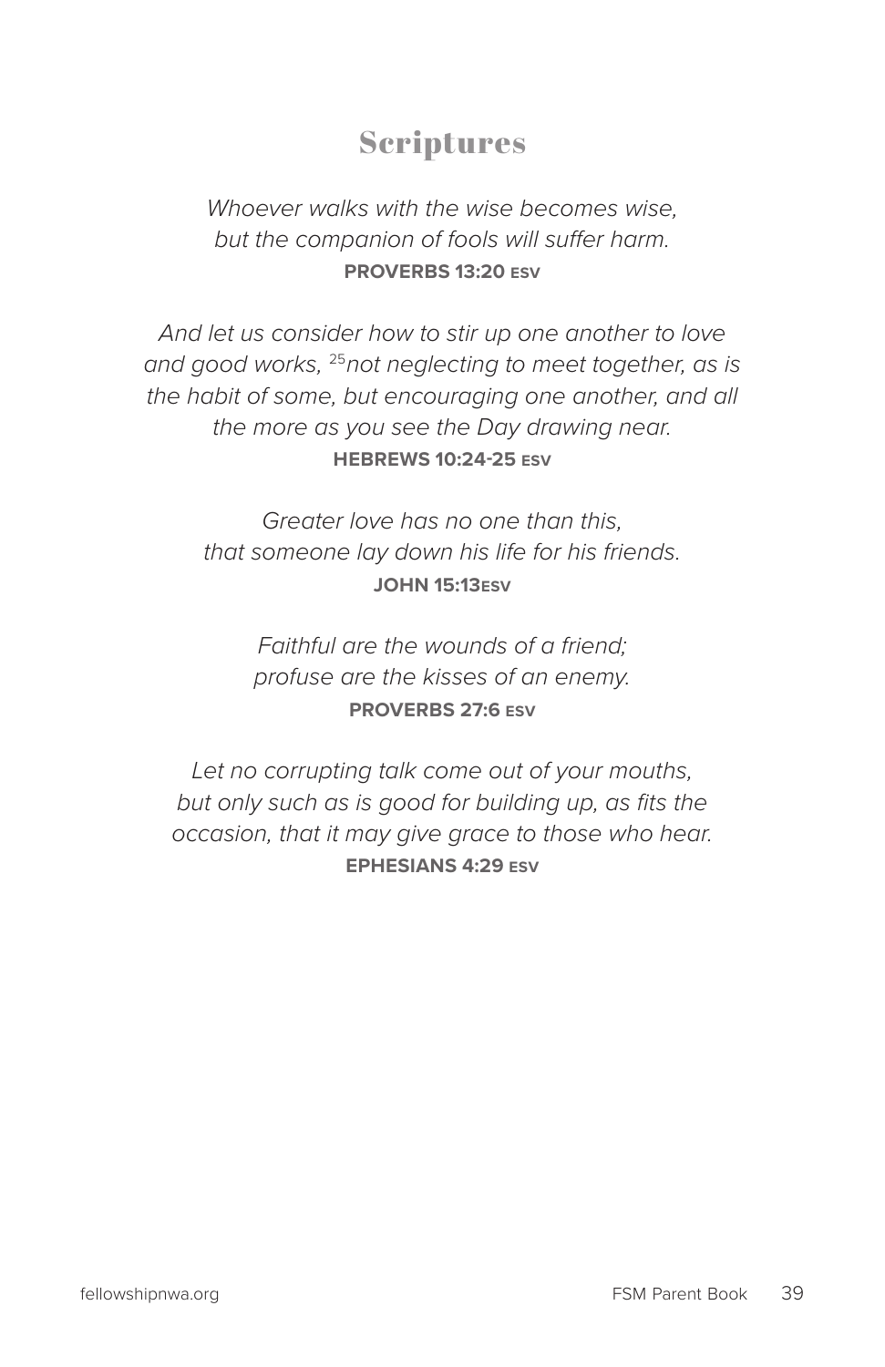## Scriptures

*Whoever walks with the wise becomes wise,*
*but the companion of fools will suffer harm.*
**PROVERBS 13:20 ESV**

*And let us consider how to stir up one another to love and good works, [25]not neglecting to meet together, as is the habit of some, but encouraging one another, and all the more as you see the Day drawing near.*
**HEBREWS 10:24-25 ESV**

*Greater love has no one than this,*
*that someone lay down his life for his friends.*
**JOHN 15:13ESV**

*Faithful are the wounds of a friend;*
*profuse are the kisses of an enemy.*
**PROVERBS 27:6 ESV**

*Let no corrupting talk come out of your mouths, but only such as is good for building up, as fits the occasion, that it may give grace to those who hear.*
**EPHESIANS 4:29 ESV**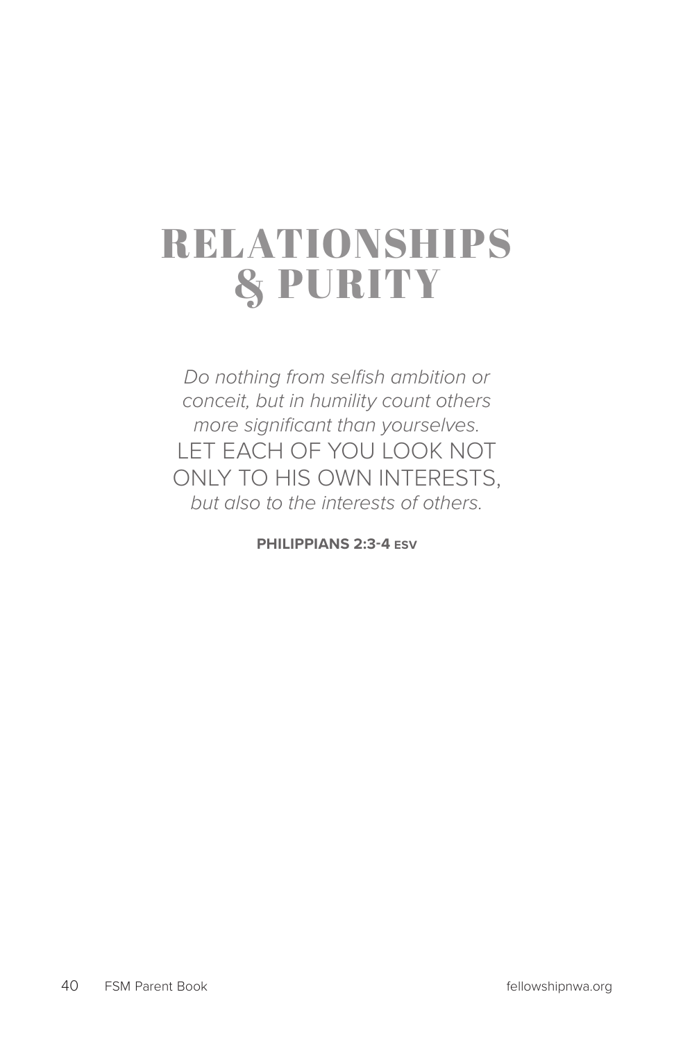# RELATIONSHIPS & PURITY

*Do nothing from selfish ambition or conceit, but in humility count others more significant than yourselves.* LET EACH OF YOU LOOK NOT ONLY TO HIS OWN INTERESTS, *but also to the interests of others.*

**PHILIPPIANS 2:3-4 ESV**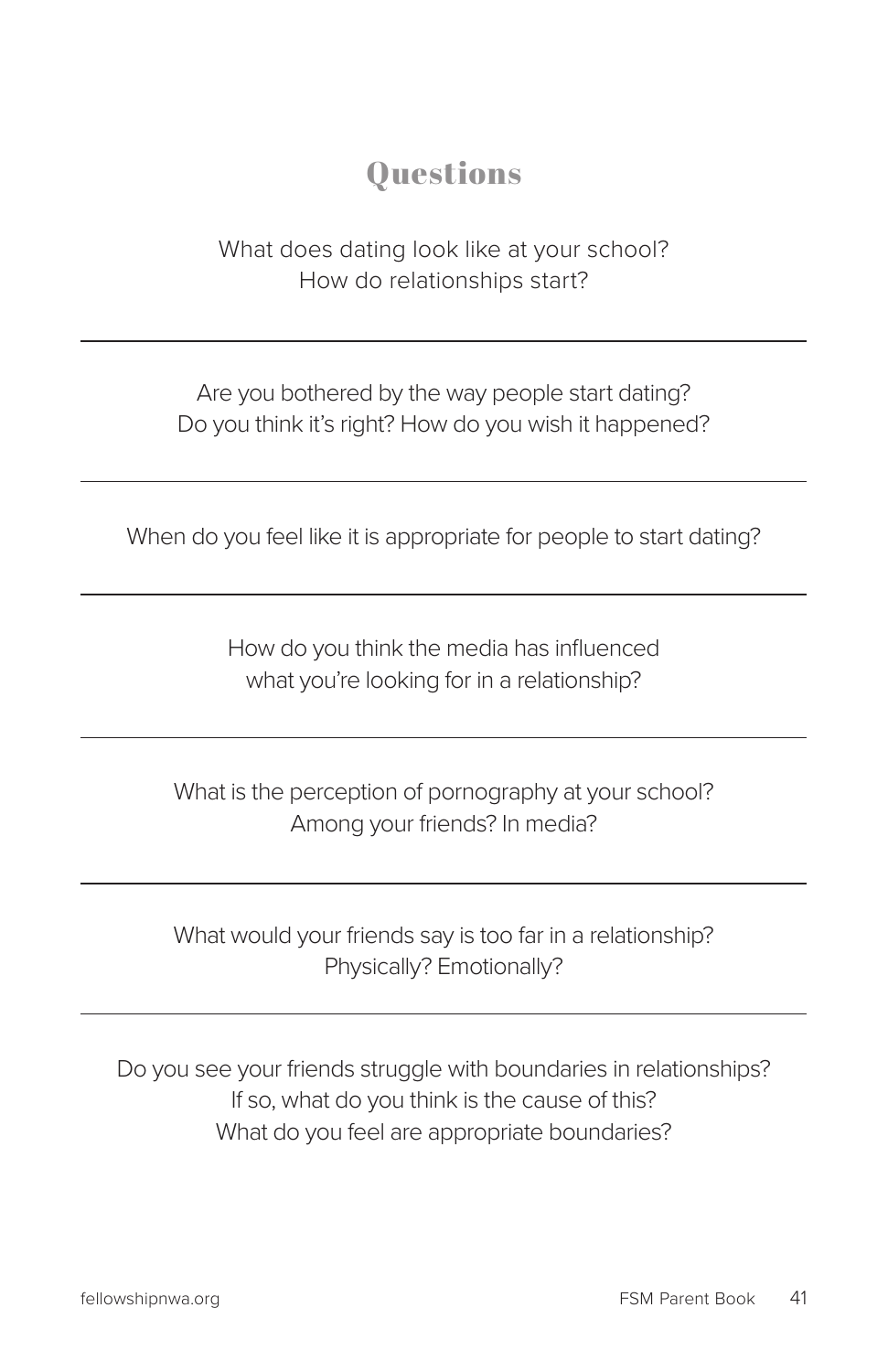## Questions

What does dating look like at your school?
How do relationships start?

---

Are you bothered by the way people start dating?
Do you think it's right? How do you wish it happened?

---

When do you feel like it is appropriate for people to start dating?

---

How do you think the media has influenced
what you're looking for in a relationship?

---

What is the perception of pornography at your school?
Among your friends? In media?

---

What would your friends say is too far in a relationship?
Physically? Emotionally?

---

Do you see your friends struggle with boundaries in relationships?
If so, what do you think is the cause of this?
What do you feel are appropriate boundaries?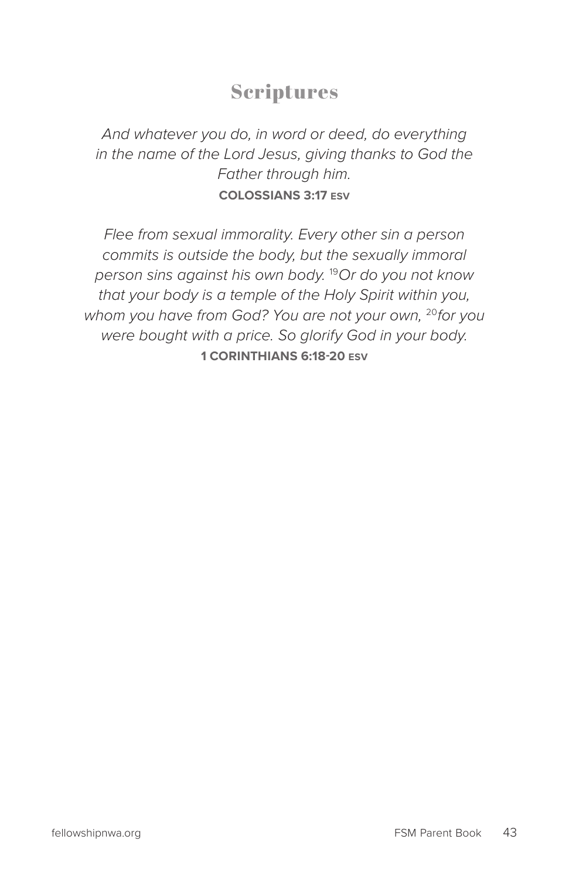## Scriptures

*And whatever you do, in word or deed, do everything in the name of the Lord Jesus, giving thanks to God the Father through him.*

**COLOSSIANS 3:17 ESV**

*Flee from sexual immorality. Every other sin a person commits is outside the body, but the sexually immoral person sins against his own body.* [19] *Or do you not know that your body is a temple of the Holy Spirit within you, whom you have from God? You are not your own,* [20] *for you were bought with a price. So glorify God in your body.*

**1 CORINTHIANS 6:18-20 ESV**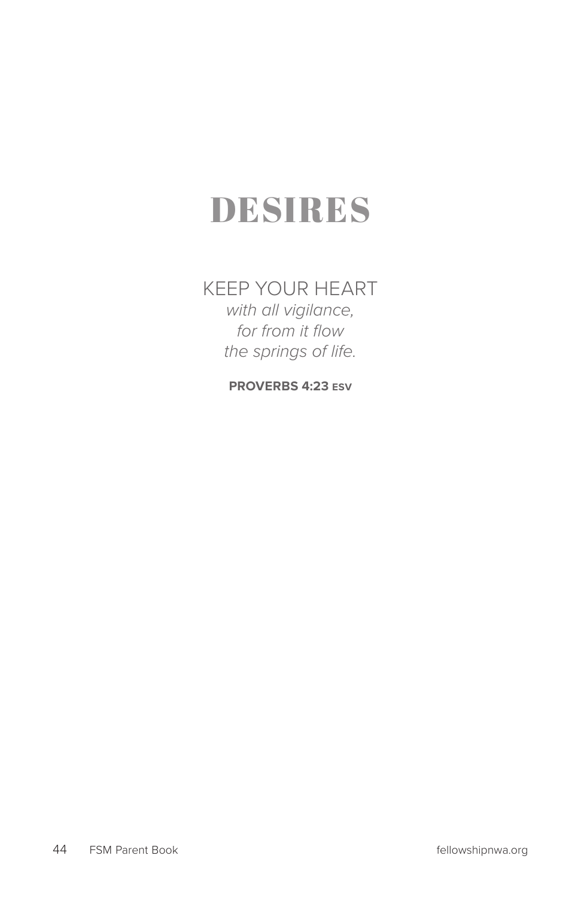# DESIRES

KEEP YOUR HEART
*with all vigilance,*
*for from it flow*
*the springs of life.*

**PROVERBS 4:23 ESV**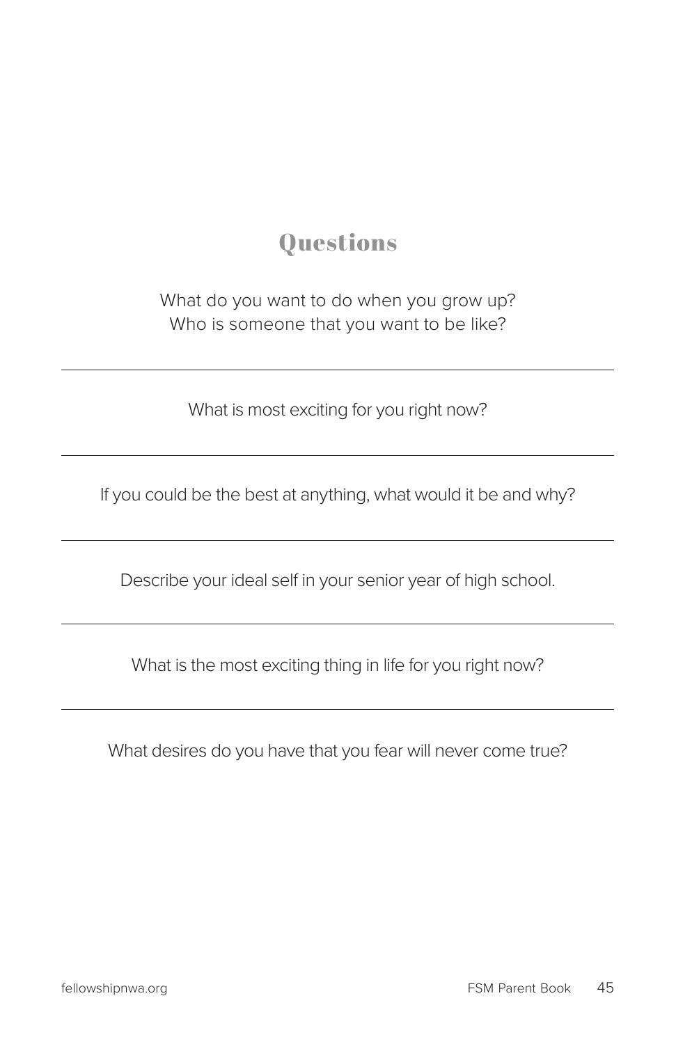## Questions

What do you want to do when you grow up?
Who is someone that you want to be like?

---

What is most exciting for you right now?

---

If you could be the best at anything, what would it be and why?

---

Describe your ideal self in your senior year of high school.

---

What is the most exciting thing in life for you right now?

---

What desires do you have that you fear will never come true?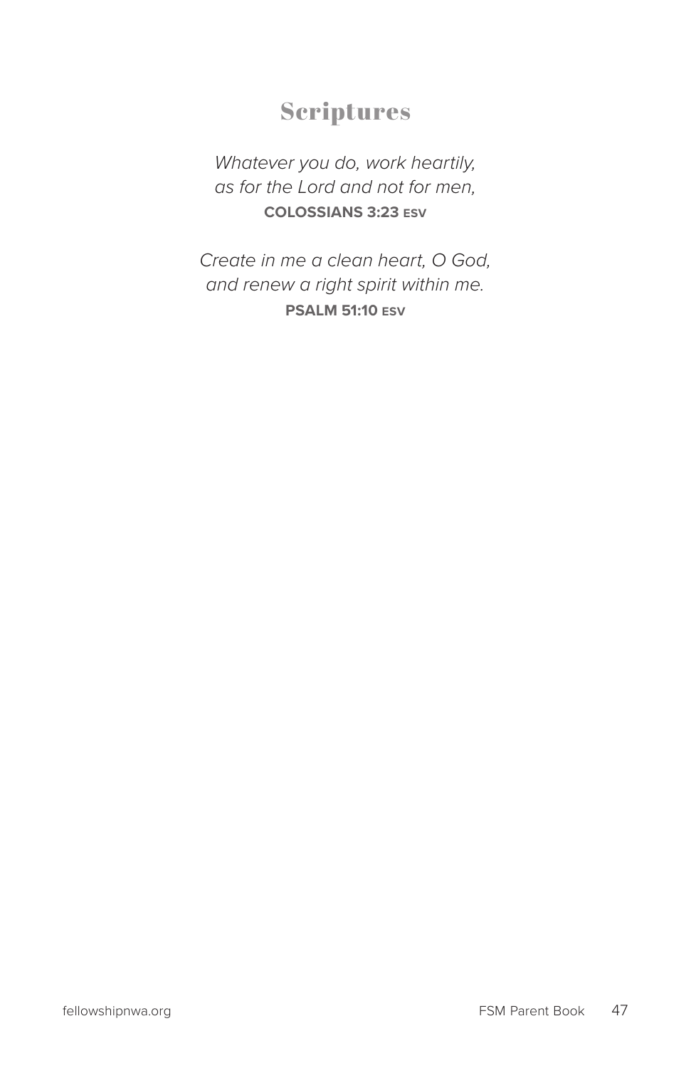## Scriptures

*Whatever you do, work heartily,*
*as for the Lord and not for men,*
**COLOSSIANS 3:23 ESV**

*Create in me a clean heart, O God,*
*and renew a right spirit within me.*
**PSALM 51:10 ESV**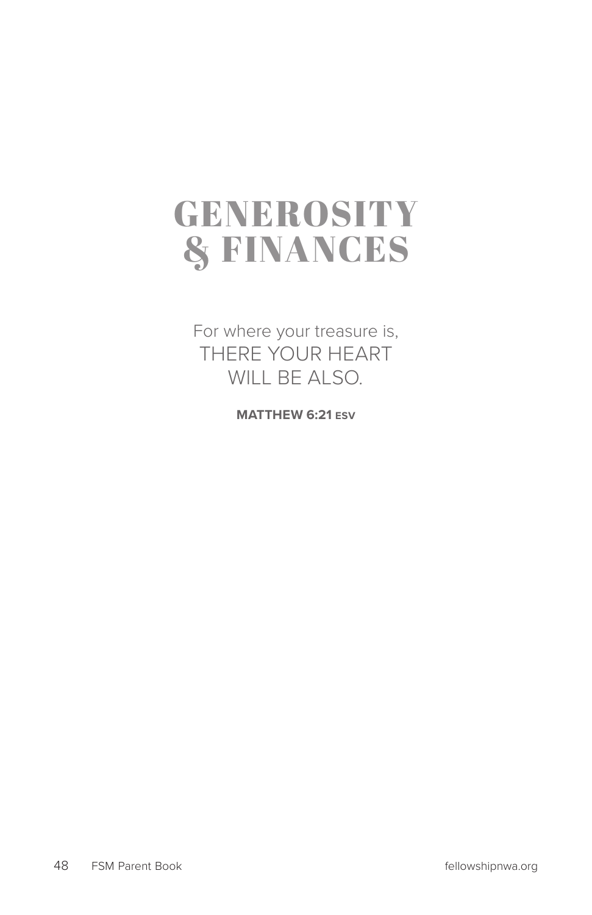# GENEROSITY & FINANCES

For where your treasure is,
THERE YOUR HEART
WILL BE ALSO.

**MATTHEW 6:21 ESV**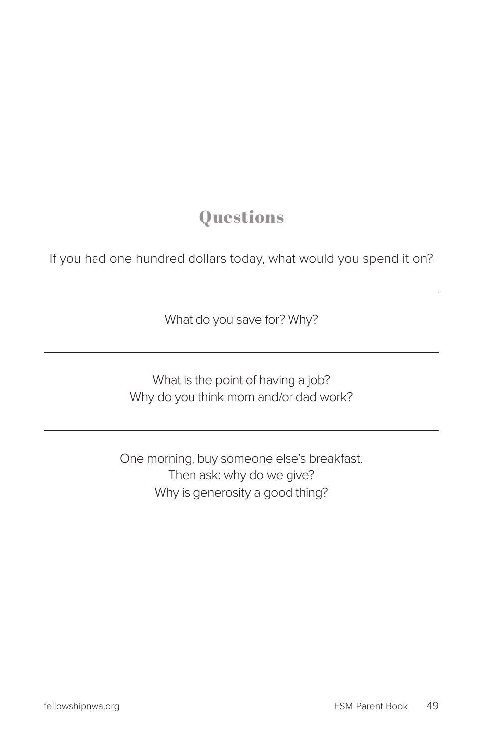## Questions

If you had one hundred dollars today, what would you spend it on?

---

What do you save for? Why?

---

What is the point of having a job?
Why do you think mom and/or dad work?

---

One morning, buy someone else's breakfast.
Then ask: why do we give?
Why is generosity a good thing?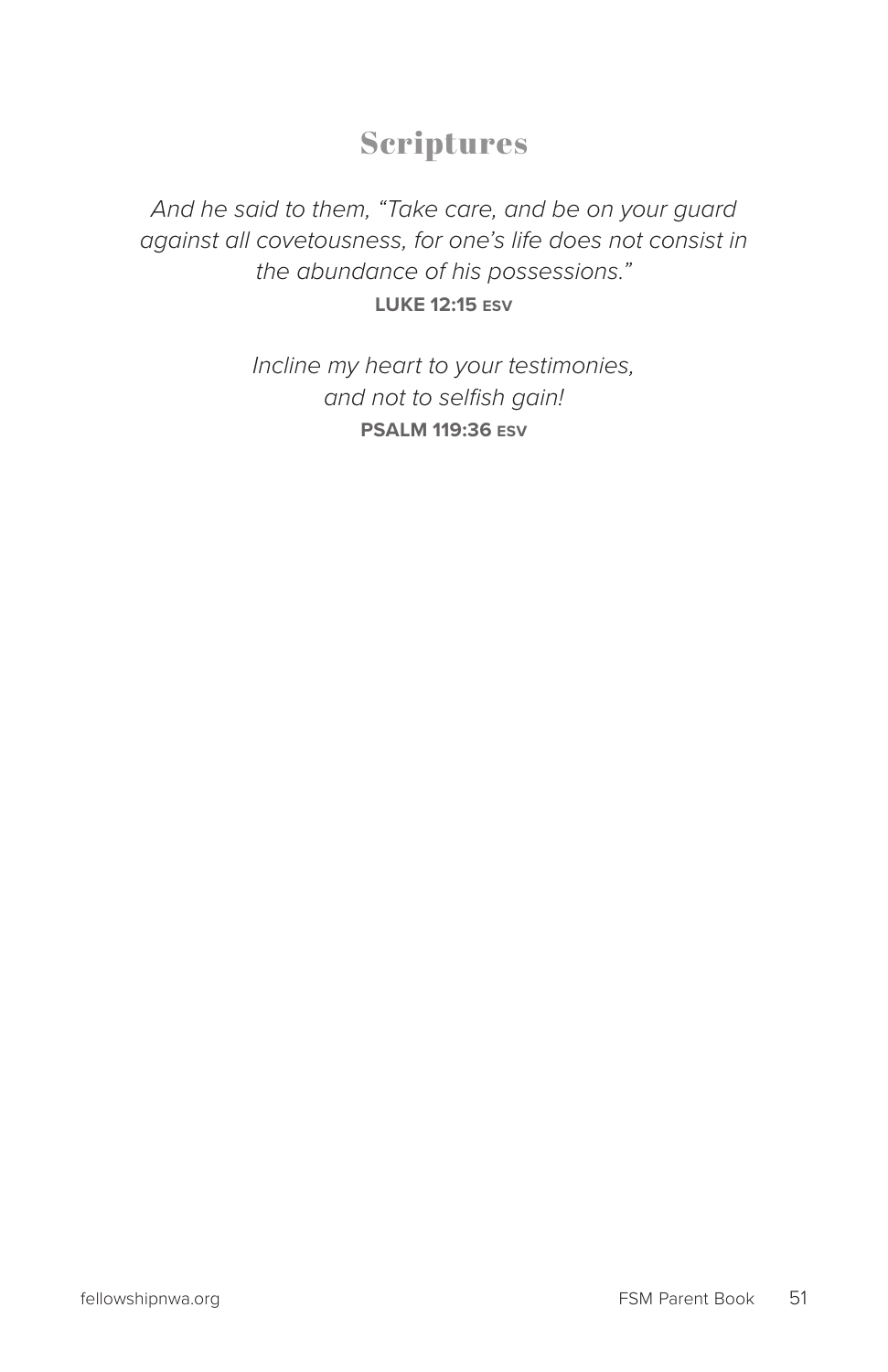## Scriptures

*And he said to them, "Take care, and be on your guard against all covetousness, for one's life does not consist in the abundance of his possessions."*
**LUKE 12:15 ESV**

*Incline my heart to your testimonies,*
*and not to selfish gain!*
**PSALM 119:36 ESV**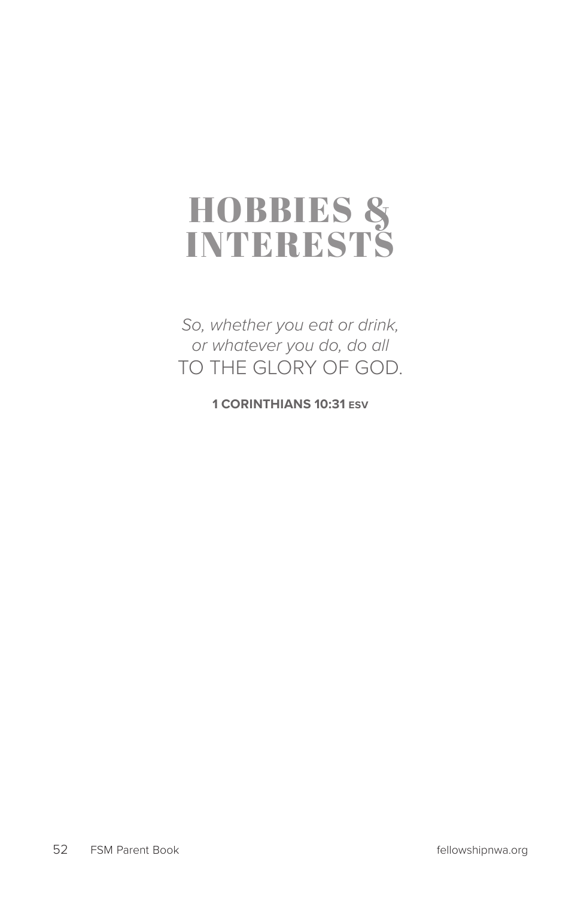# HOBBIES & INTERESTS

*So, whether you eat or drink,*
*or whatever you do, do all*
TO THE GLORY OF GOD.

**1 CORINTHIANS 10:31 ESV**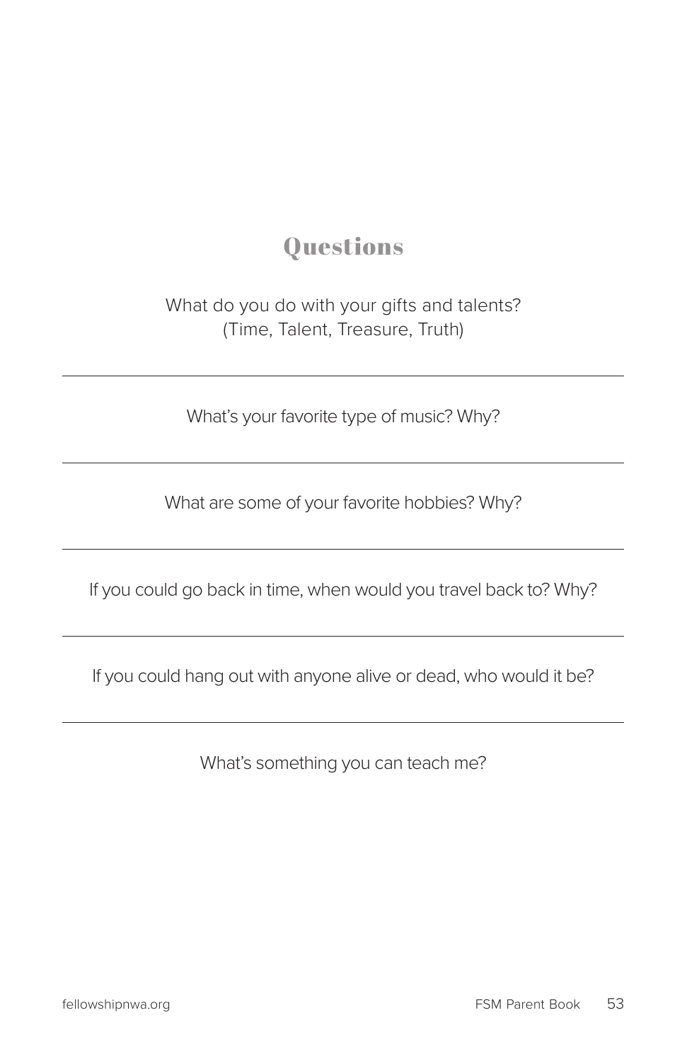## Questions

What do you do with your gifts and talents?
(Time, Talent, Treasure, Truth)

---

What's your favorite type of music? Why?

---

What are some of your favorite hobbies? Why?

---

If you could go back in time, when would you travel back to? Why?

---

If you could hang out with anyone alive or dead, who would it be?

---

What's something you can teach me?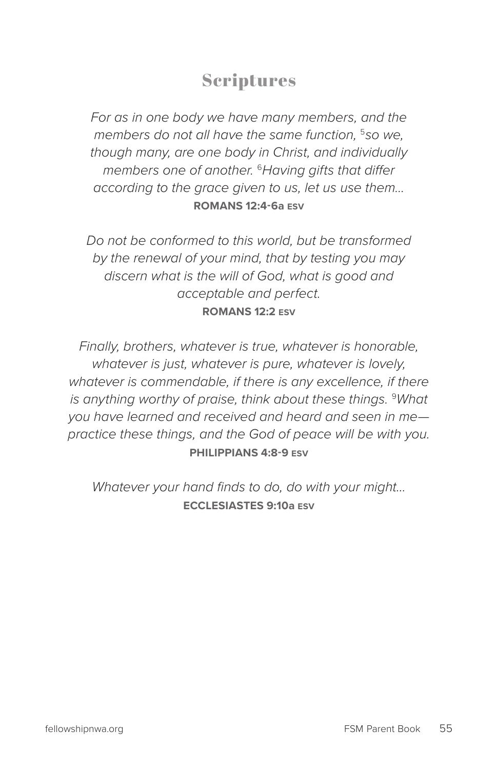# Scriptures

*For as in one body we have many members, and the members do not all have the same function, [5]so we, though many, are one body in Christ, and individually members one of another. [6]Having gifts that differ according to the grace given to us, let us use them...*
**ROMANS 12:4-6a ESV**

*Do not be conformed to this world, but be transformed by the renewal of your mind, that by testing you may discern what is the will of God, what is good and acceptable and perfect.*
**ROMANS 12:2 ESV**

*Finally, brothers, whatever is true, whatever is honorable, whatever is just, whatever is pure, whatever is lovely, whatever is commendable, if there is any excellence, if there is anything worthy of praise, think about these things. [9]What you have learned and received and heard and seen in me—practice these things, and the God of peace will be with you.*
**PHILIPPIANS 4:8-9 ESV**

*Whatever your hand finds to do, do with your might...*
**ECCLESIASTES 9:10a ESV**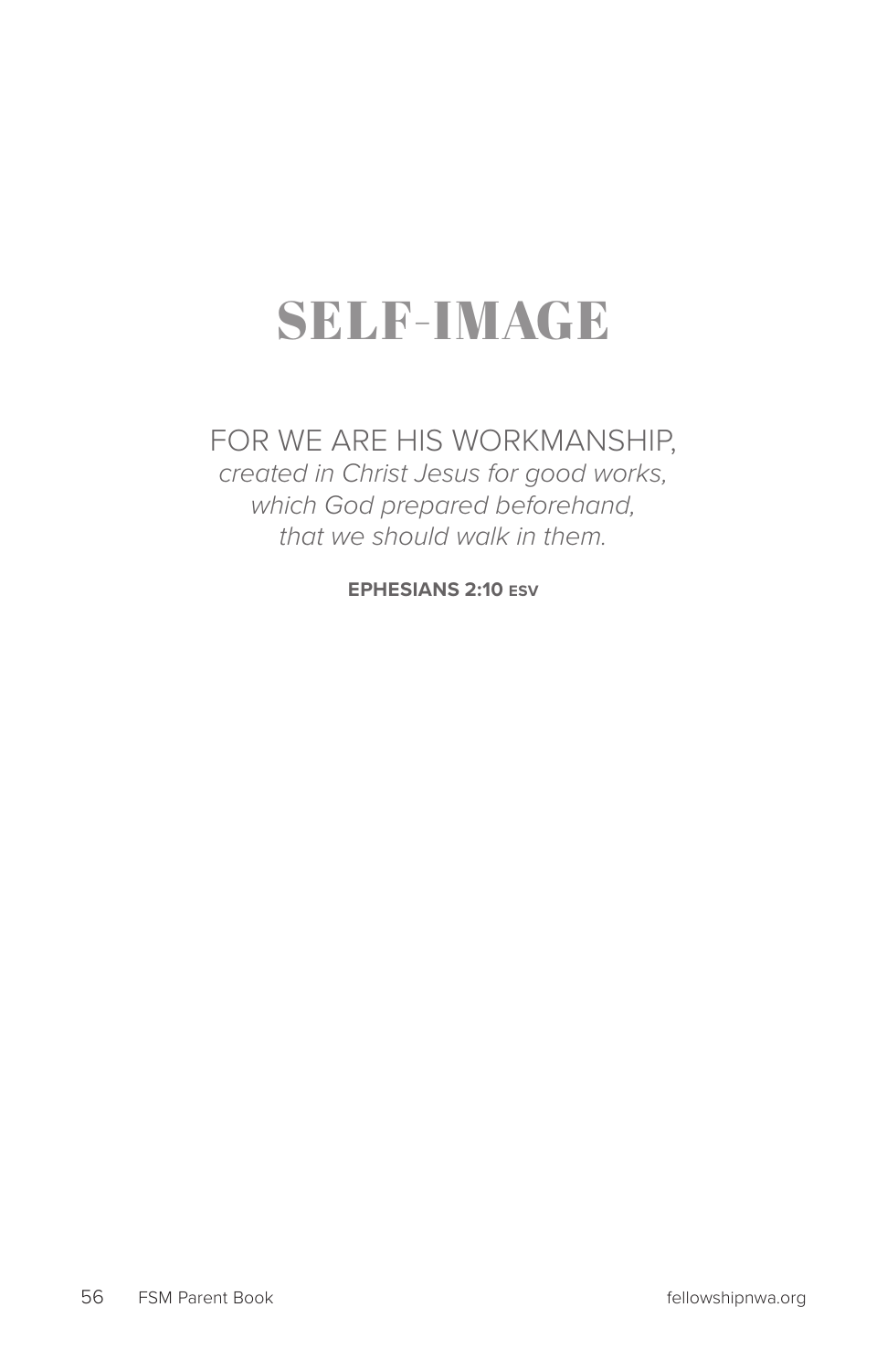# SELF-IMAGE

FOR WE ARE HIS WORKMANSHIP,
*created in Christ Jesus for good works,*
*which God prepared beforehand,*
*that we should walk in them.*

**EPHESIANS 2:10 ESV**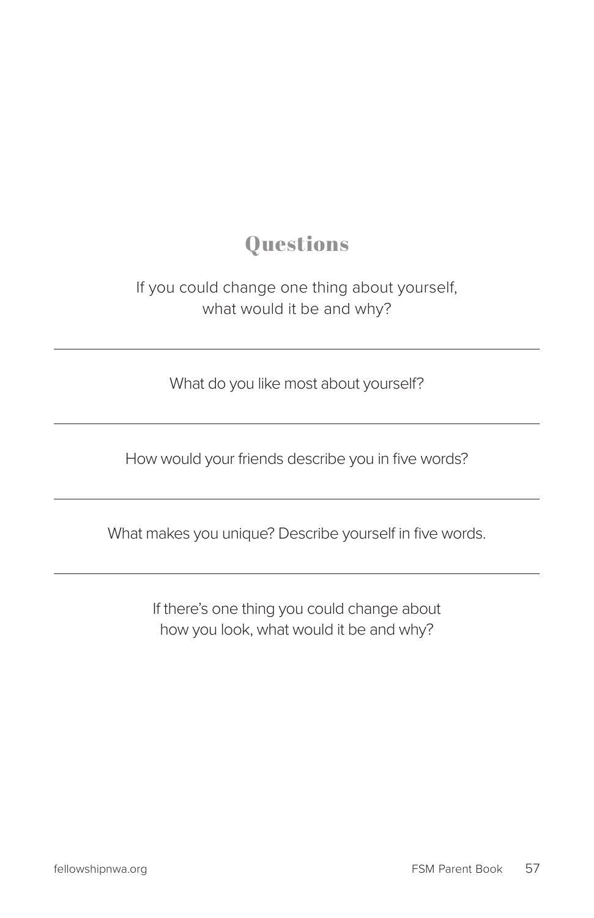## Questions

If you could change one thing about yourself, what would it be and why?

---

What do you like most about yourself?

---

How would your friends describe you in five words?

---

What makes you unique? Describe yourself in five words.

---

If there's one thing you could change about how you look, what would it be and why?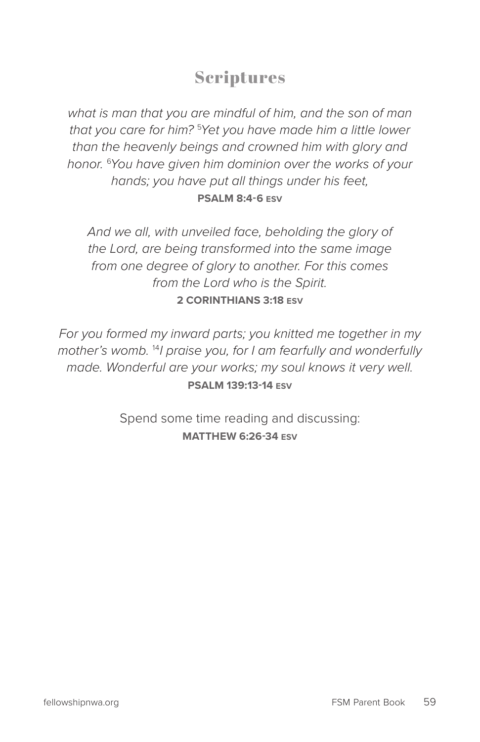## Scriptures

*what is man that you are mindful of him, and the son of man that you care for him? [5]Yet you have made him a little lower than the heavenly beings and crowned him with glory and honor. [6]You have given him dominion over the works of your hands; you have put all things under his feet,*
**PSALM 8:4-6 ESV**

*And we all, with unveiled face, beholding the glory of the Lord, are being transformed into the same image from one degree of glory to another. For this comes from the Lord who is the Spirit.*
**2 CORINTHIANS 3:18 ESV**

*For you formed my inward parts; you knitted me together in my mother's womb. [14]I praise you, for I am fearfully and wonderfully made. Wonderful are your works; my soul knows it very well.*
**PSALM 139:13-14 ESV**

Spend some time reading and discussing:
**MATTHEW 6:26-34 ESV**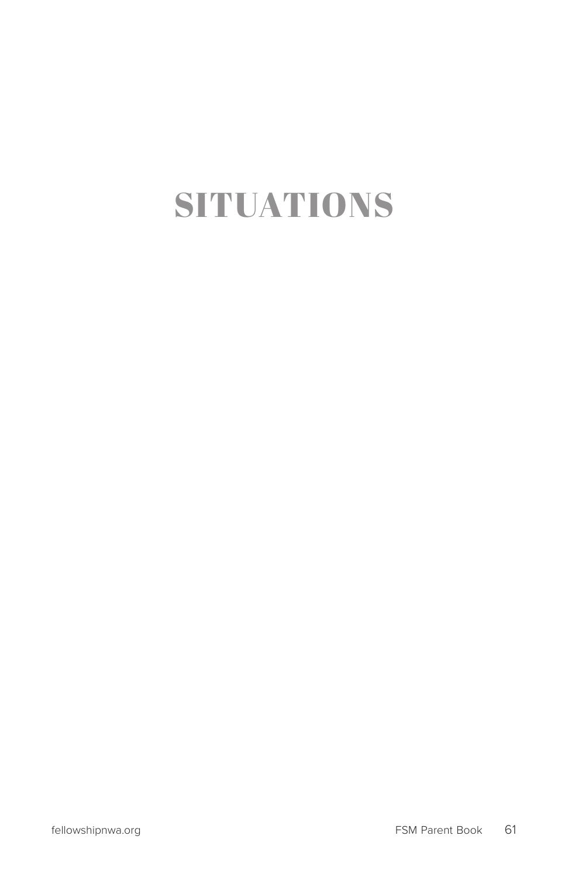# SITUATIONS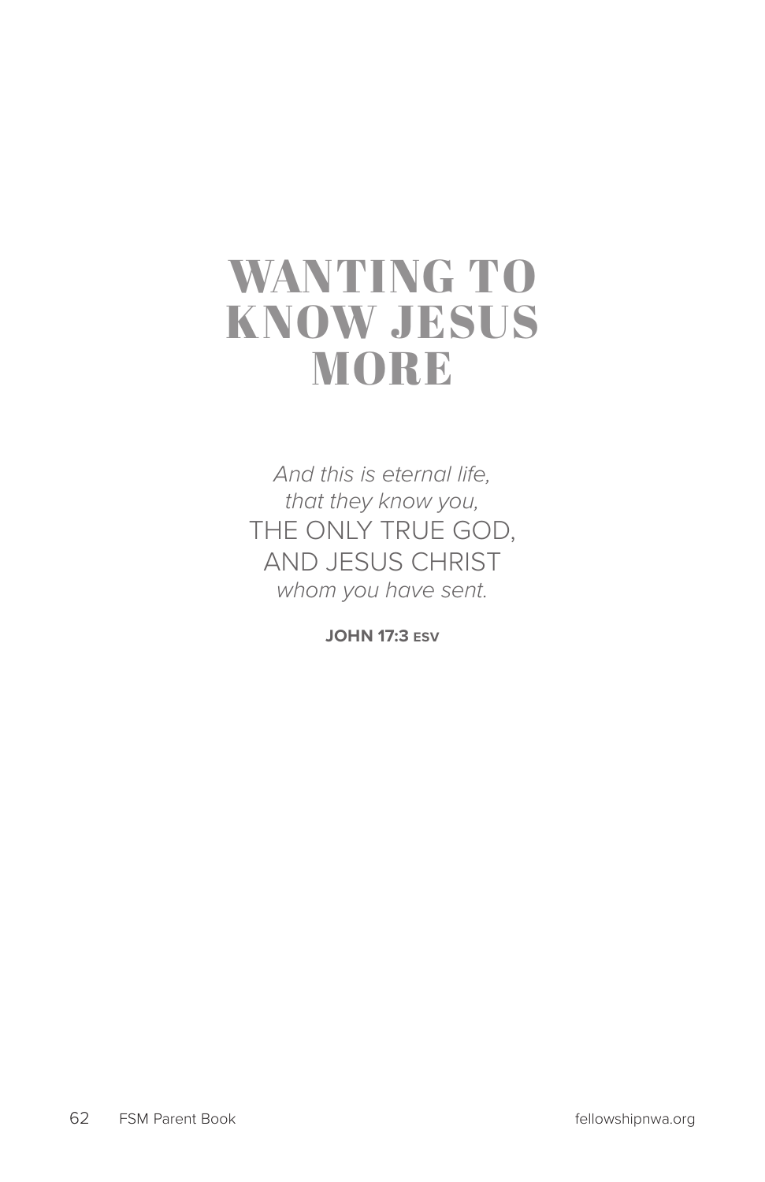# WANTING TO KNOW JESUS MORE

*And this is eternal life,*
*that they know you,*
THE ONLY TRUE GOD,
AND JESUS CHRIST
*whom you have sent.*

**JOHN 17:3 ESV**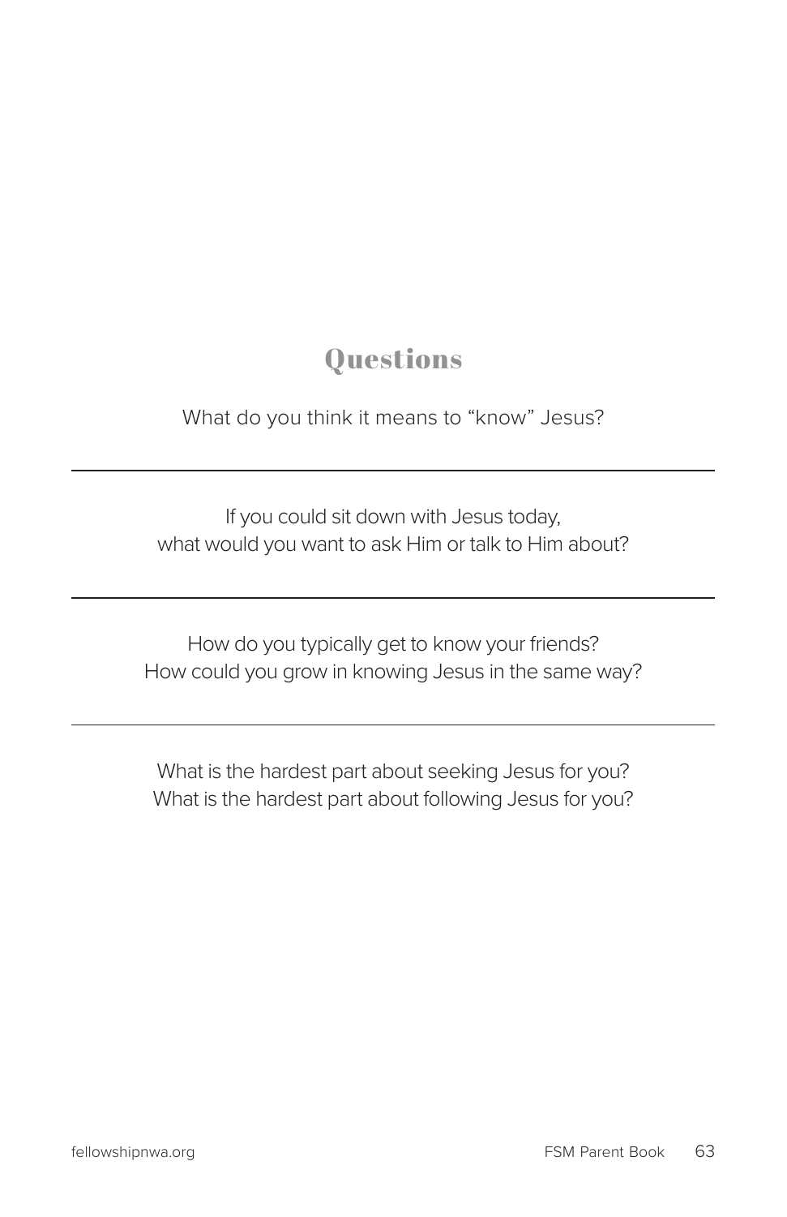## Questions

What do you think it means to "know" Jesus?

---

If you could sit down with Jesus today,
what would you want to ask Him or talk to Him about?

---

How do you typically get to know your friends?
How could you grow in knowing Jesus in the same way?

---

What is the hardest part about seeking Jesus for you?
What is the hardest part about following Jesus for you?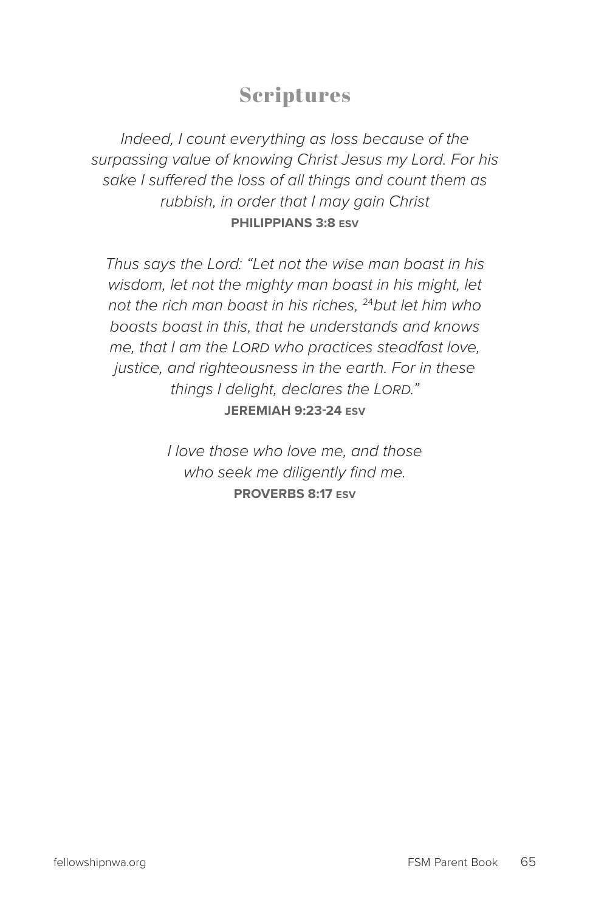## Scriptures

*Indeed, I count everything as loss because of the surpassing value of knowing Christ Jesus my Lord. For his sake I suffered the loss of all things and count them as rubbish, in order that I may gain Christ*
**PHILIPPIANS 3:8 ESV**

*Thus says the Lord: "Let not the wise man boast in his wisdom, let not the mighty man boast in his might, let not the rich man boast in his riches, [24]but let him who boasts boast in this, that he understands and knows me, that I am the LORD who practices steadfast love, justice, and righteousness in the earth. For in these things I delight, declares the LORD."*
**JEREMIAH 9:23-24 ESV**

*I love those who love me, and those who seek me diligently find me.*
**PROVERBS 8:17 ESV**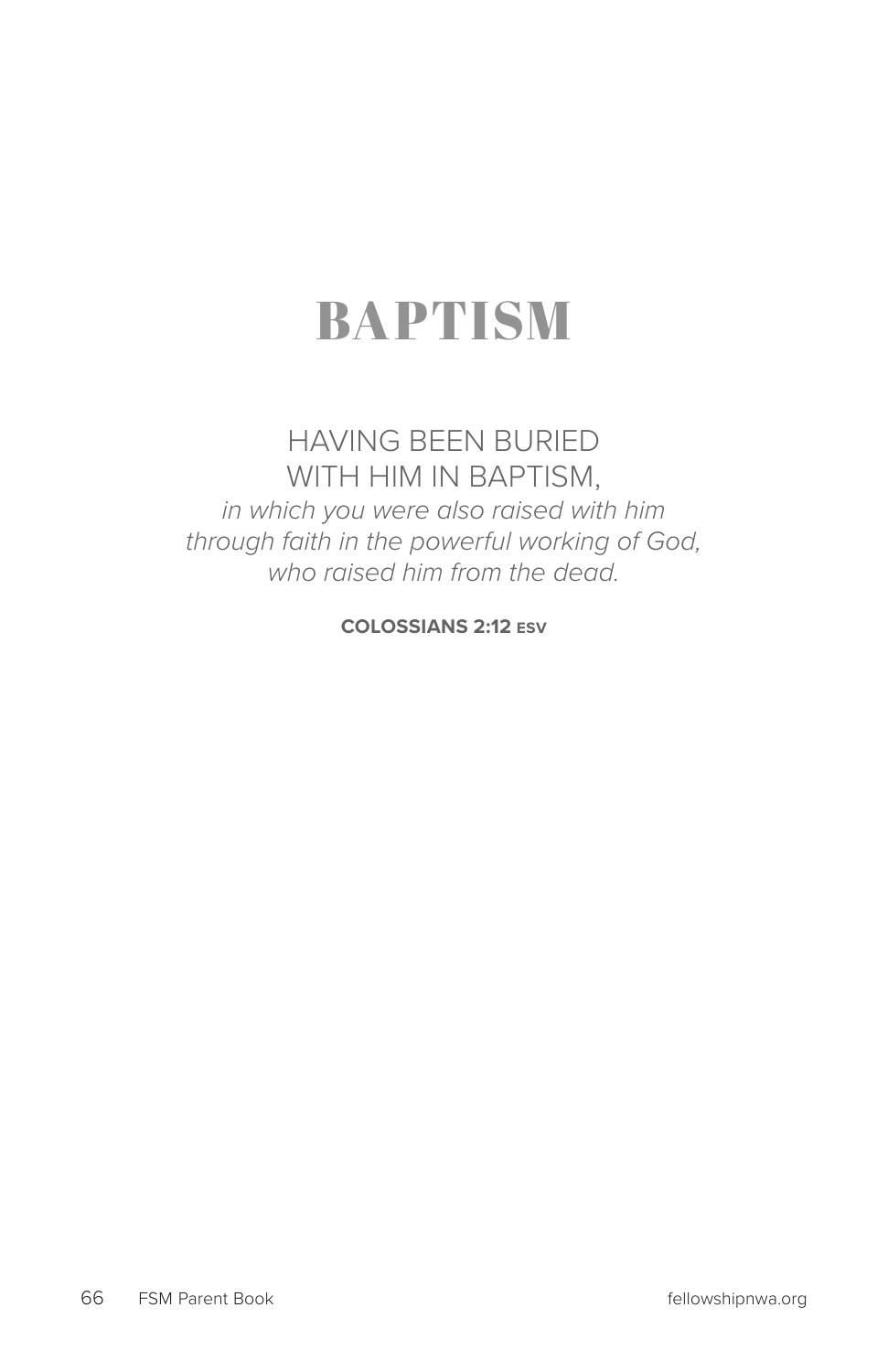# BAPTISM

HAVING BEEN BURIED
WITH HIM IN BAPTISM,
*in which you were also raised with him*
*through faith in the powerful working of God,*
*who raised him from the dead.*

**COLOSSIANS 2:12 ESV**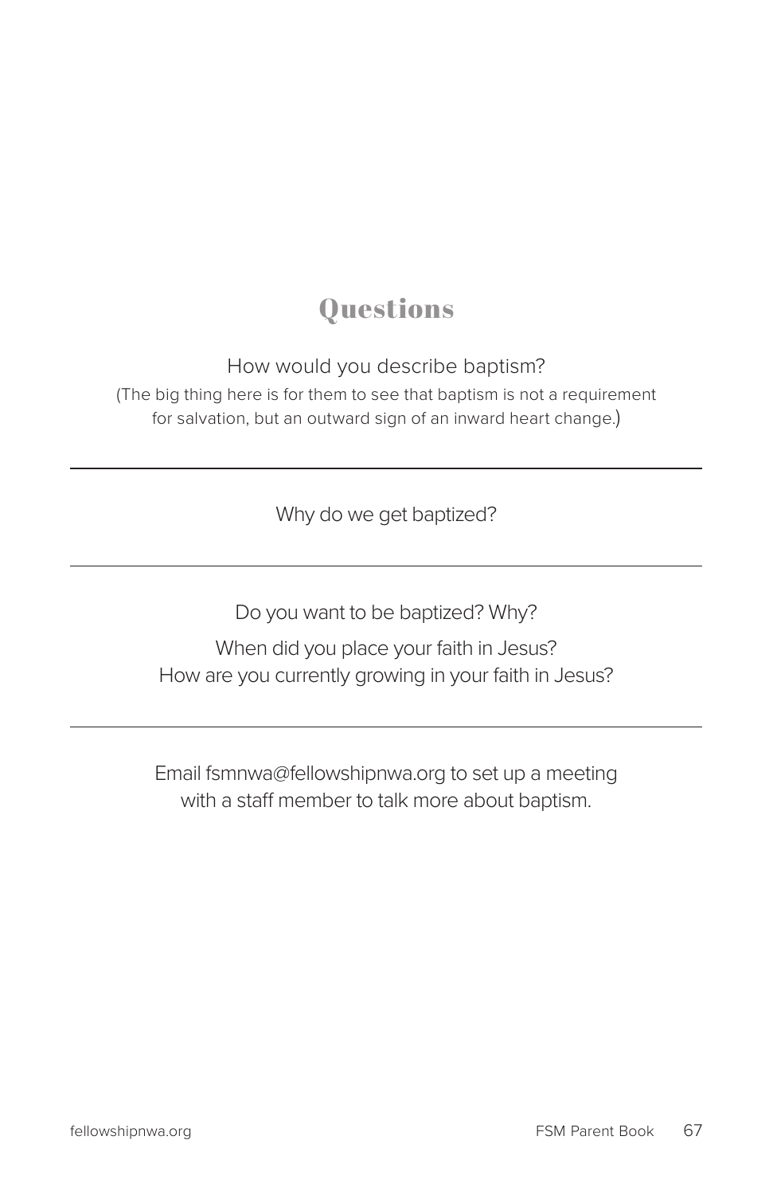## Questions

How would you describe baptism?

(The big thing here is for them to see that baptism is not a requirement for salvation, but an outward sign of an inward heart change.)

---

Why do we get baptized?

---

Do you want to be baptized? Why?

When did you place your faith in Jesus?
How are you currently growing in your faith in Jesus?

---

Email fsmnwa@fellowshipnwa.org to set up a meeting with a staff member to talk more about baptism.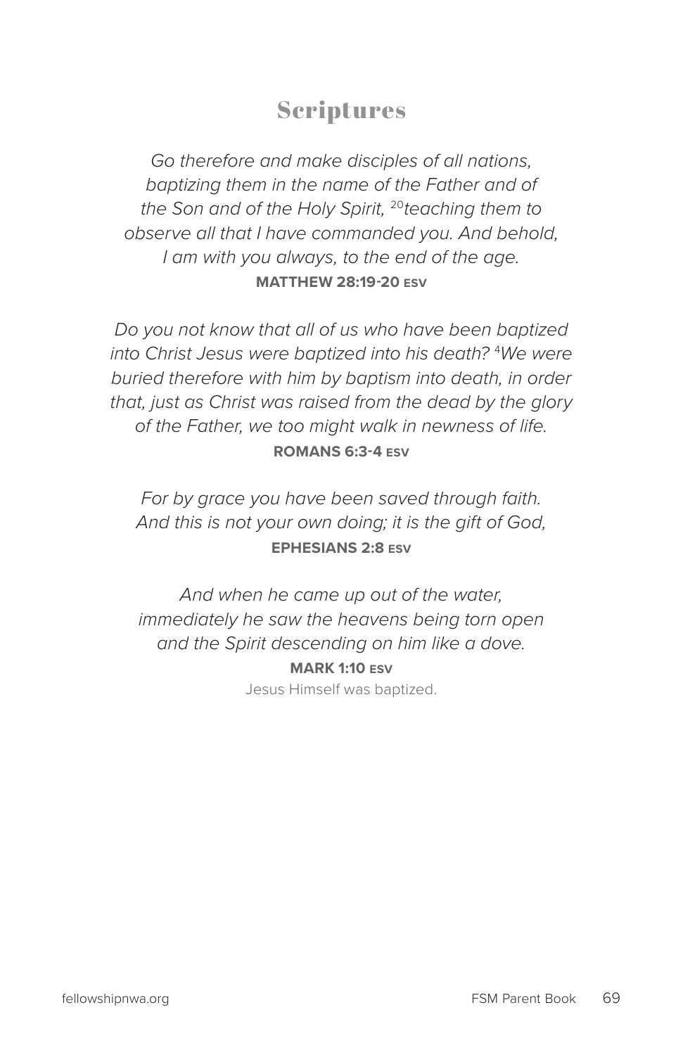## Scriptures

*Go therefore and make disciples of all nations, baptizing them in the name of the Father and of the Son and of the Holy Spirit, [20]teaching them to observe all that I have commanded you. And behold, I am with you always, to the end of the age.*
**MATTHEW 28:19-20 ESV**

*Do you not know that all of us who have been baptized into Christ Jesus were baptized into his death? [4]We were buried therefore with him by baptism into death, in order that, just as Christ was raised from the dead by the glory of the Father, we too might walk in newness of life.*
**ROMANS 6:3-4 ESV**

*For by grace you have been saved through faith. And this is not your own doing; it is the gift of God,*
**EPHESIANS 2:8 ESV**

*And when he came up out of the water, immediately he saw the heavens being torn open and the Spirit descending on him like a dove.*
**MARK 1:10 ESV**
Jesus Himself was baptized.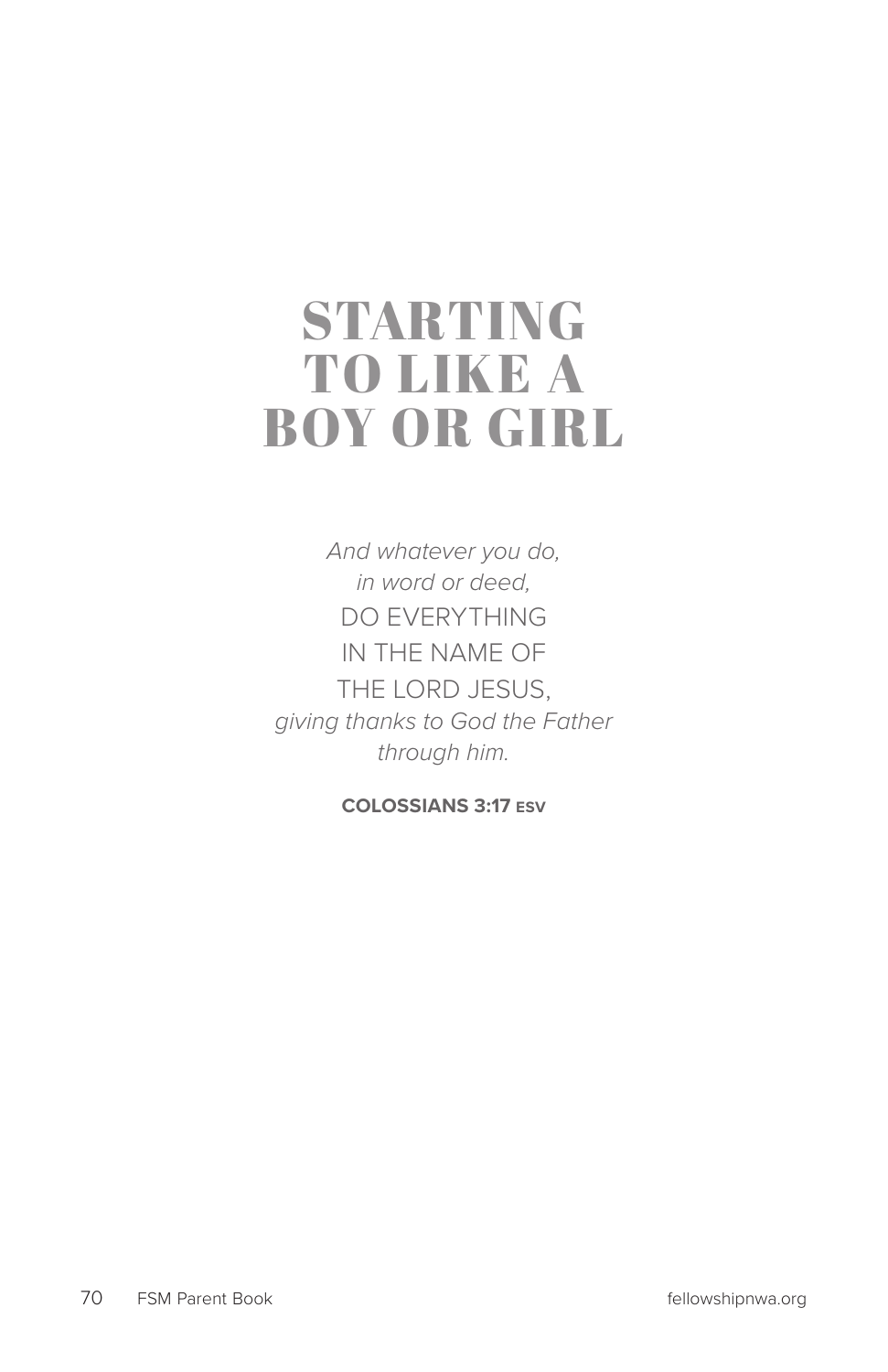# STARTING TO LIKE A BOY OR GIRL

*And whatever you do,*
*in word or deed,*
DO EVERYTHING
IN THE NAME OF
THE LORD JESUS,
*giving thanks to God the Father*
*through him.*

**COLOSSIANS 3:17 ESV**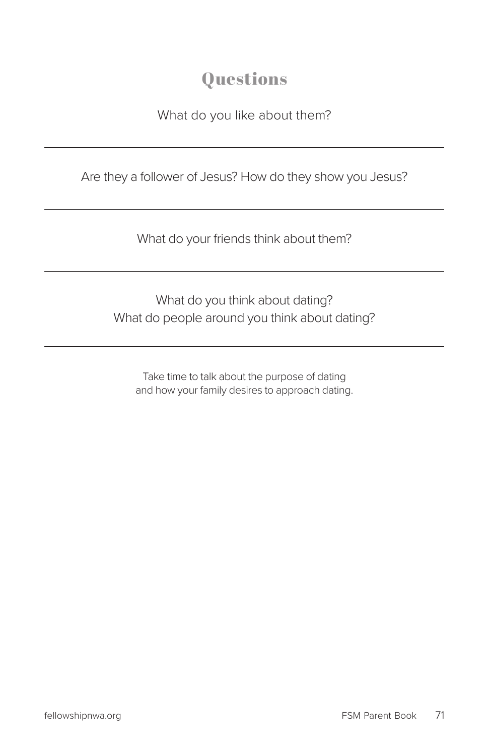## Questions

What do you like about them?

---

Are they a follower of Jesus? How do they show you Jesus?

---

What do your friends think about them?

---

What do you think about dating?
What do people around you think about dating?

---

Take time to talk about the purpose of dating and how your family desires to approach dating.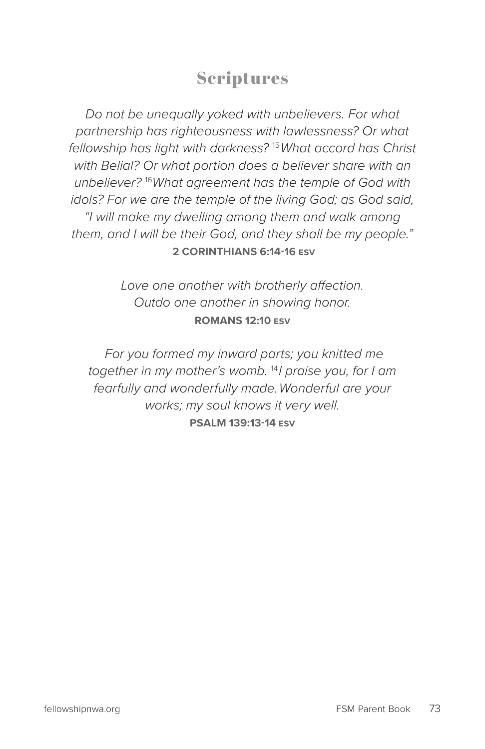# Scriptures

*Do not be unequally yoked with unbelievers. For what partnership has righteousness with lawlessness? Or what fellowship has light with darkness? [15] What accord has Christ with Belial? Or what portion does a believer share with an unbeliever? [16] What agreement has the temple of God with idols? For we are the temple of the living God; as God said, "I will make my dwelling among them and walk among them, and I will be their God, and they shall be my people."*

**2 CORINTHIANS 6:14-16 ESV**

*Love one another with brotherly affection. Outdo one another in showing honor.*

**ROMANS 12:10 ESV**

*For you formed my inward parts; you knitted me together in my mother's womb. [14] I praise you, for I am fearfully and wonderfully made. Wonderful are your works; my soul knows it very well.*

**PSALM 139:13-14 ESV**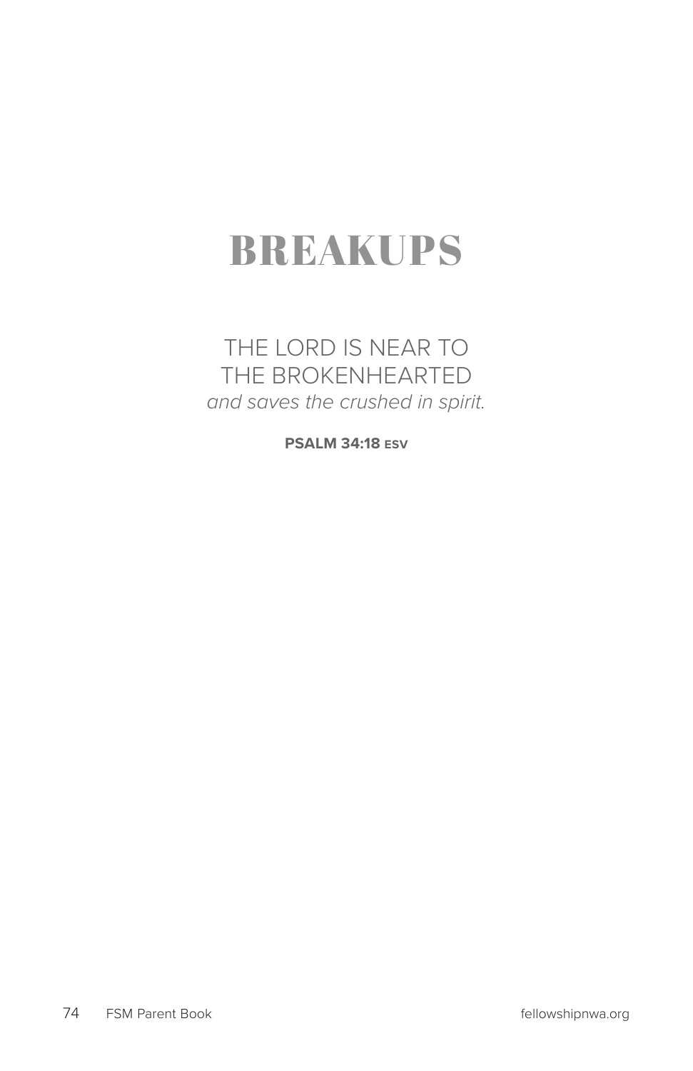# BREAKUPS

THE LORD IS NEAR TO THE BROKENHEARTED
*and saves the crushed in spirit.*

**PSALM 34:18 ESV**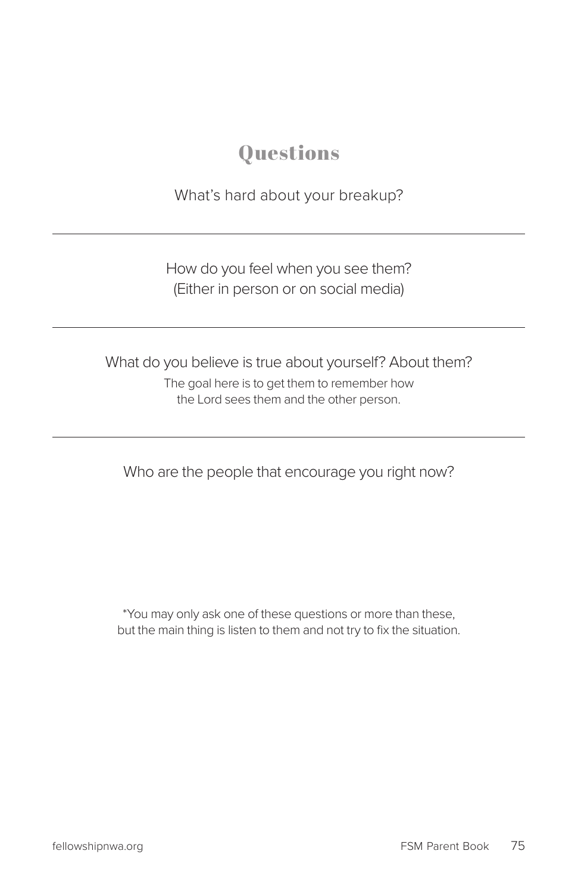## Questions

What's hard about your breakup?

---

How do you feel when you see them?
(Either in person or on social media)

---

What do you believe is true about yourself? About them?

The goal here is to get them to remember how the Lord sees them and the other person.

---

Who are the people that encourage you right now?

*You may only ask one of these questions or more than these, but the main thing is listen to them and not try to fix the situation.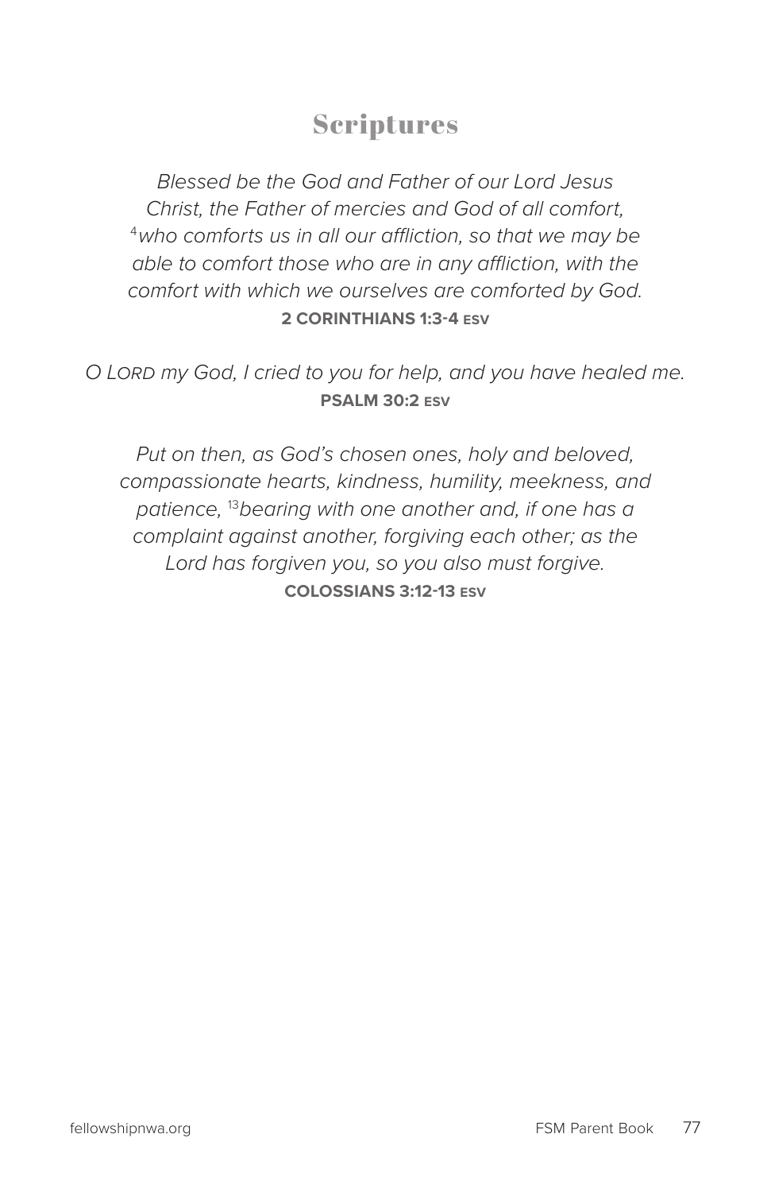## Scriptures

*Blessed be the God and Father of our Lord Jesus Christ, the Father of mercies and God of all comfort, [4]who comforts us in all our affliction, so that we may be able to comfort those who are in any affliction, with the comfort with which we ourselves are comforted by God.*

**2 CORINTHIANS 1:3-4 ESV**

*O LORD my God, I cried to you for help, and you have healed me.*

**PSALM 30:2 ESV**

*Put on then, as God's chosen ones, holy and beloved, compassionate hearts, kindness, humility, meekness, and patience, [13]bearing with one another and, if one has a complaint against another, forgiving each other; as the Lord has forgiven you, so you also must forgive.*

**COLOSSIANS 3:12-13 ESV**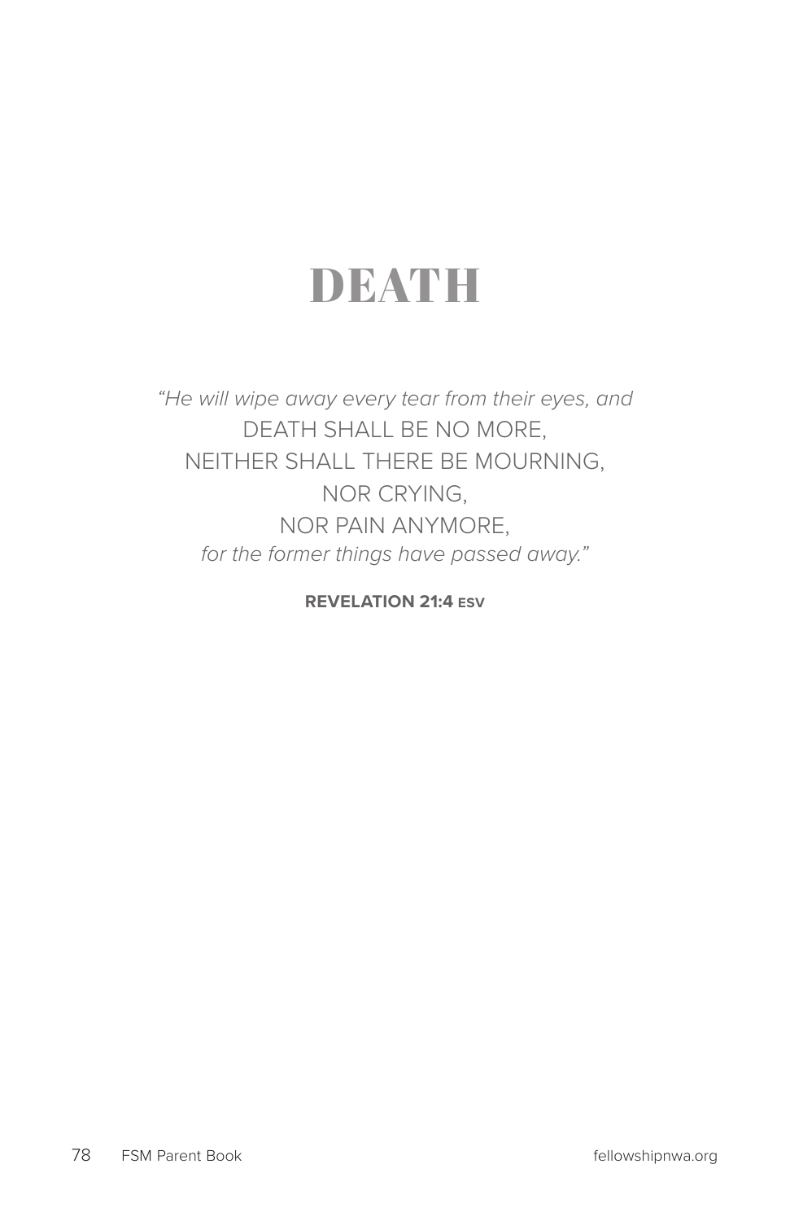# DEATH

*"He will wipe away every tear from their eyes, and*
DEATH SHALL BE NO MORE,
NEITHER SHALL THERE BE MOURNING,
NOR CRYING,
NOR PAIN ANYMORE,
*for the former things have passed away."*

**REVELATION 21:4 ESV**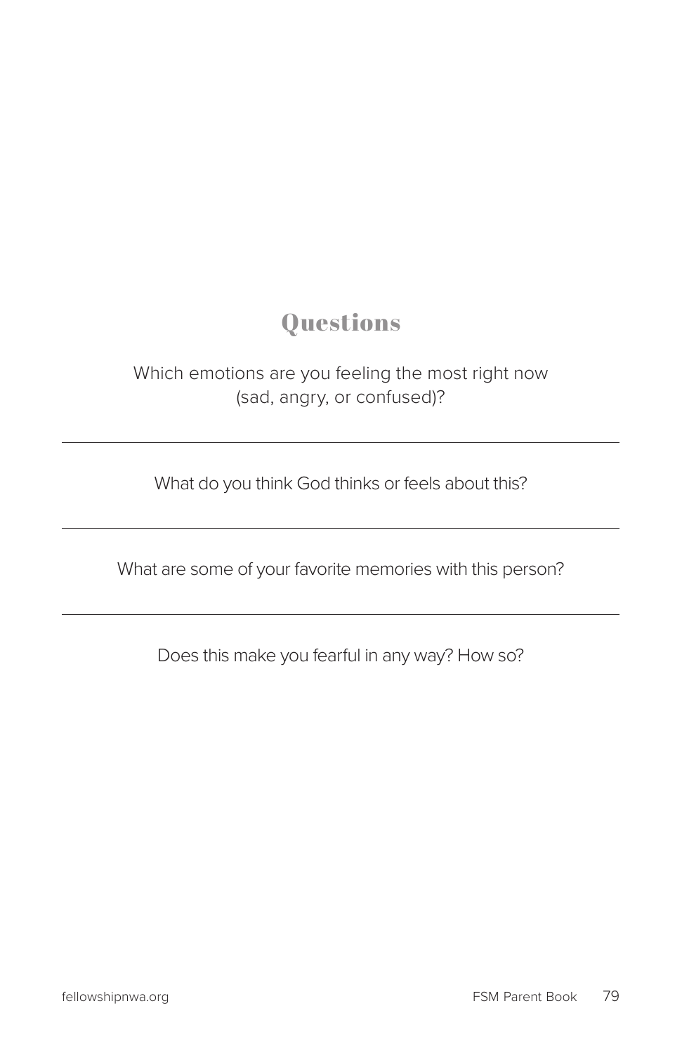## Questions

Which emotions are you feeling the most right now (sad, angry, or confused)?

---

What do you think God thinks or feels about this?

---

What are some of your favorite memories with this person?

---

Does this make you fearful in any way? How so?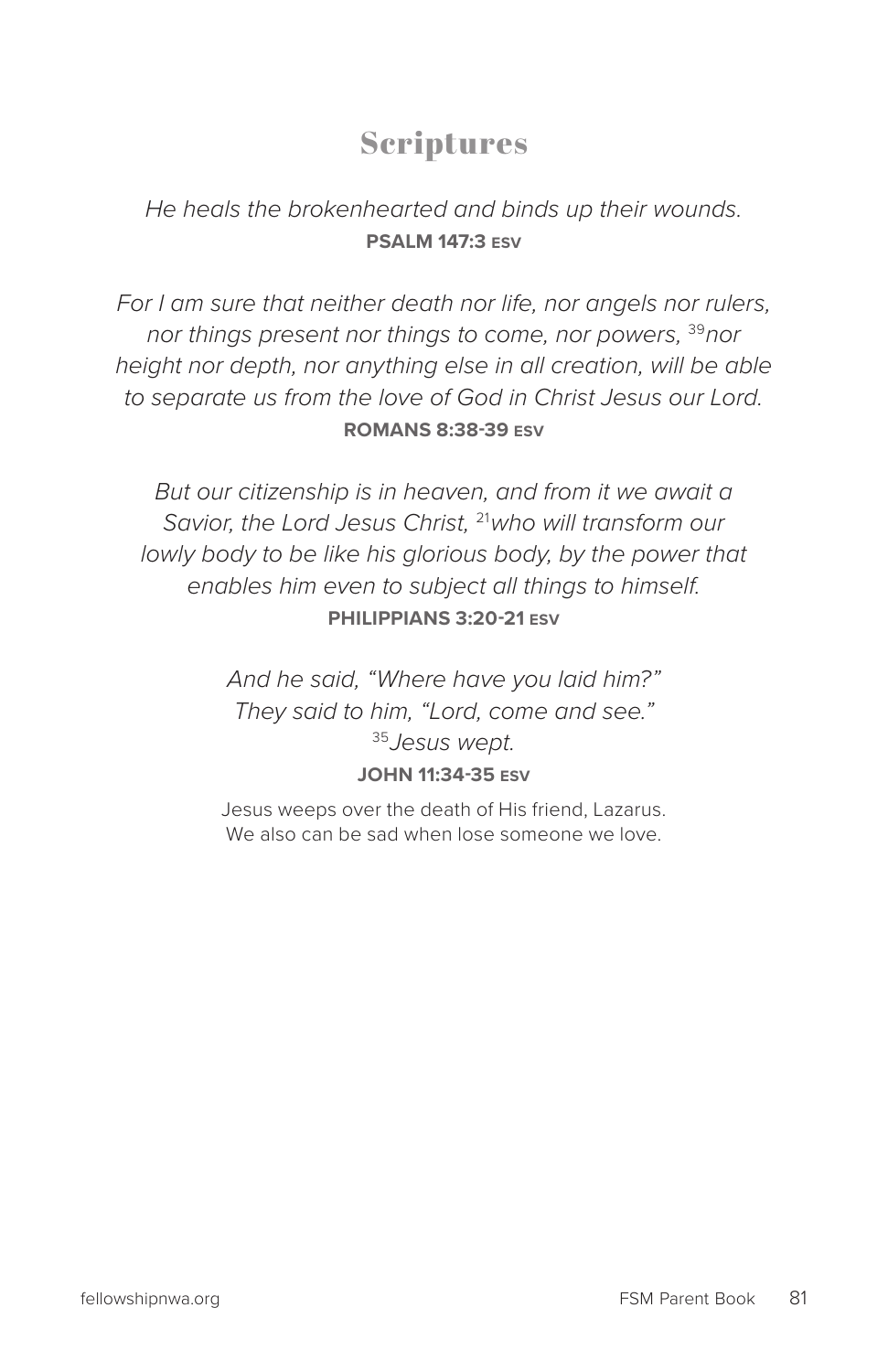# Scriptures

*He heals the brokenhearted and binds up their wounds.*
**PSALM 147:3 ESV**

*For I am sure that neither death nor life, nor angels nor rulers, nor things present nor things to come, nor powers, [39]nor height nor depth, nor anything else in all creation, will be able to separate us from the love of God in Christ Jesus our Lord.*
**ROMANS 8:38-39 ESV**

*But our citizenship is in heaven, and from it we await a Savior, the Lord Jesus Christ, [21]who will transform our lowly body to be like his glorious body, by the power that enables him even to subject all things to himself.*
**PHILIPPIANS 3:20-21 ESV**

*And he said, "Where have you laid him?" They said to him, "Lord, come and see." [35]Jesus wept.*
**JOHN 11:34-35 ESV**

Jesus weeps over the death of His friend, Lazarus.
We also can be sad when lose someone we love.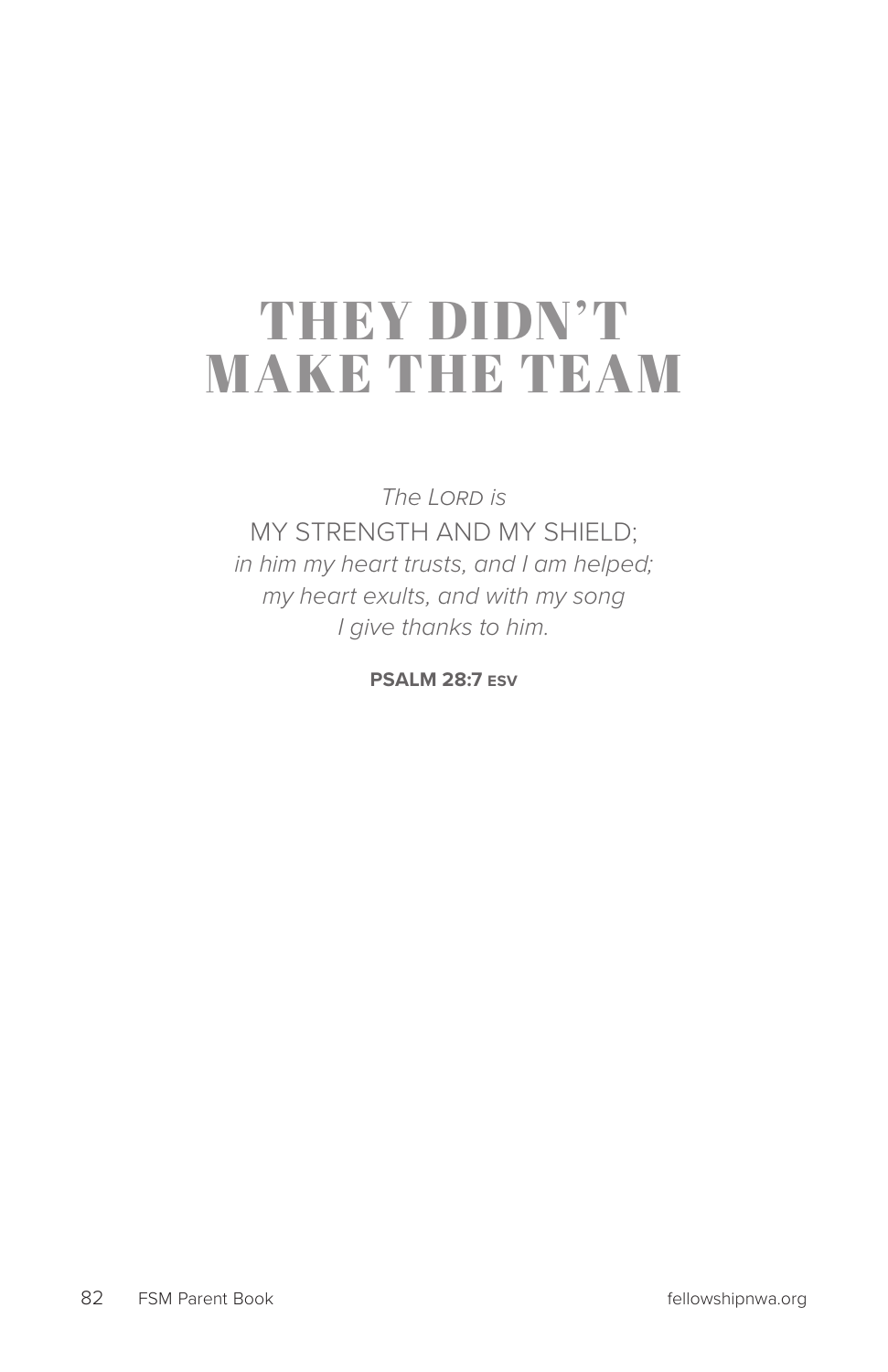# THEY DIDN'T MAKE THE TEAM

*The Lord is*
MY STRENGTH AND MY SHIELD;
*in him my heart trusts, and I am helped;*
*my heart exults, and with my song*
*I give thanks to him.*

**PSALM 28:7 ESV**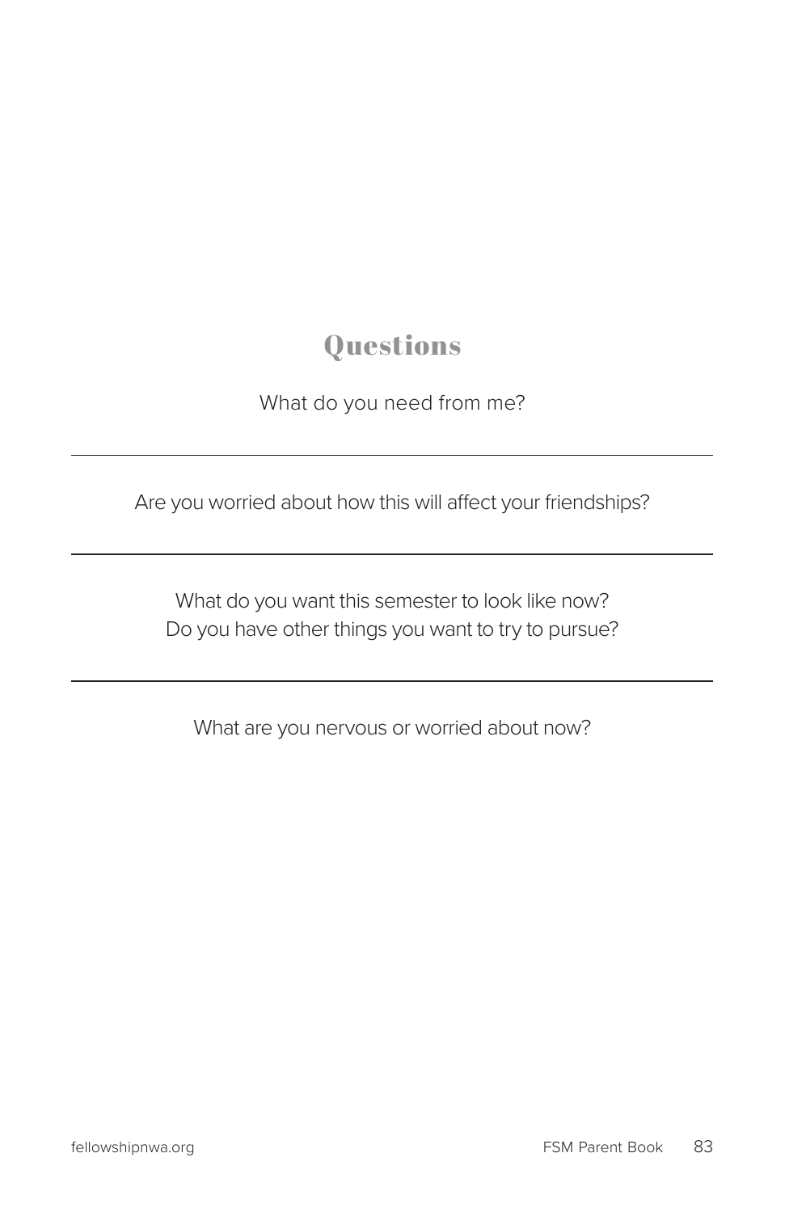## Questions

What do you need from me?

---

Are you worried about how this will affect your friendships?

---

What do you want this semester to look like now?
Do you have other things you want to try to pursue?

---

What are you nervous or worried about now?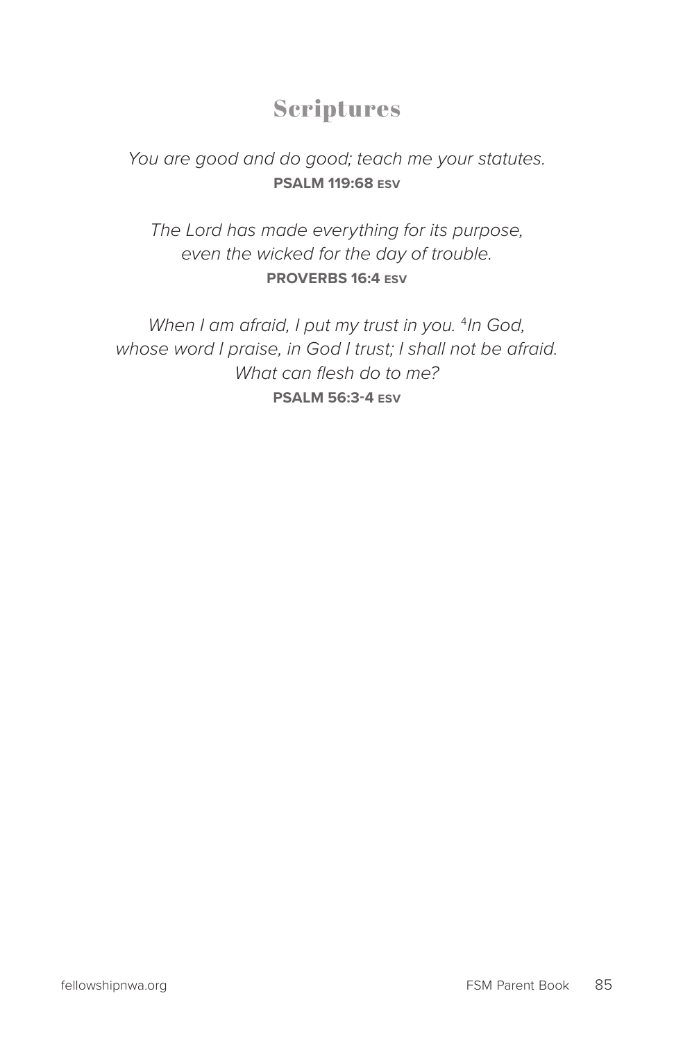# Scriptures

*You are good and do good; teach me your statutes.*
**PSALM 119:68 ESV**

*The Lord has made everything for its purpose,*
*even the wicked for the day of trouble.*
**PROVERBS 16:4 ESV**

*When I am afraid, I put my trust in you.* [4]*In God,*
*whose word I praise, in God I trust; I shall not be afraid.*
*What can flesh do to me?*
**PSALM 56:3-4 ESV**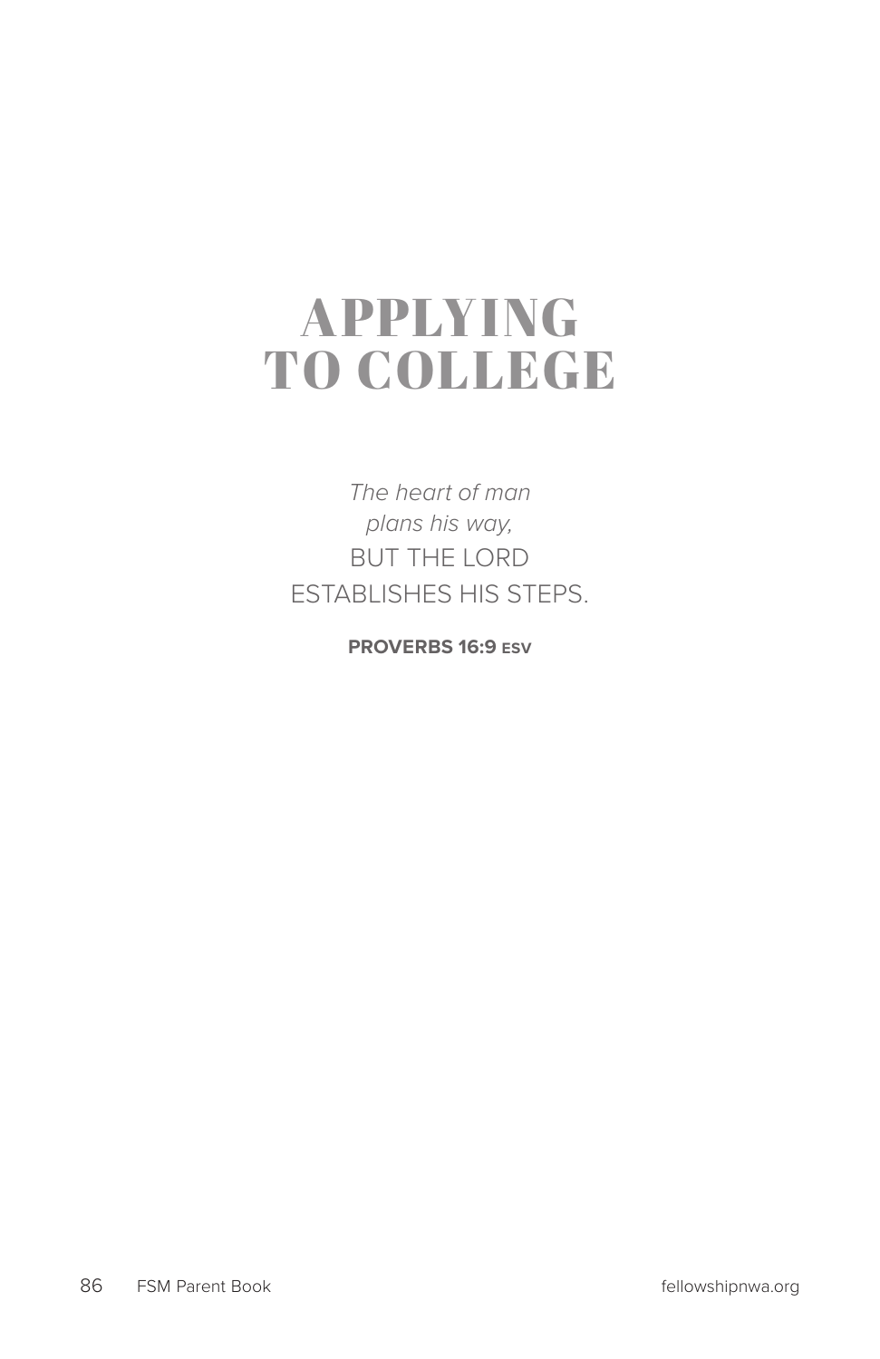# APPLYING TO COLLEGE

*The heart of man*
*plans his way,*
BUT THE LORD
ESTABLISHES HIS STEPS.

**PROVERBS 16:9 ESV**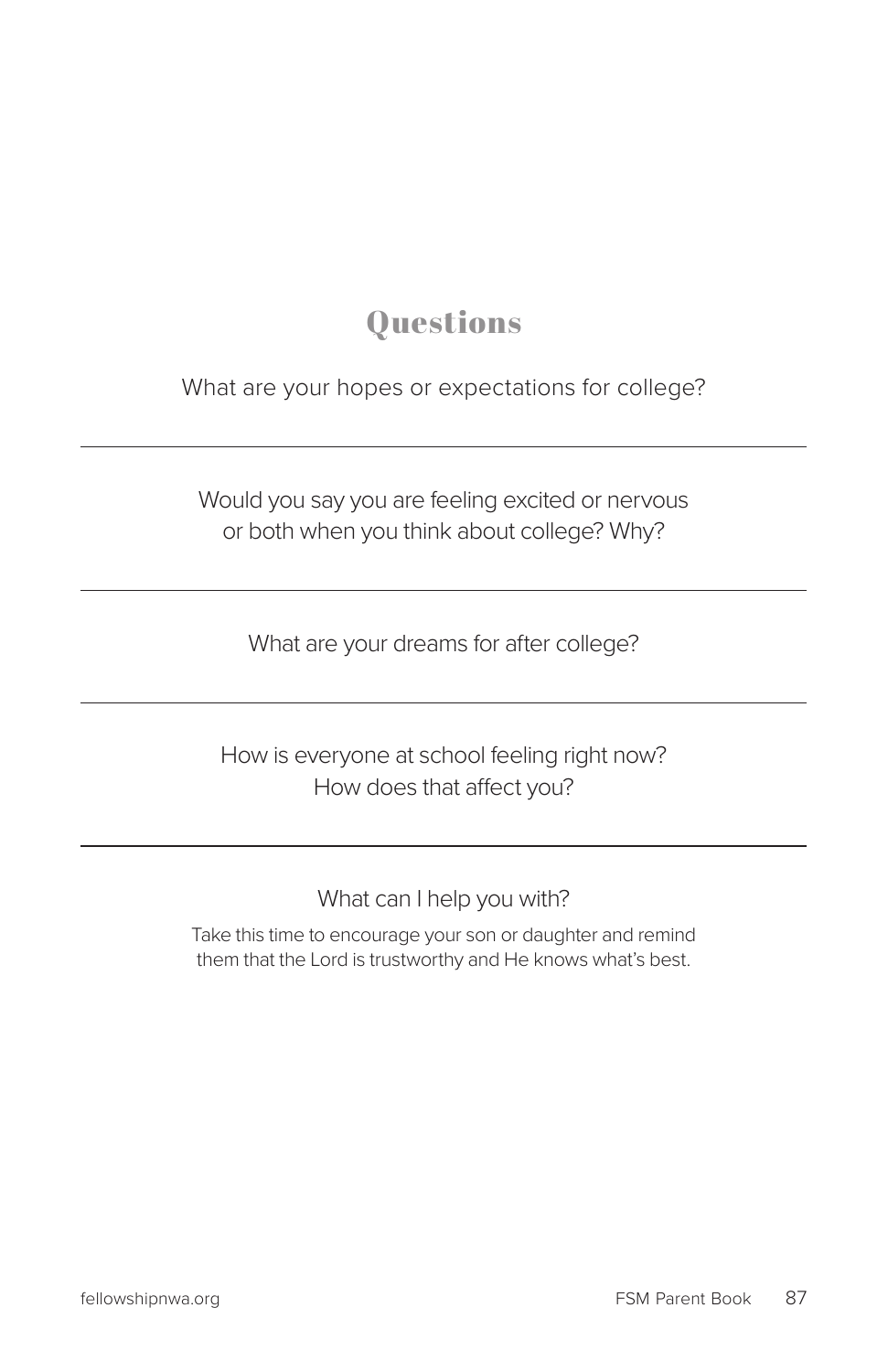## Questions

What are your hopes or expectations for college?

---

Would you say you are feeling excited or nervous or both when you think about college? Why?

---

What are your dreams for after college?

---

How is everyone at school feeling right now? How does that affect you?

---

What can I help you with?

Take this time to encourage your son or daughter and remind them that the Lord is trustworthy and He knows what's best.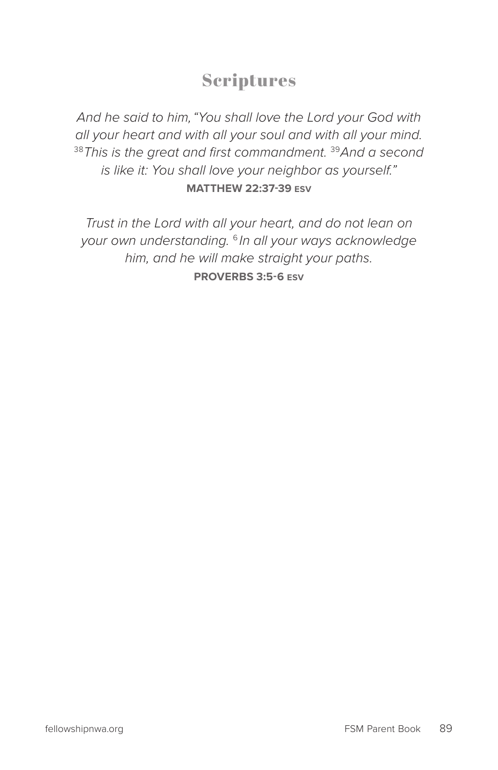# Scriptures

*And he said to him, "You shall love the Lord your God with all your heart and with all your soul and with all your mind.* [38] *This is the great and first commandment.* [39] *And a second is like it: You shall love your neighbor as yourself."*

**MATTHEW 22:37-39 ESV**

*Trust in the Lord with all your heart, and do not lean on your own understanding.* [6] *In all your ways acknowledge him, and he will make straight your paths.*

**PROVERBS 3:5-6 ESV**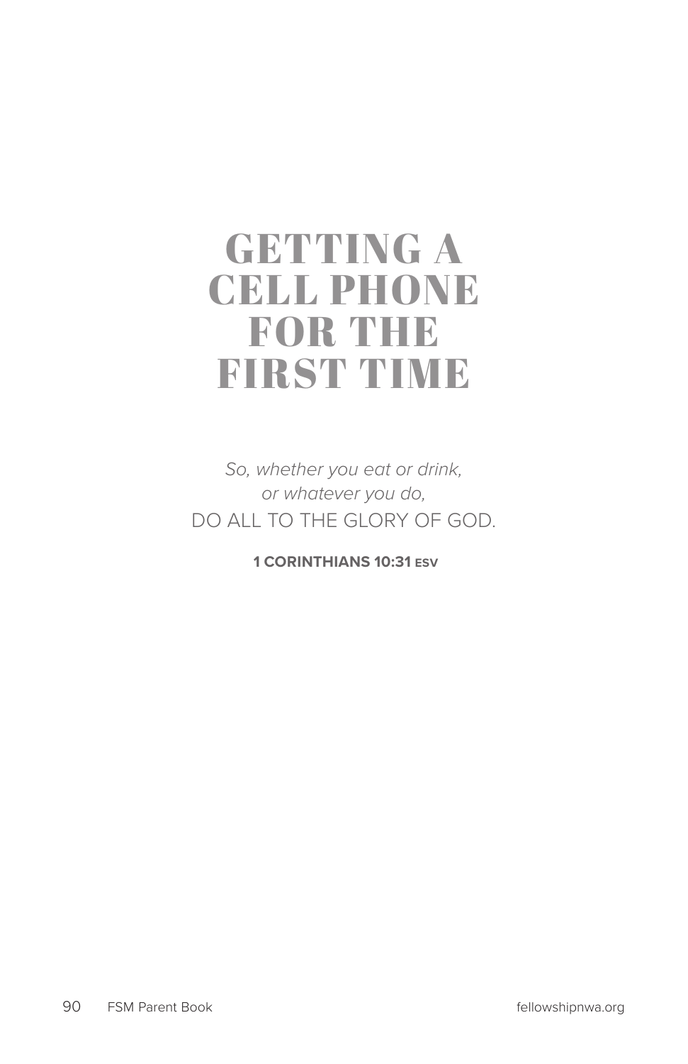# GETTING A CELL PHONE FOR THE FIRST TIME

*So, whether you eat or drink,*
*or whatever you do,*
DO ALL TO THE GLORY OF GOD.

**1 CORINTHIANS 10:31 ESV**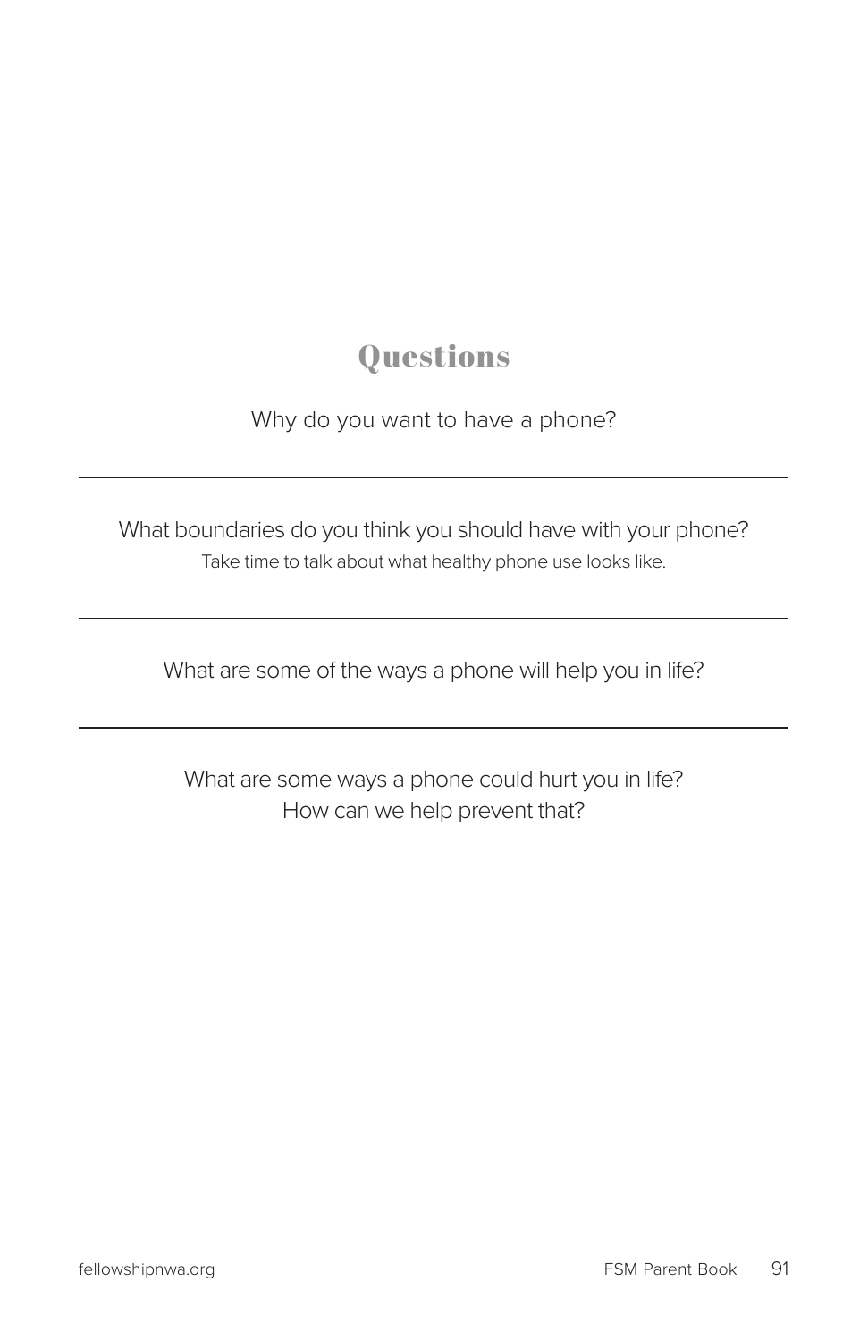## Questions

Why do you want to have a phone?

---

What boundaries do you think you should have with your phone?

Take time to talk about what healthy phone use looks like.

---

What are some of the ways a phone will help you in life?

---

What are some ways a phone could hurt you in life?
How can we help prevent that?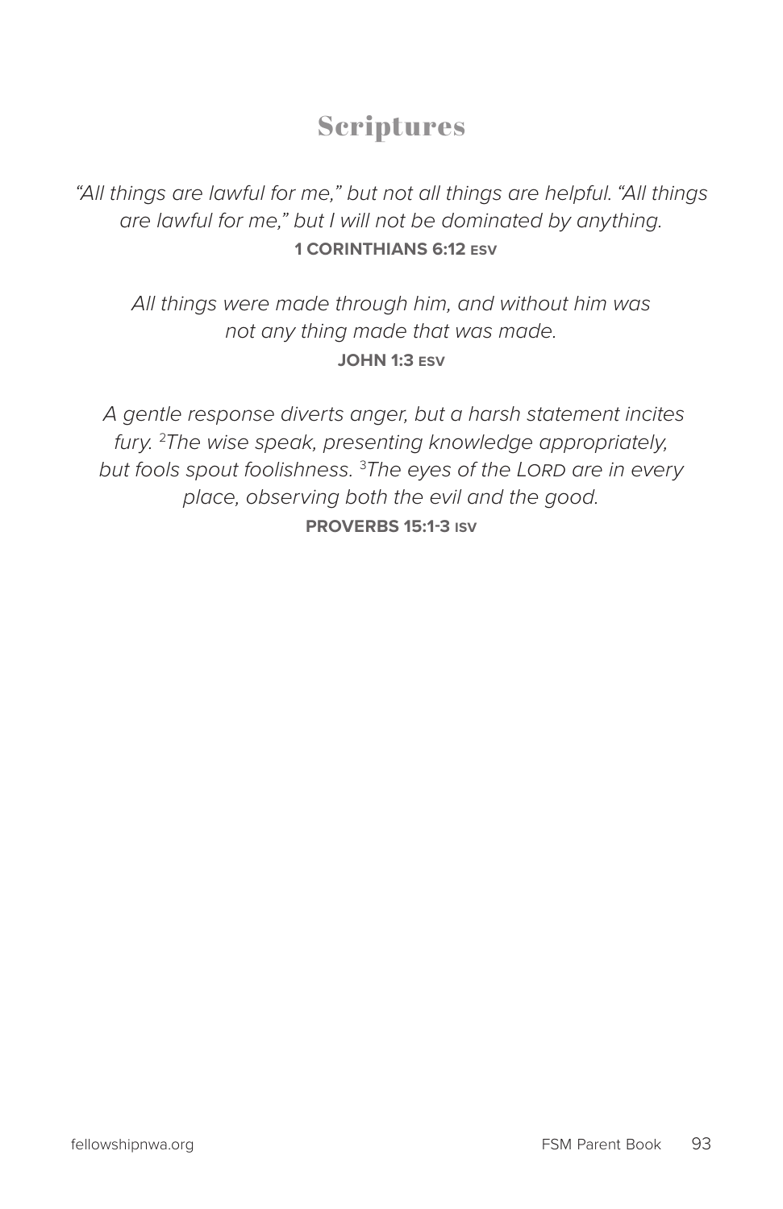# Scriptures

*"All things are lawful for me," but not all things are helpful. "All things are lawful for me," but I will not be dominated by anything.*
**1 CORINTHIANS 6:12 ESV**

*All things were made through him, and without him was not any thing made that was made.*
**JOHN 1:3 ESV**

*A gentle response diverts anger, but a harsh statement incites fury. [2]The wise speak, presenting knowledge appropriately, but fools spout foolishness. [3]The eyes of the LORD are in every place, observing both the evil and the good.*
**PROVERBS 15:1-3 ISV**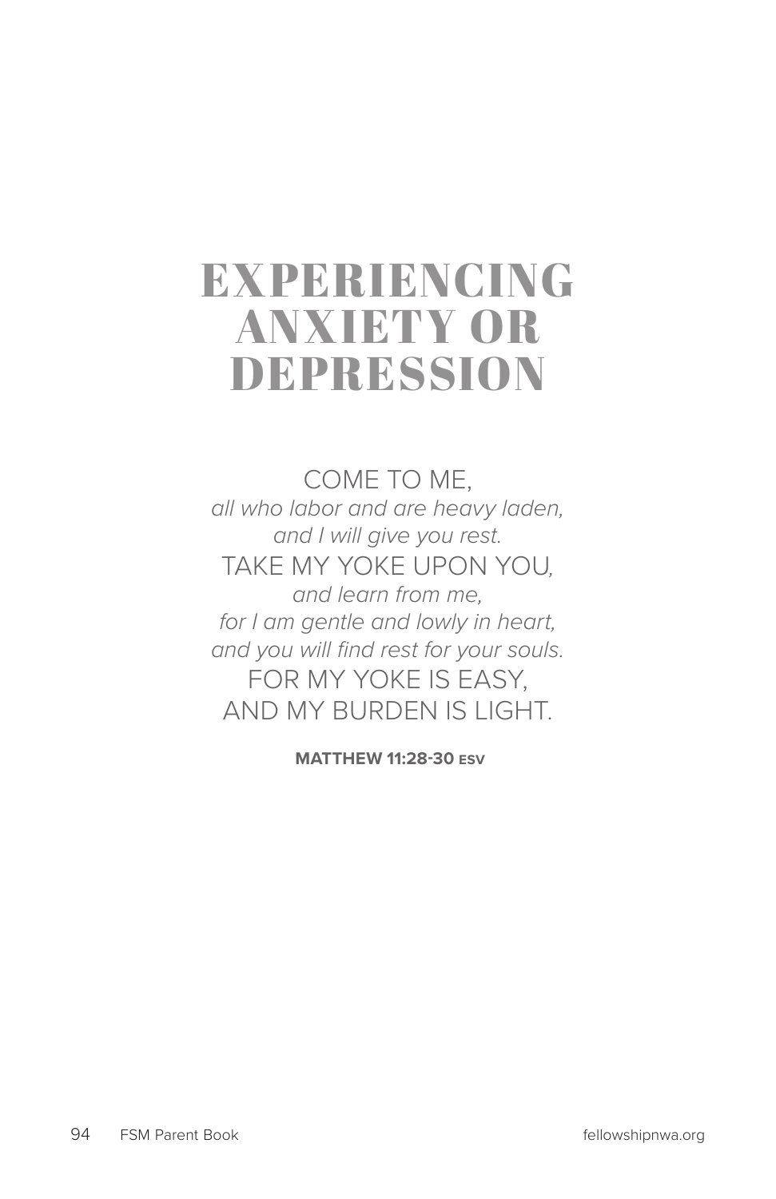# EXPERIENCING ANXIETY OR DEPRESSION

COME TO ME,
*all who labor and are heavy laden,*
*and I will give you rest.*
TAKE MY YOKE UPON YOU,
*and learn from me,*
*for I am gentle and lowly in heart,*
*and you will find rest for your souls.*
FOR MY YOKE IS EASY,
AND MY BURDEN IS LIGHT.

**MATTHEW 11:28-30 ESV**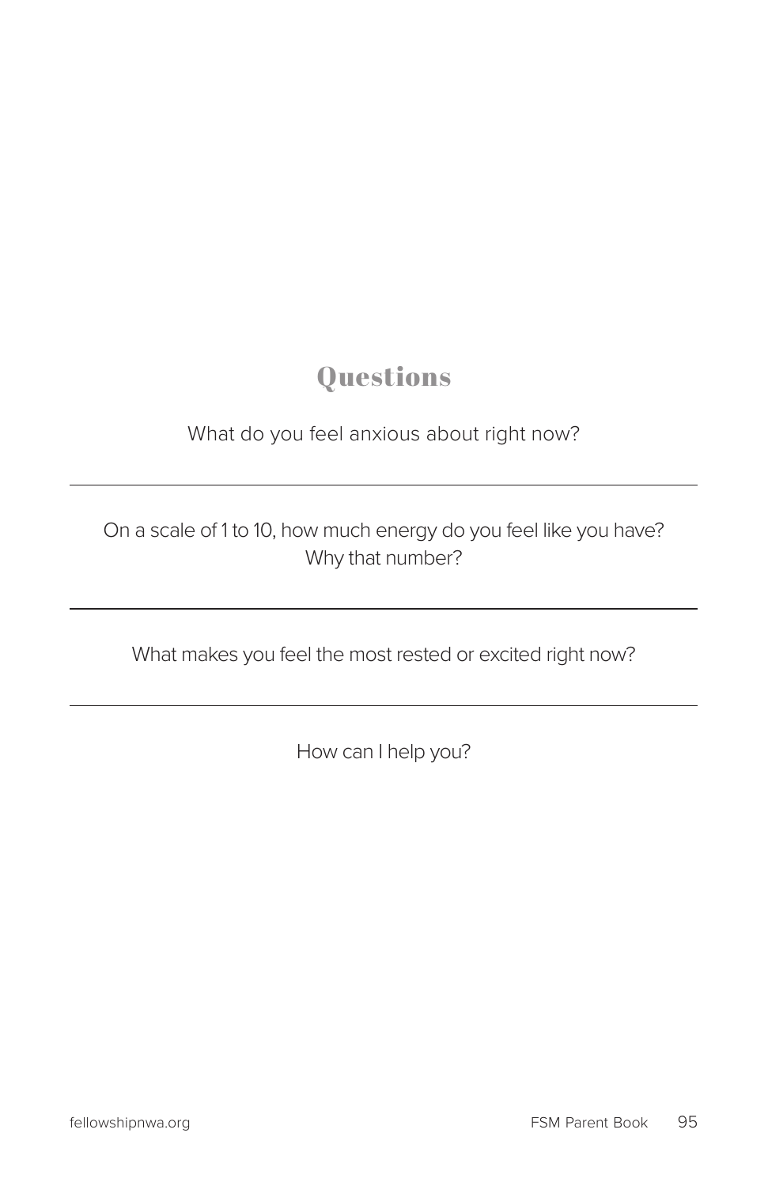## Questions

What do you feel anxious about right now?

---

On a scale of 1 to 10, how much energy do you feel like you have? Why that number?

---

What makes you feel the most rested or excited right now?

---

How can I help you?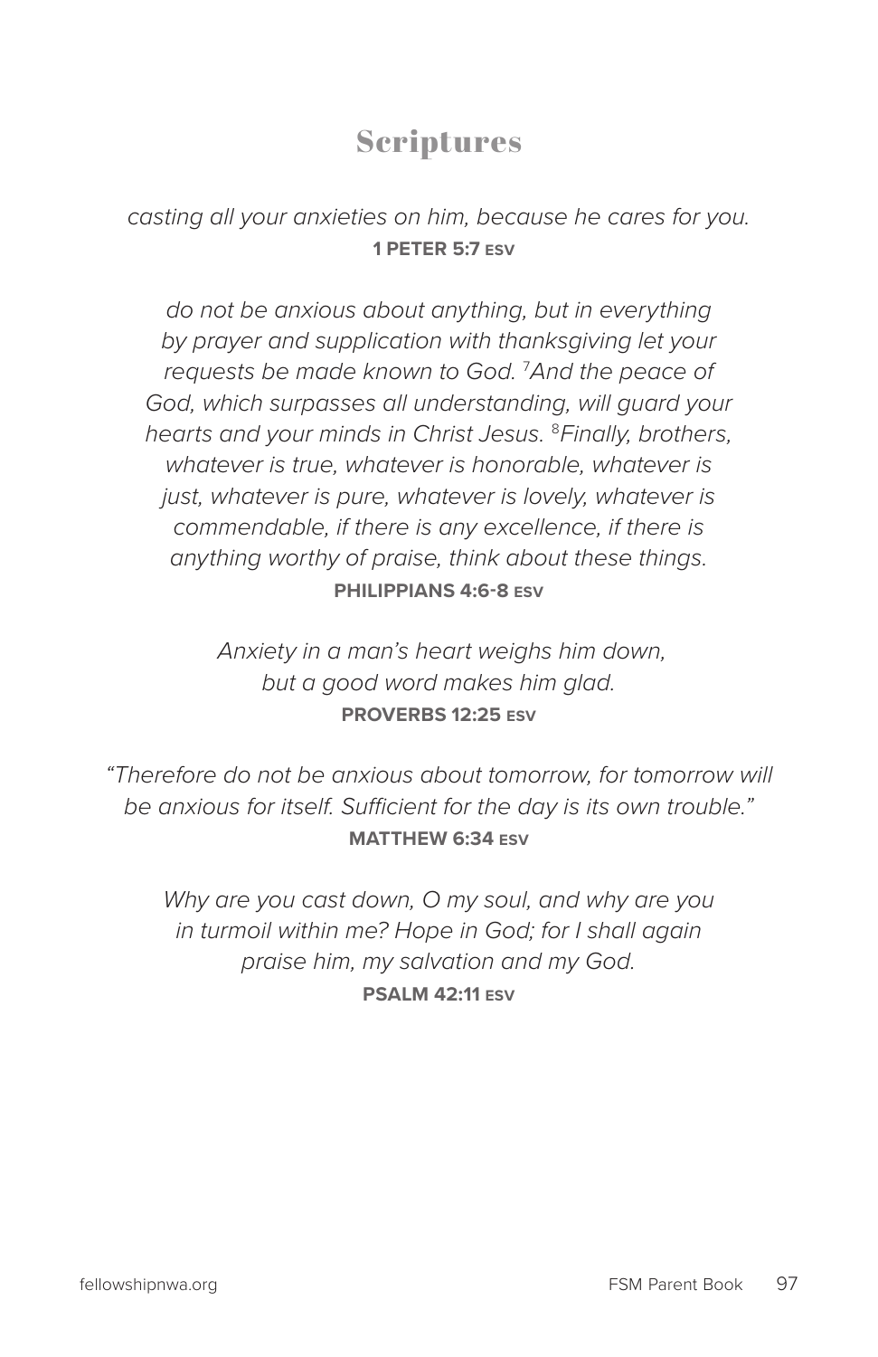# Scriptures

*casting all your anxieties on him, because he cares for you.*
**1 PETER 5:7 ESV**

*do not be anxious about anything, but in everything by prayer and supplication with thanksgiving let your requests be made known to God.* [7]*And the peace of God, which surpasses all understanding, will guard your hearts and your minds in Christ Jesus.* [8]*Finally, brothers, whatever is true, whatever is honorable, whatever is just, whatever is pure, whatever is lovely, whatever is commendable, if there is any excellence, if there is anything worthy of praise, think about these things.*
**PHILIPPIANS 4:6-8 ESV**

*Anxiety in a man's heart weighs him down,*
*but a good word makes him glad.*
**PROVERBS 12:25 ESV**

*"Therefore do not be anxious about tomorrow, for tomorrow will be anxious for itself. Sufficient for the day is its own trouble."*
**MATTHEW 6:34 ESV**

*Why are you cast down, O my soul, and why are you in turmoil within me? Hope in God; for I shall again praise him, my salvation and my God.*
**PSALM 42:11 ESV**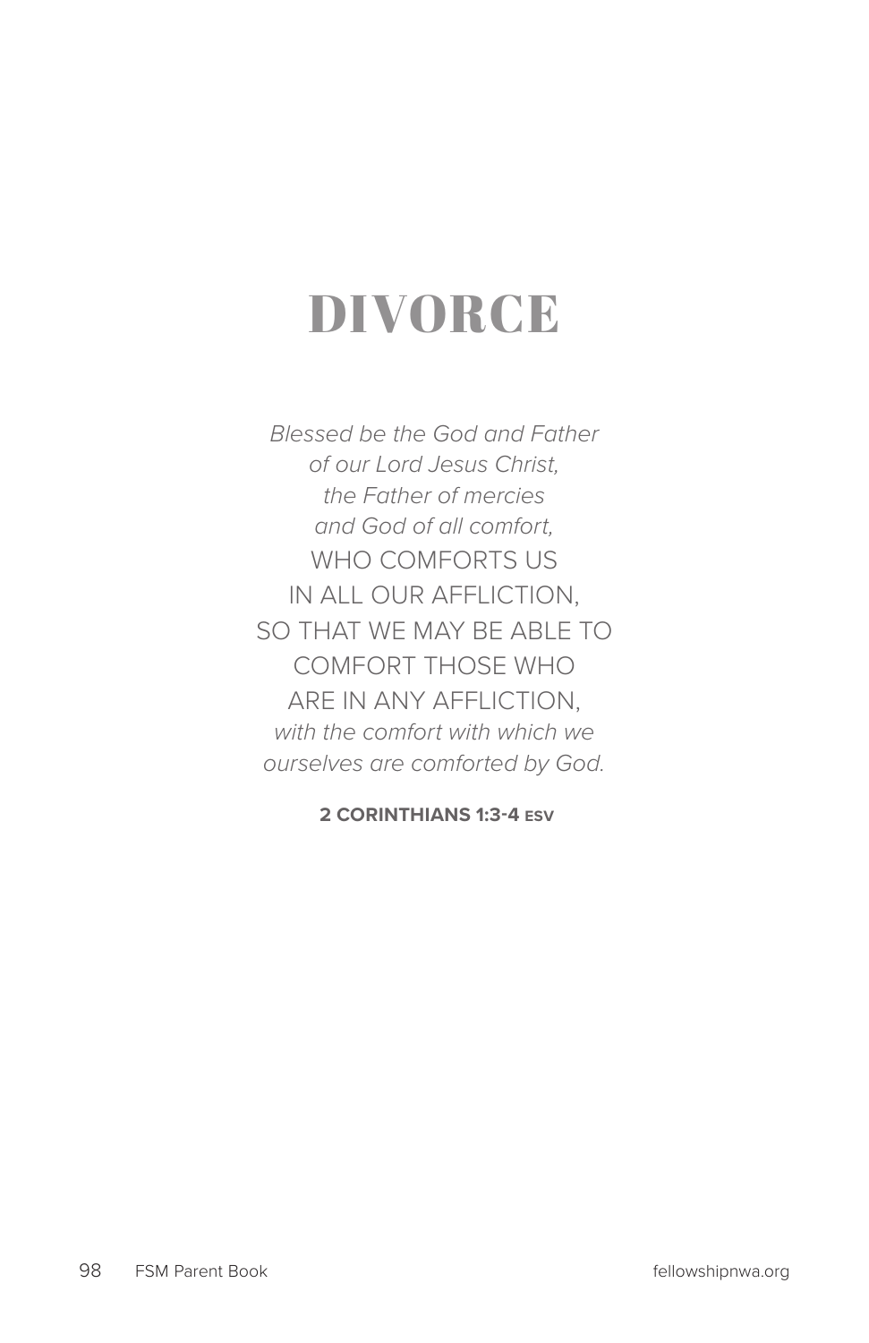# DIVORCE

*Blessed be the God and Father*
*of our Lord Jesus Christ,*
*the Father of mercies*
*and God of all comfort,*
WHO COMFORTS US
IN ALL OUR AFFLICTION,
SO THAT WE MAY BE ABLE TO
COMFORT THOSE WHO
ARE IN ANY AFFLICTION,
*with the comfort with which we*
*ourselves are comforted by God.*

**2 CORINTHIANS 1:3-4 ESV**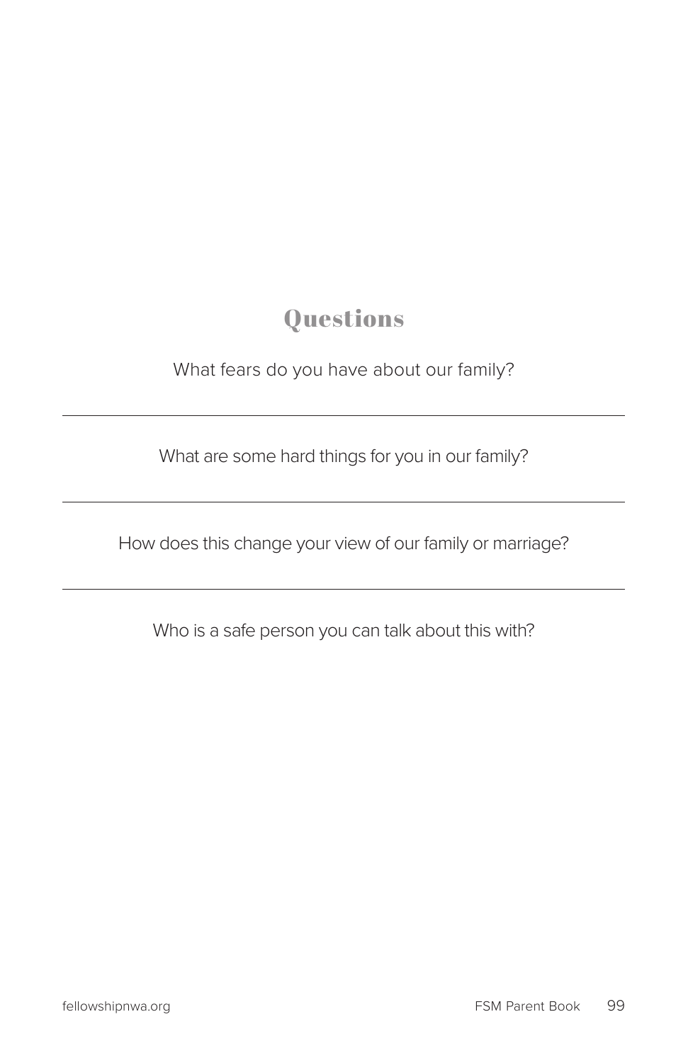## Questions

What fears do you have about our family?

---

What are some hard things for you in our family?

---

How does this change your view of our family or marriage?

---

Who is a safe person you can talk about this with?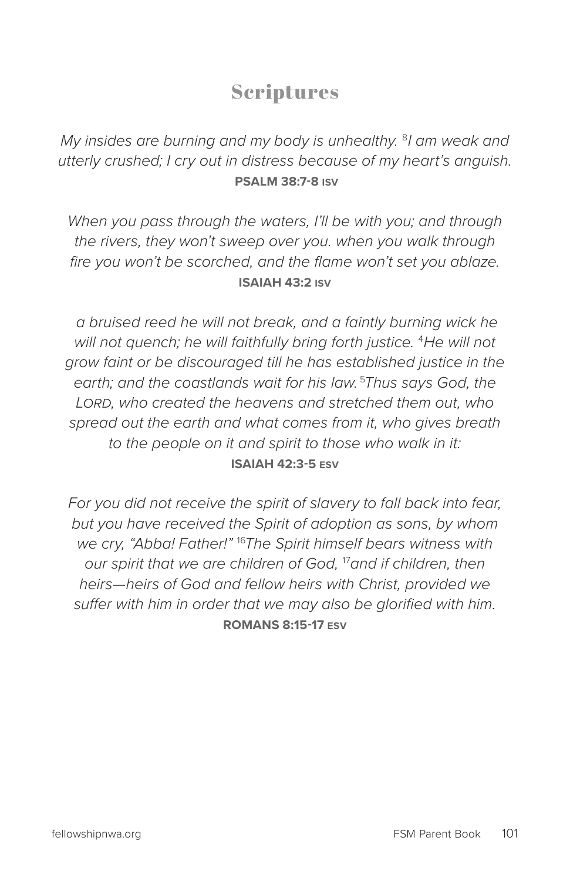# Scriptures

*My insides are burning and my body is unhealthy. [8]I am weak and utterly crushed; I cry out in distress because of my heart's anguish.*
**PSALM 38:7-8 ISV**

*When you pass through the waters, I'll be with you; and through the rivers, they won't sweep over you. when you walk through fire you won't be scorched, and the flame won't set you ablaze.*
**ISAIAH 43:2 ISV**

*a bruised reed he will not break, and a faintly burning wick he will not quench; he will faithfully bring forth justice. [4]He will not grow faint or be discouraged till he has established justice in the earth; and the coastlands wait for his law. [5]Thus says God, the LORD, who created the heavens and stretched them out, who spread out the earth and what comes from it, who gives breath to the people on it and spirit to those who walk in it:*
**ISAIAH 42:3-5 ESV**

*For you did not receive the spirit of slavery to fall back into fear, but you have received the Spirit of adoption as sons, by whom we cry, "Abba! Father!" [16]The Spirit himself bears witness with our spirit that we are children of God, [17]and if children, then heirs—heirs of God and fellow heirs with Christ, provided we suffer with him in order that we may also be glorified with him.*
**ROMANS 8:15-17 ESV**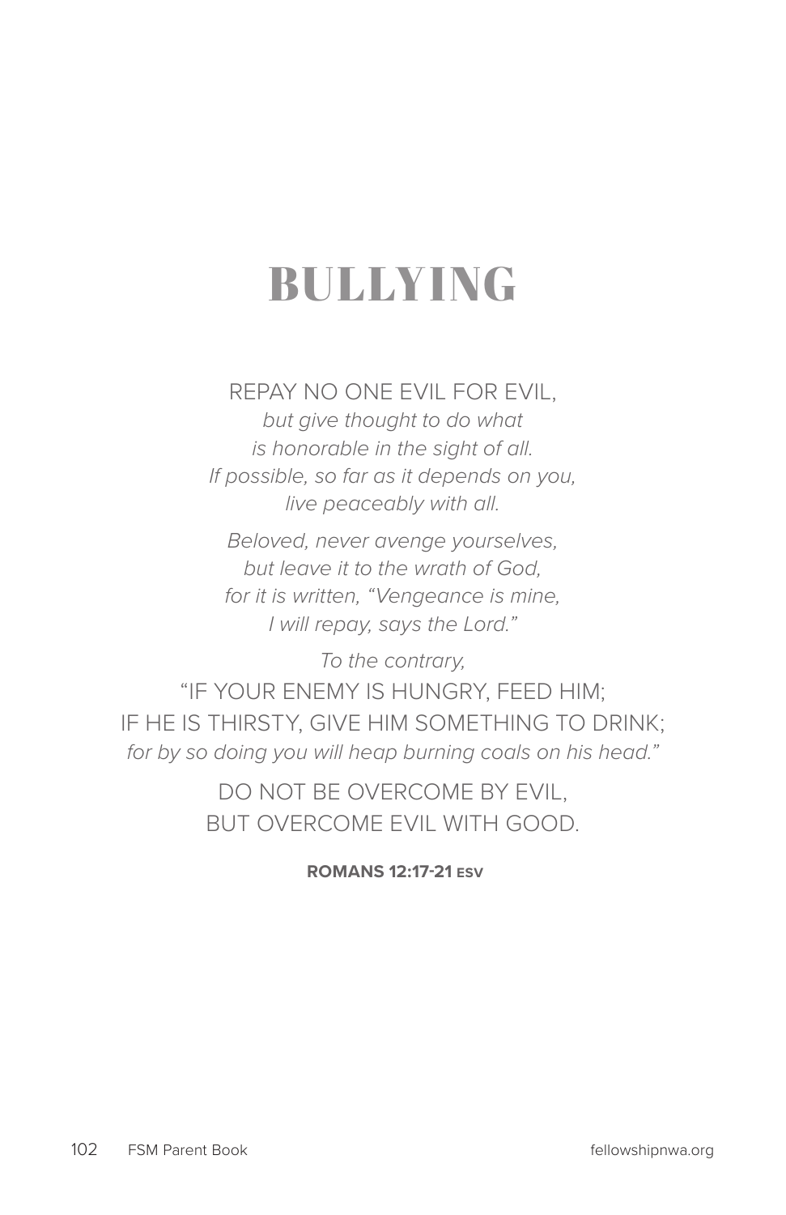# BULLYING

REPAY NO ONE EVIL FOR EVIL,
*but give thought to do what*
*is honorable in the sight of all.*
*If possible, so far as it depends on you,*
*live peaceably with all.*

*Beloved, never avenge yourselves,*
*but leave it to the wrath of God,*
*for it is written, "Vengeance is mine,*
*I will repay, says the Lord."*

*To the contrary,*
"IF YOUR ENEMY IS HUNGRY, FEED HIM;
IF HE IS THIRSTY, GIVE HIM SOMETHING TO DRINK;
*for by so doing you will heap burning coals on his head."*

DO NOT BE OVERCOME BY EVIL,
BUT OVERCOME EVIL WITH GOOD.

**ROMANS 12:17-21 ESV**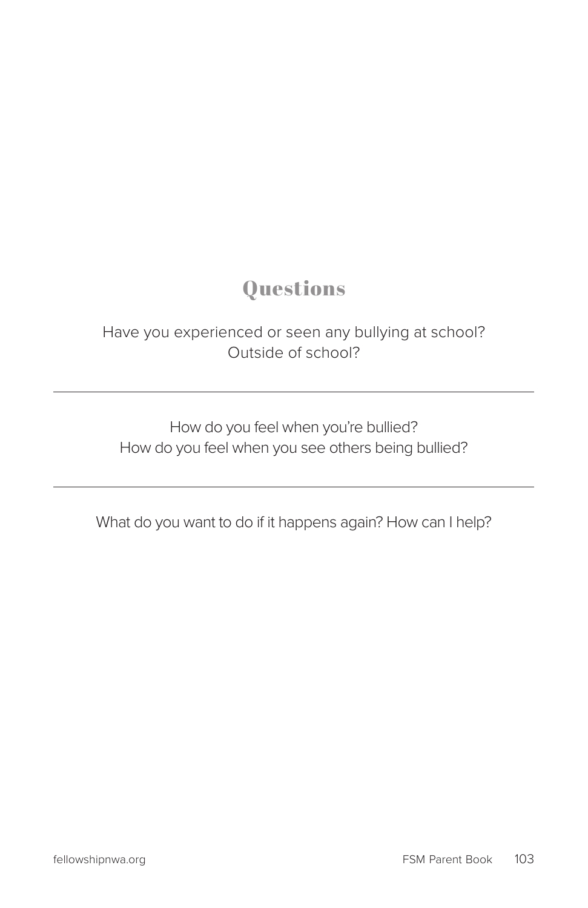## Questions

Have you experienced or seen any bullying at school?
Outside of school?

---

How do you feel when you're bullied?
How do you feel when you see others being bullied?

---

What do you want to do if it happens again? How can I help?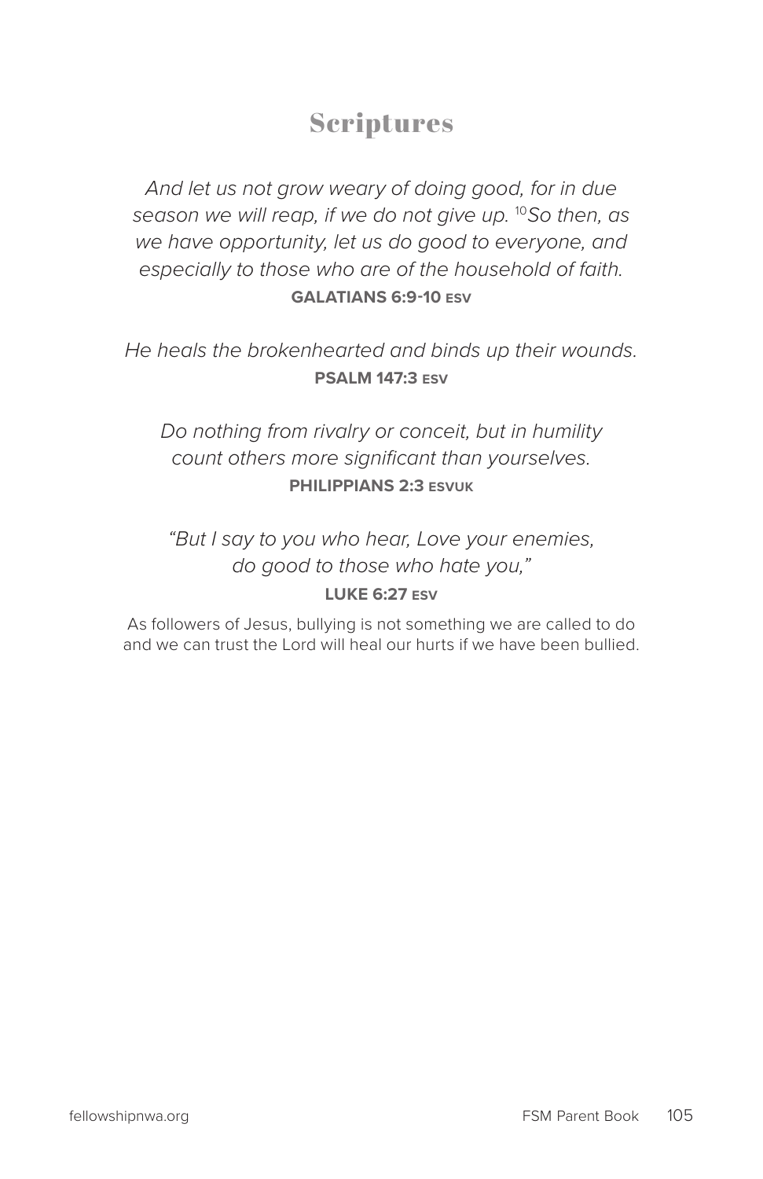# Scriptures

*And let us not grow weary of doing good, for in due season we will reap, if we do not give up.* [10]*So then, as we have opportunity, let us do good to everyone, and especially to those who are of the household of faith.*
**GALATIANS 6:9-10 ESV**

*He heals the brokenhearted and binds up their wounds.*
**PSALM 147:3 ESV**

*Do nothing from rivalry or conceit, but in humility count others more significant than yourselves.*
**PHILIPPIANS 2:3 ESVUK**

*"But I say to you who hear, Love your enemies, do good to those who hate you,"*
**LUKE 6:27 ESV**

As followers of Jesus, bullying is not something we are called to do and we can trust the Lord will heal our hurts if we have been bullied.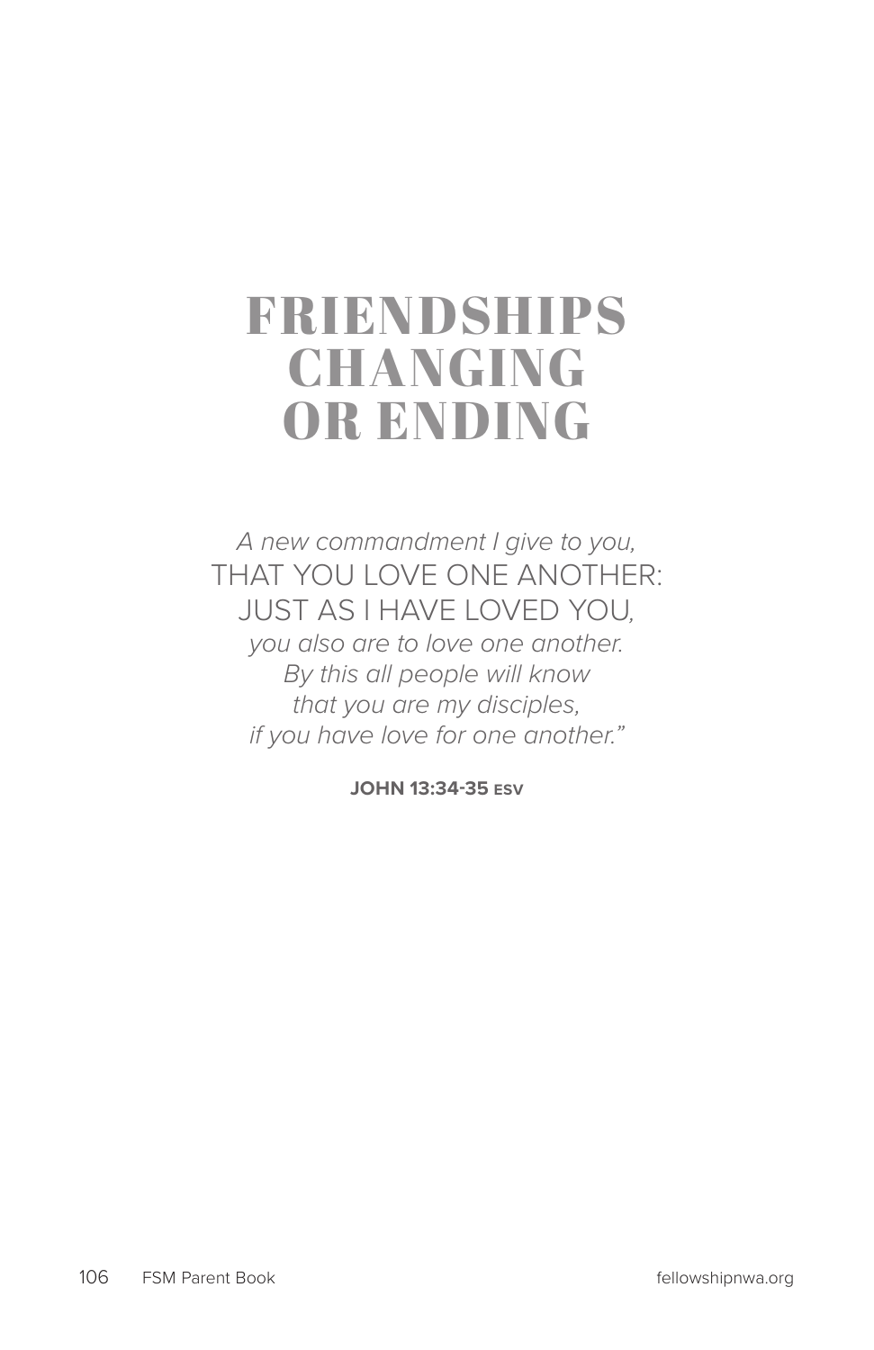# FRIENDSHIPS CHANGING OR ENDING

*A new commandment I give to you,*
THAT YOU LOVE ONE ANOTHER:
JUST AS I HAVE LOVED YOU,
*you also are to love one another.*
*By this all people will know*
*that you are my disciples,*
*if you have love for one another."*

**JOHN 13:34-35 ESV**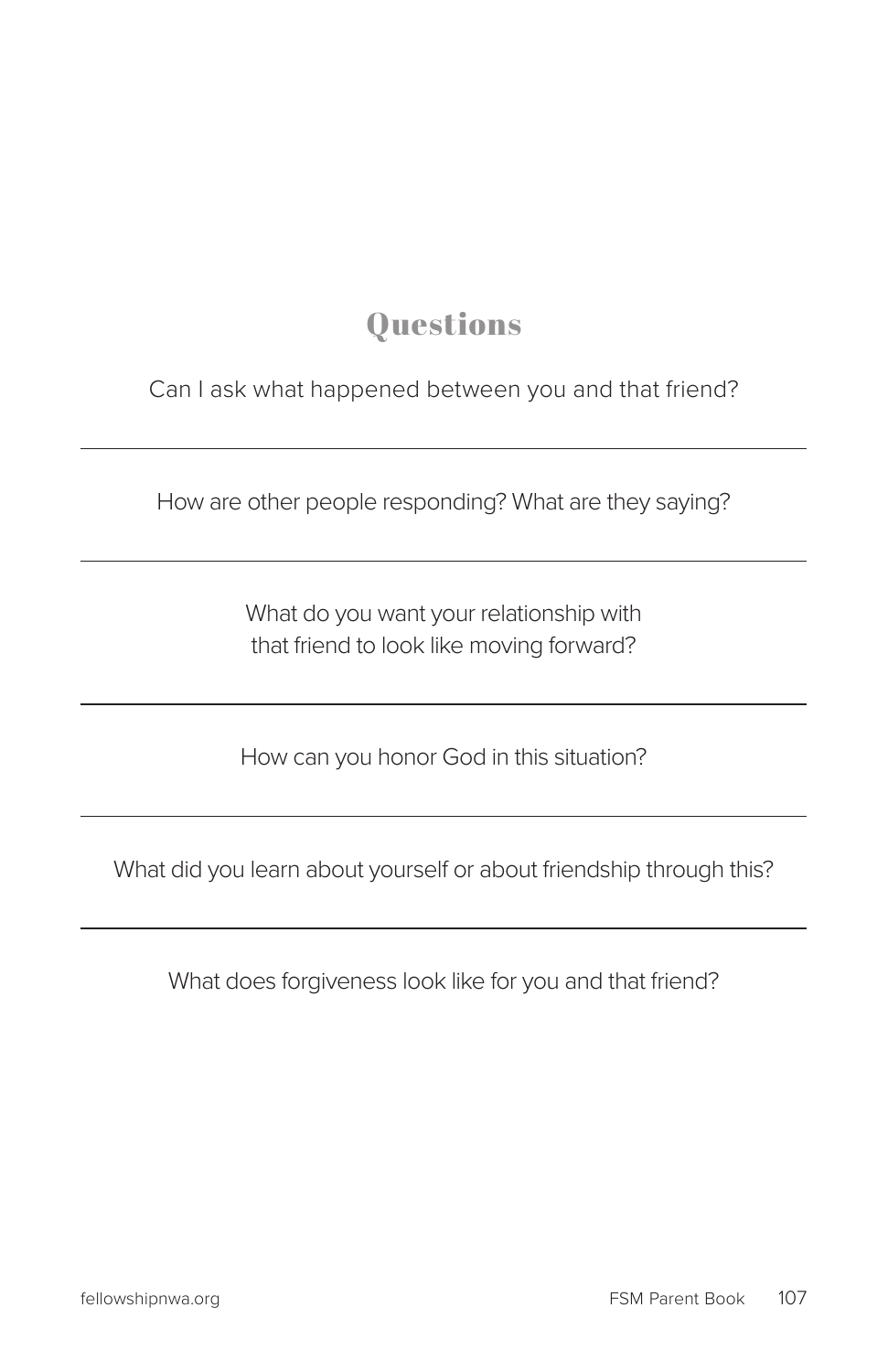## Questions

Can I ask what happened between you and that friend?

---

How are other people responding? What are they saying?

---

What do you want your relationship with that friend to look like moving forward?

---

How can you honor God in this situation?

---

What did you learn about yourself or about friendship through this?

---

What does forgiveness look like for you and that friend?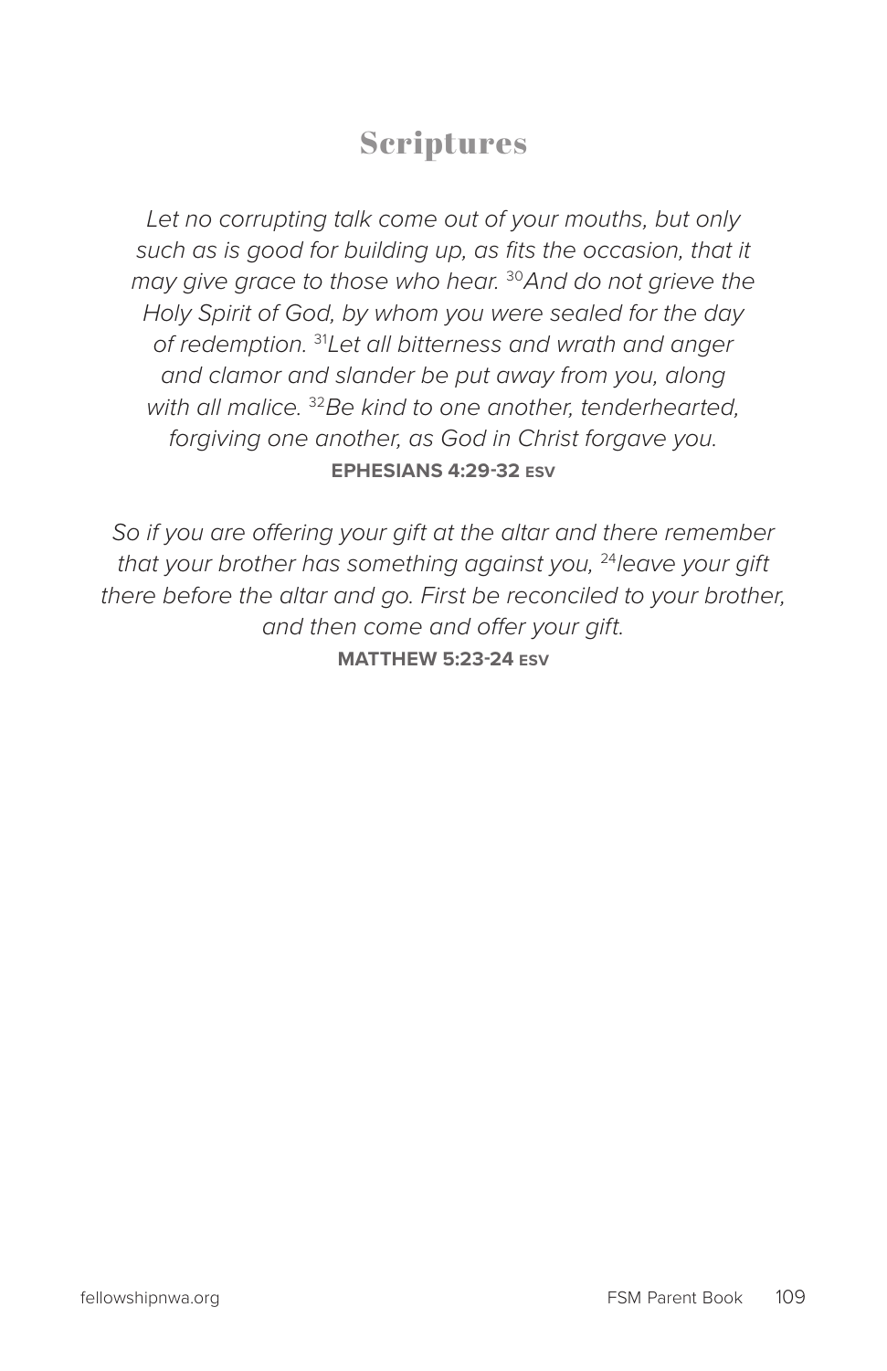# Scriptures

*Let no corrupting talk come out of your mouths, but only such as is good for building up, as fits the occasion, that it may give grace to those who hear.* [30]*And do not grieve the Holy Spirit of God, by whom you were sealed for the day of redemption.* [31]*Let all bitterness and wrath and anger and clamor and slander be put away from you, along with all malice.* [32]*Be kind to one another, tenderhearted, forgiving one another, as God in Christ forgave you.*

**EPHESIANS 4:29-32 ESV**

*So if you are offering your gift at the altar and there remember that your brother has something against you,* [24]*leave your gift there before the altar and go. First be reconciled to your brother, and then come and offer your gift.*

**MATTHEW 5:23-24 ESV**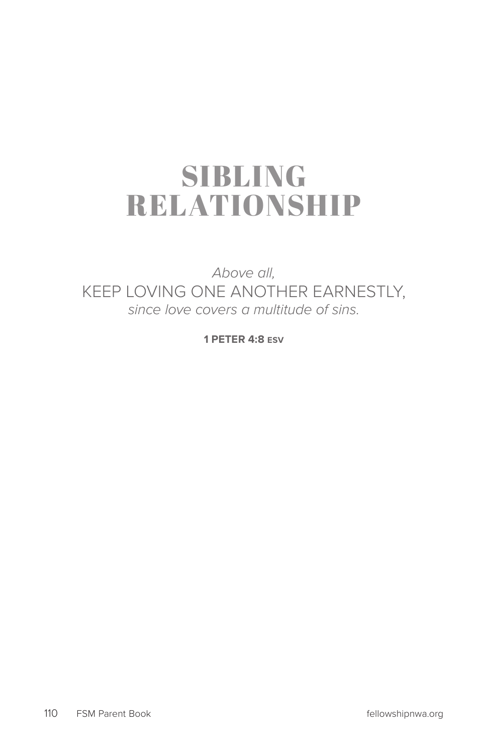# SIBLING RELATIONSHIP

*Above all,*
KEEP LOVING ONE ANOTHER EARNESTLY,
*since love covers a multitude of sins.*

**1 PETER 4:8 ESV**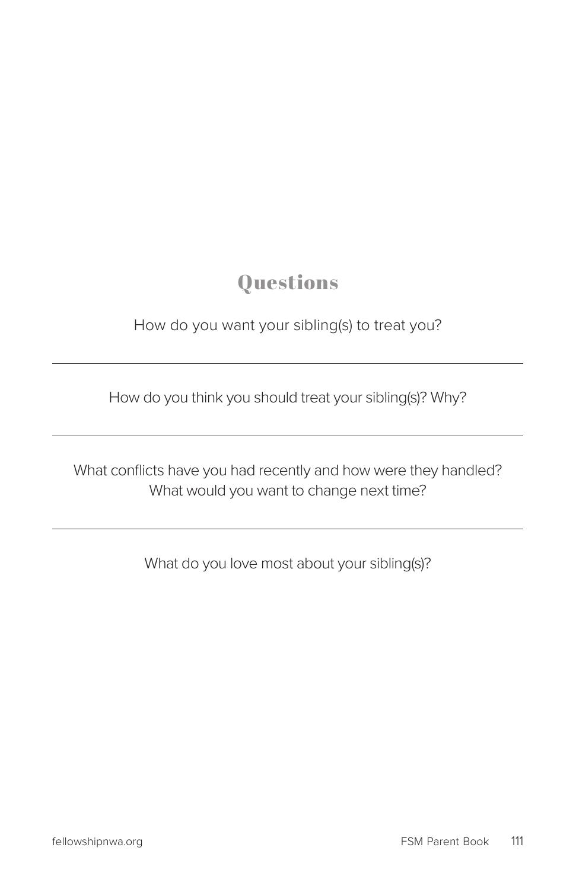## Questions

How do you want your sibling(s) to treat you?

---

How do you think you should treat your sibling(s)? Why?

---

What conflicts have you had recently and how were they handled? What would you want to change next time?

---

What do you love most about your sibling(s)?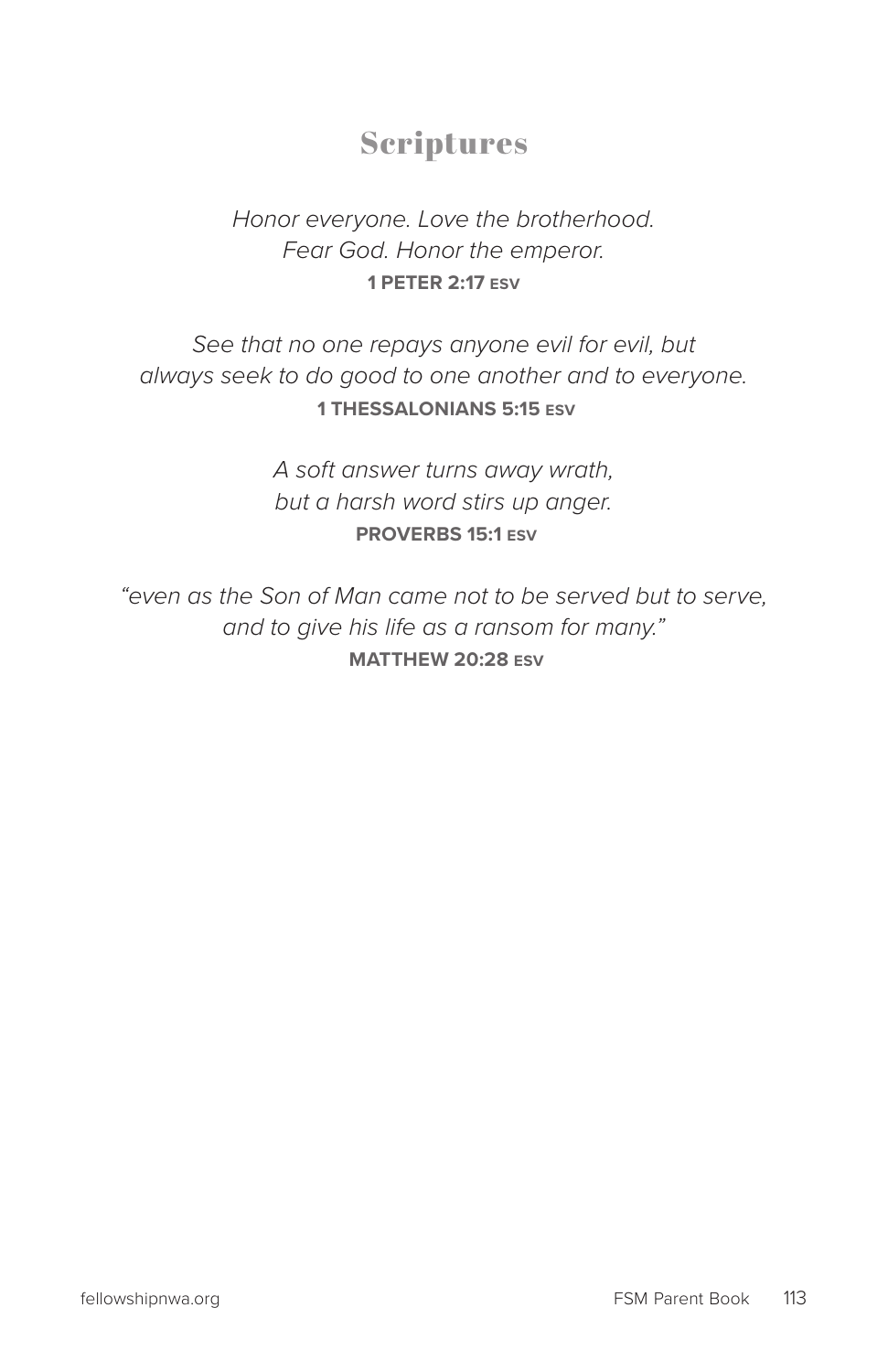## Scriptures

*Honor everyone. Love the brotherhood.*
*Fear God. Honor the emperor.*
**1 PETER 2:17 ESV**

*See that no one repays anyone evil for evil, but*
*always seek to do good to one another and to everyone.*
**1 THESSALONIANS 5:15 ESV**

*A soft answer turns away wrath,*
*but a harsh word stirs up anger.*
**PROVERBS 15:1 ESV**

*"even as the Son of Man came not to be served but to serve,*
*and to give his life as a ransom for many."*
**MATTHEW 20:28 ESV**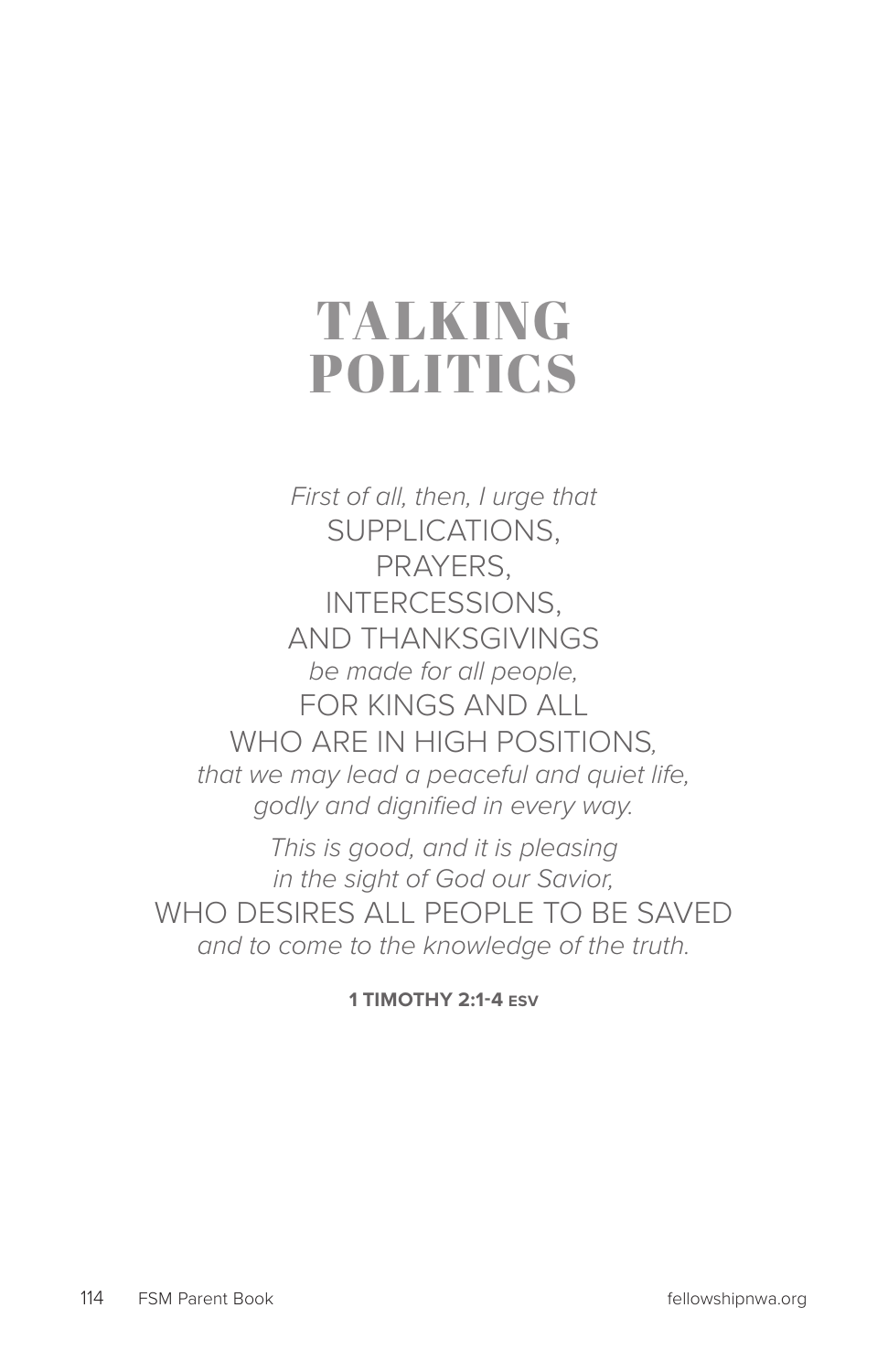# TALKING POLITICS

*First of all, then, I urge that*
SUPPLICATIONS,
PRAYERS,
INTERCESSIONS,
AND THANKSGIVINGS
*be made for all people,*
FOR KINGS AND ALL
WHO ARE IN HIGH POSITIONS,
*that we may lead a peaceful and quiet life,*
*godly and dignified in every way.*

*This is good, and it is pleasing*
*in the sight of God our Savior,*
WHO DESIRES ALL PEOPLE TO BE SAVED
*and to come to the knowledge of the truth.*

**1 TIMOTHY 2:1-4 ESV**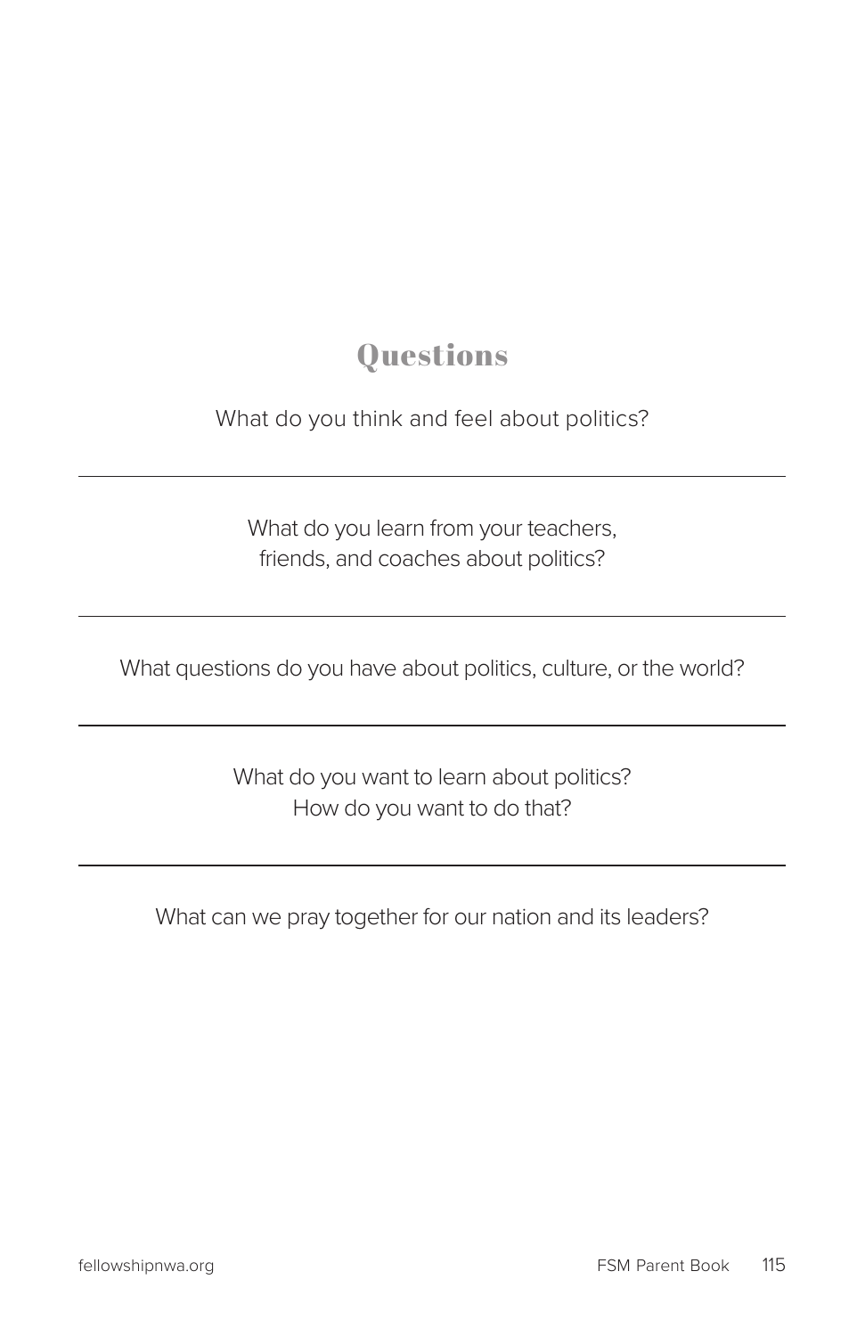## Questions

What do you think and feel about politics?

---

What do you learn from your teachers, friends, and coaches about politics?

---

What questions do you have about politics, culture, or the world?

---

What do you want to learn about politics? How do you want to do that?

---

What can we pray together for our nation and its leaders?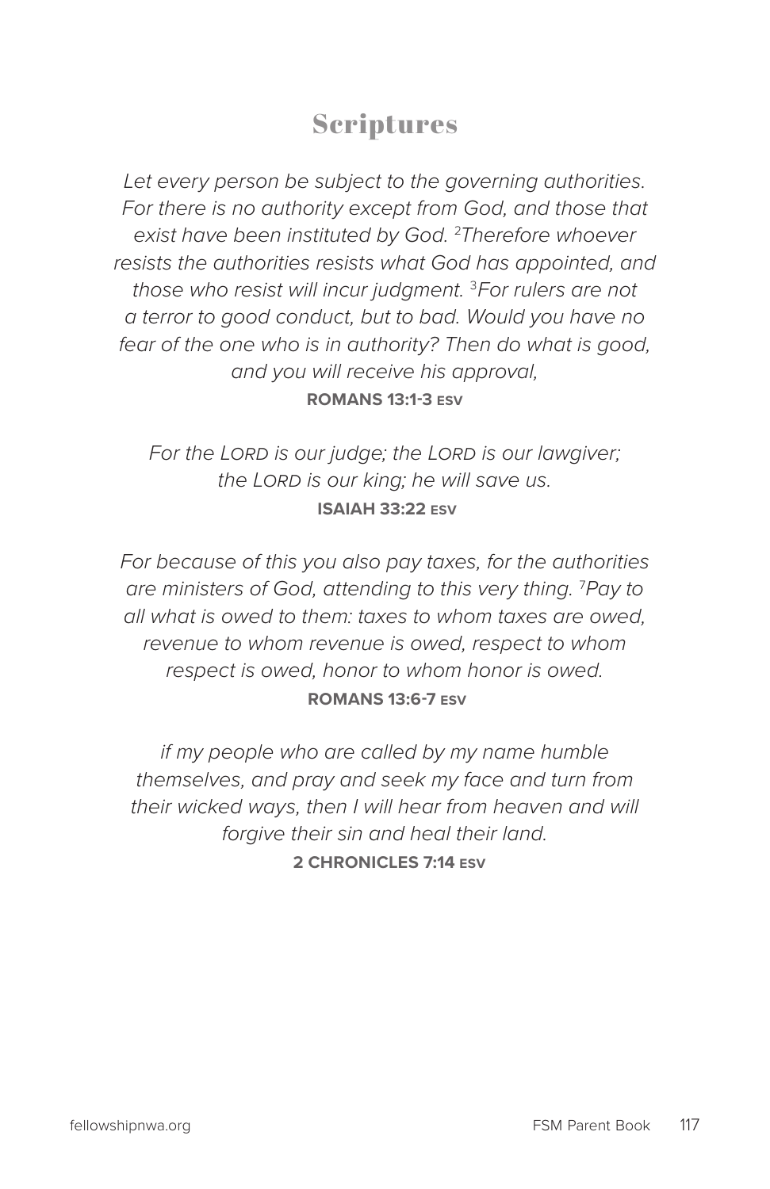## Scriptures

*Let every person be subject to the governing authorities. For there is no authority except from God, and those that exist have been instituted by God. [2]Therefore whoever resists the authorities resists what God has appointed, and those who resist will incur judgment. [3]For rulers are not a terror to good conduct, but to bad. Would you have no fear of the one who is in authority? Then do what is good, and you will receive his approval,*

**ROMANS 13:1-3 ESV**

*For the LORD is our judge; the LORD is our lawgiver; the LORD is our king; he will save us.*

**ISAIAH 33:22 ESV**

*For because of this you also pay taxes, for the authorities are ministers of God, attending to this very thing. [7]Pay to all what is owed to them: taxes to whom taxes are owed, revenue to whom revenue is owed, respect to whom respect is owed, honor to whom honor is owed.*

**ROMANS 13:6-7 ESV**

*if my people who are called by my name humble themselves, and pray and seek my face and turn from their wicked ways, then I will hear from heaven and will forgive their sin and heal their land.*

**2 CHRONICLES 7:14 ESV**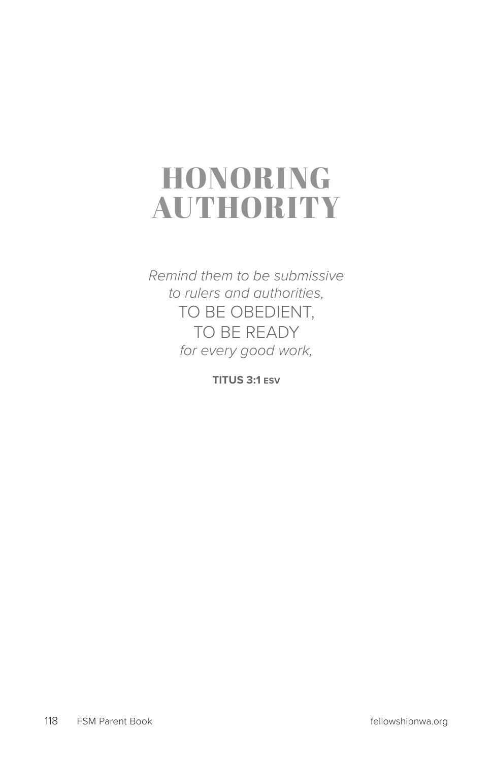# HONORING AUTHORITY

*Remind them to be submissive*
*to rulers and authorities,*
TO BE OBEDIENT,
TO BE READY
*for every good work,*

**TITUS 3:1 ESV**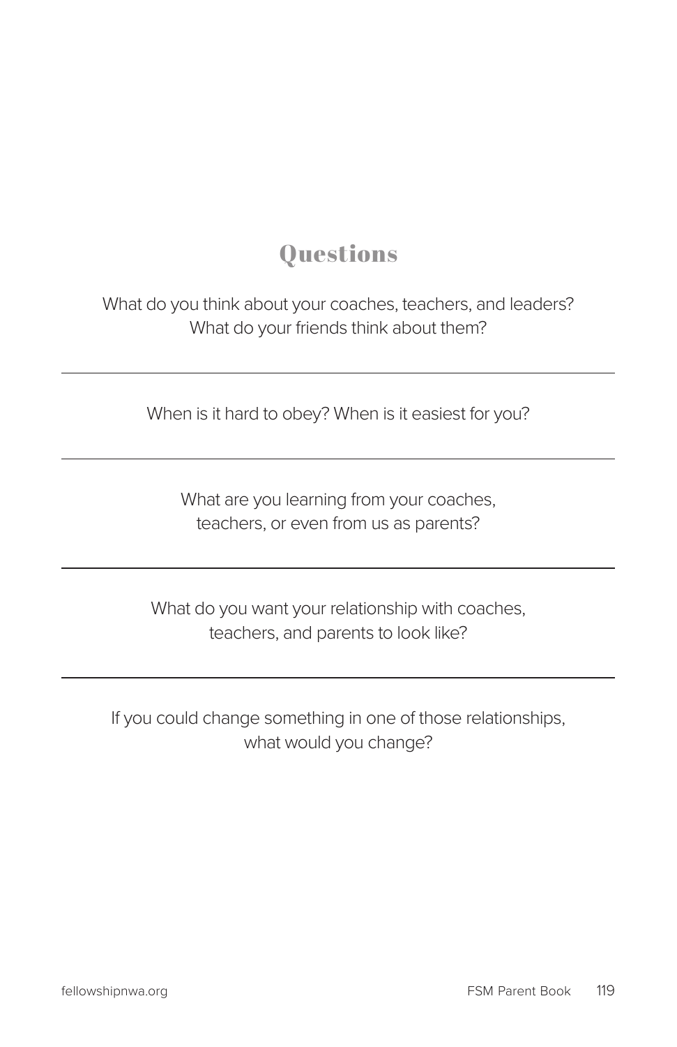## Questions

What do you think about your coaches, teachers, and leaders?
What do your friends think about them?

---

When is it hard to obey? When is it easiest for you?

---

What are you learning from your coaches, teachers, or even from us as parents?

---

What do you want your relationship with coaches, teachers, and parents to look like?

---

If you could change something in one of those relationships, what would you change?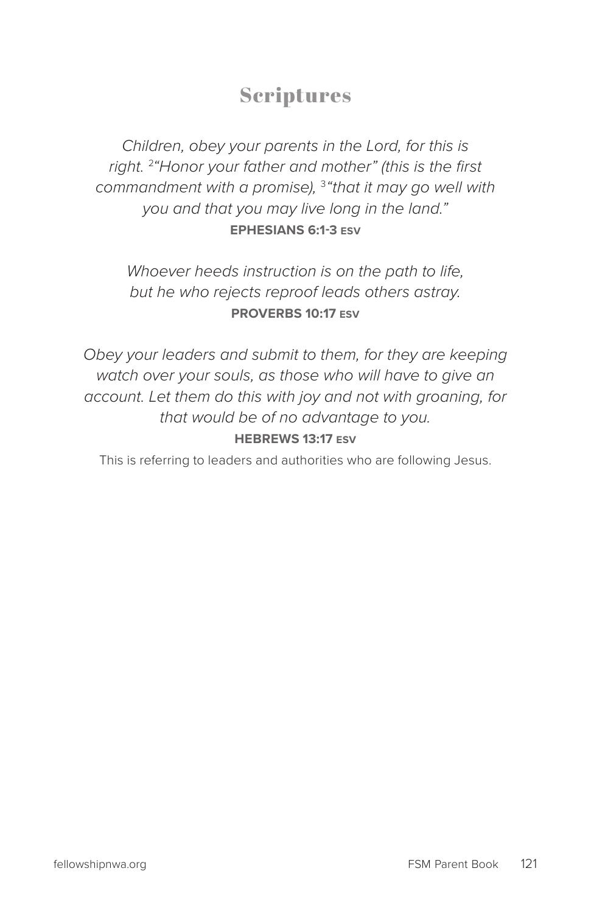# Scriptures

*Children, obey your parents in the Lord, for this is right. [2]"Honor your father and mother" (this is the first commandment with a promise), [3]"that it may go well with you and that you may live long in the land."*
**EPHESIANS 6:1-3 ESV**

*Whoever heeds instruction is on the path to life, but he who rejects reproof leads others astray.*
**PROVERBS 10:17 ESV**

*Obey your leaders and submit to them, for they are keeping watch over your souls, as those who will have to give an account. Let them do this with joy and not with groaning, for that would be of no advantage to you.*
**HEBREWS 13:17 ESV**

This is referring to leaders and authorities who are following Jesus.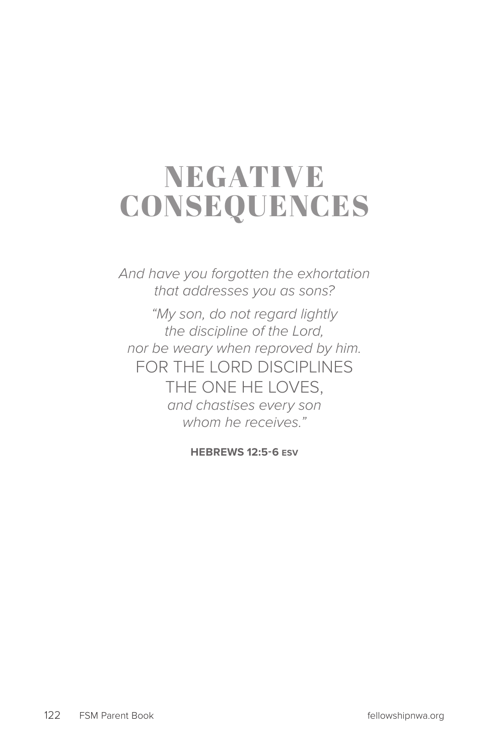# NEGATIVE CONSEQUENCES

*And have you forgotten the exhortation*
*that addresses you as sons?*

*"My son, do not regard lightly*
*the discipline of the Lord,*
*nor be weary when reproved by him.*
FOR THE LORD DISCIPLINES
THE ONE HE LOVES,
*and chastises every son*
*whom he receives."*

**HEBREWS 12:5-6 ESV**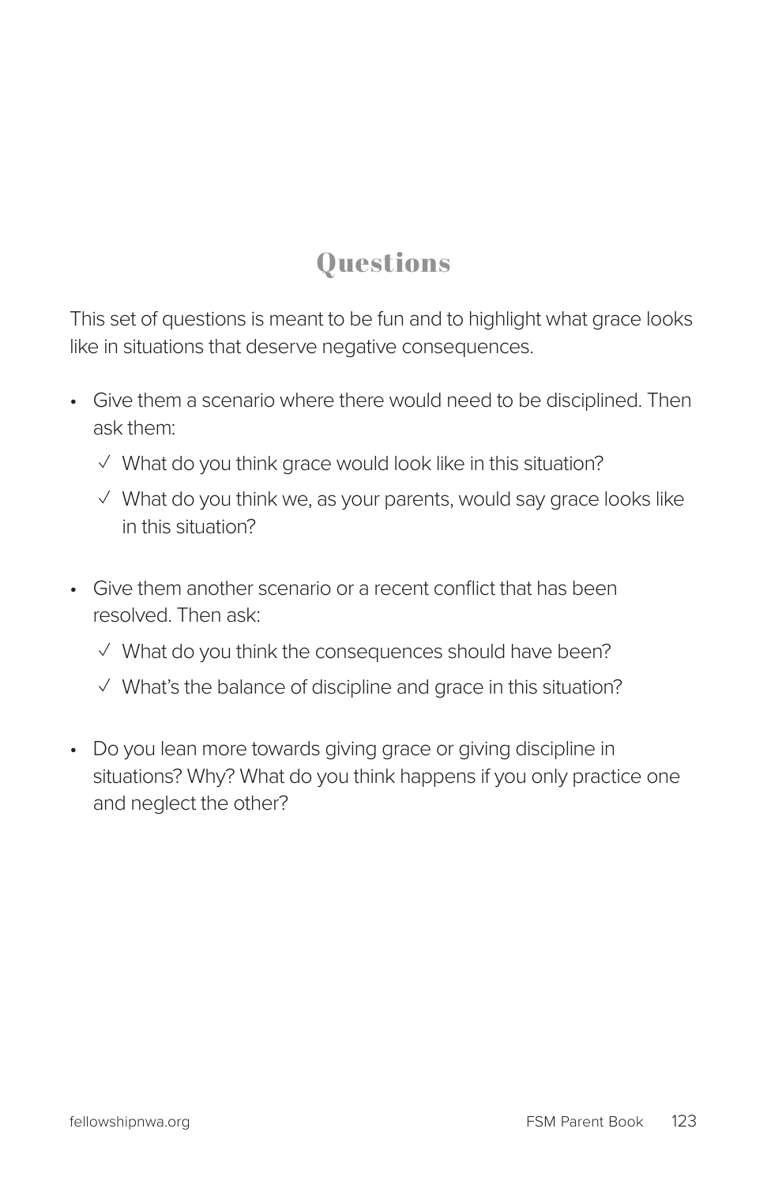## Questions

This set of questions is meant to be fun and to highlight what grace looks like in situations that deserve negative consequences.

- Give them a scenario where there would need to be disciplined. Then ask them:
  - ✓ What do you think grace would look like in this situation?
  - ✓ What do you think we, as your parents, would say grace looks like in this situation?

- Give them another scenario or a recent conflict that has been resolved. Then ask:
  - ✓ What do you think the consequences should have been?
  - ✓ What's the balance of discipline and grace in this situation?

- Do you lean more towards giving grace or giving discipline in situations? Why? What do you think happens if you only practice one and neglect the other?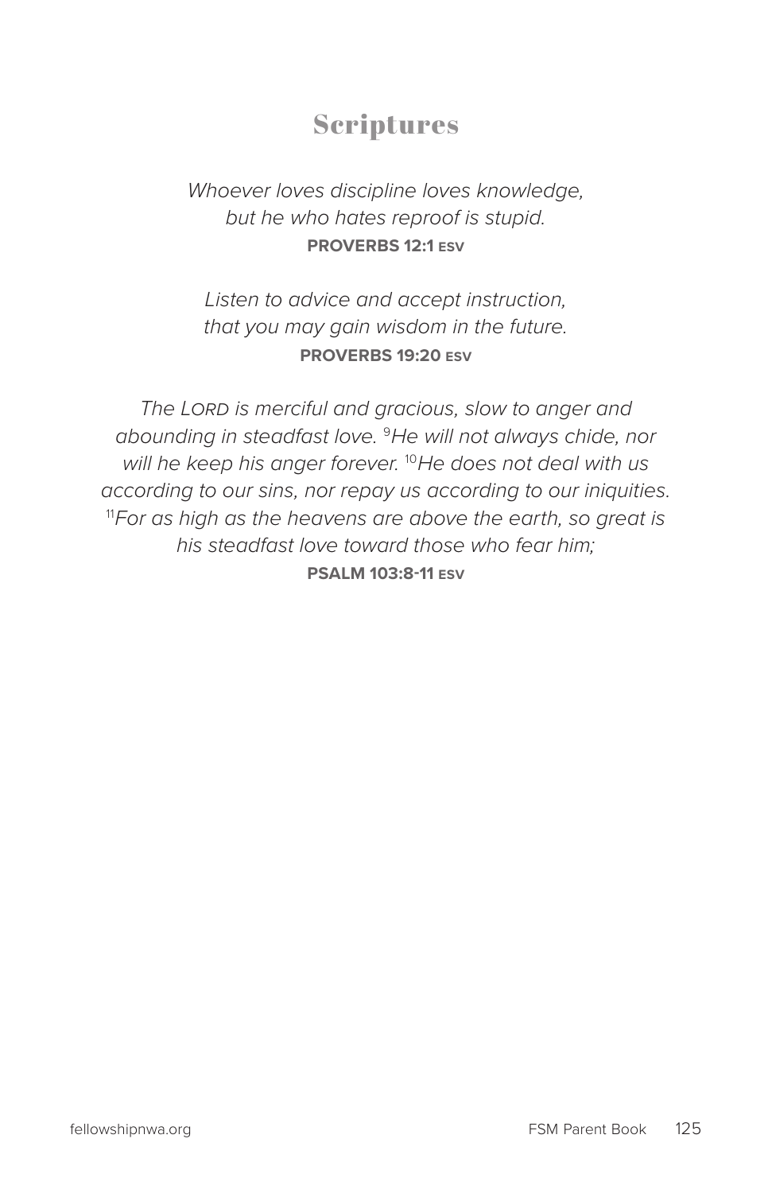# Scriptures

*Whoever loves discipline loves knowledge,*
*but he who hates reproof is stupid.*
**PROVERBS 12:1 ESV**

*Listen to advice and accept instruction,*
*that you may gain wisdom in the future.*
**PROVERBS 19:20 ESV**

*The LORD is merciful and gracious, slow to anger and abounding in steadfast love.* [9] *He will not always chide, nor will he keep his anger forever.* [10] *He does not deal with us according to our sins, nor repay us according to our iniquities.* [11] *For as high as the heavens are above the earth, so great is his steadfast love toward those who fear him;*
**PSALM 103:8-11 ESV**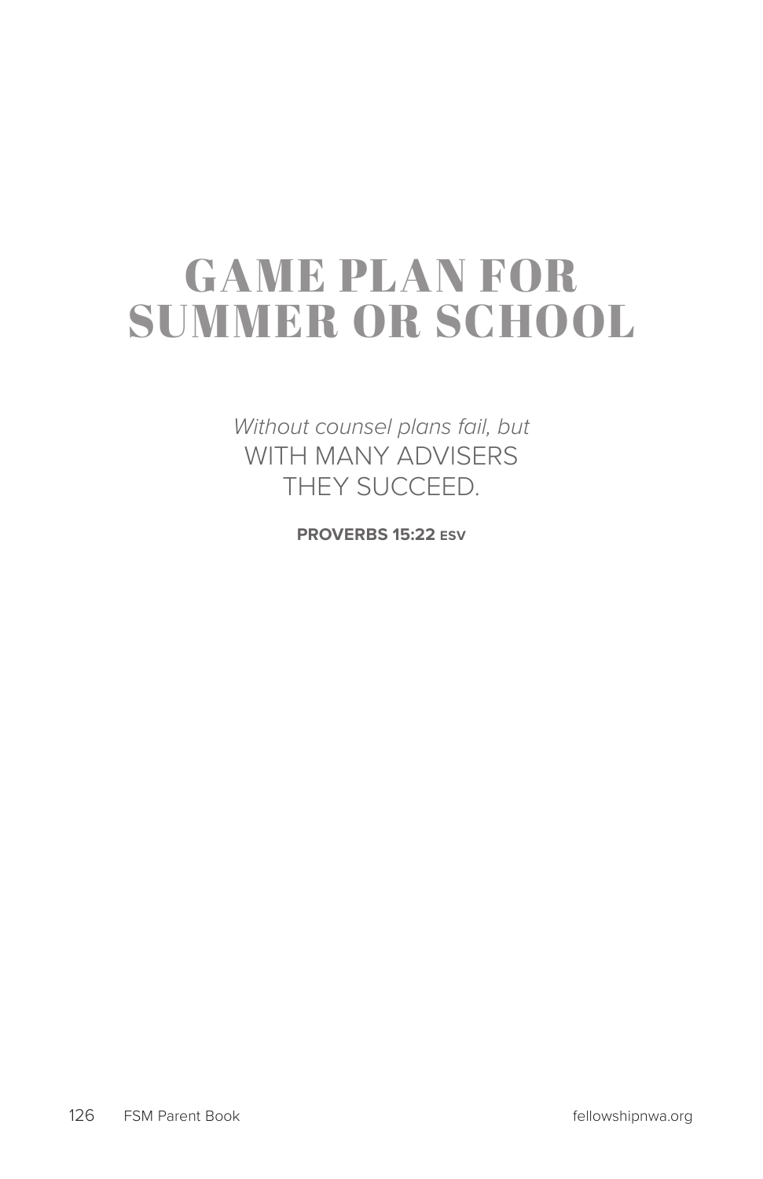# GAME PLAN FOR SUMMER OR SCHOOL

*Without counsel plans fail, but*
WITH MANY ADVISERS
THEY SUCCEED.

**PROVERBS 15:22 ESV**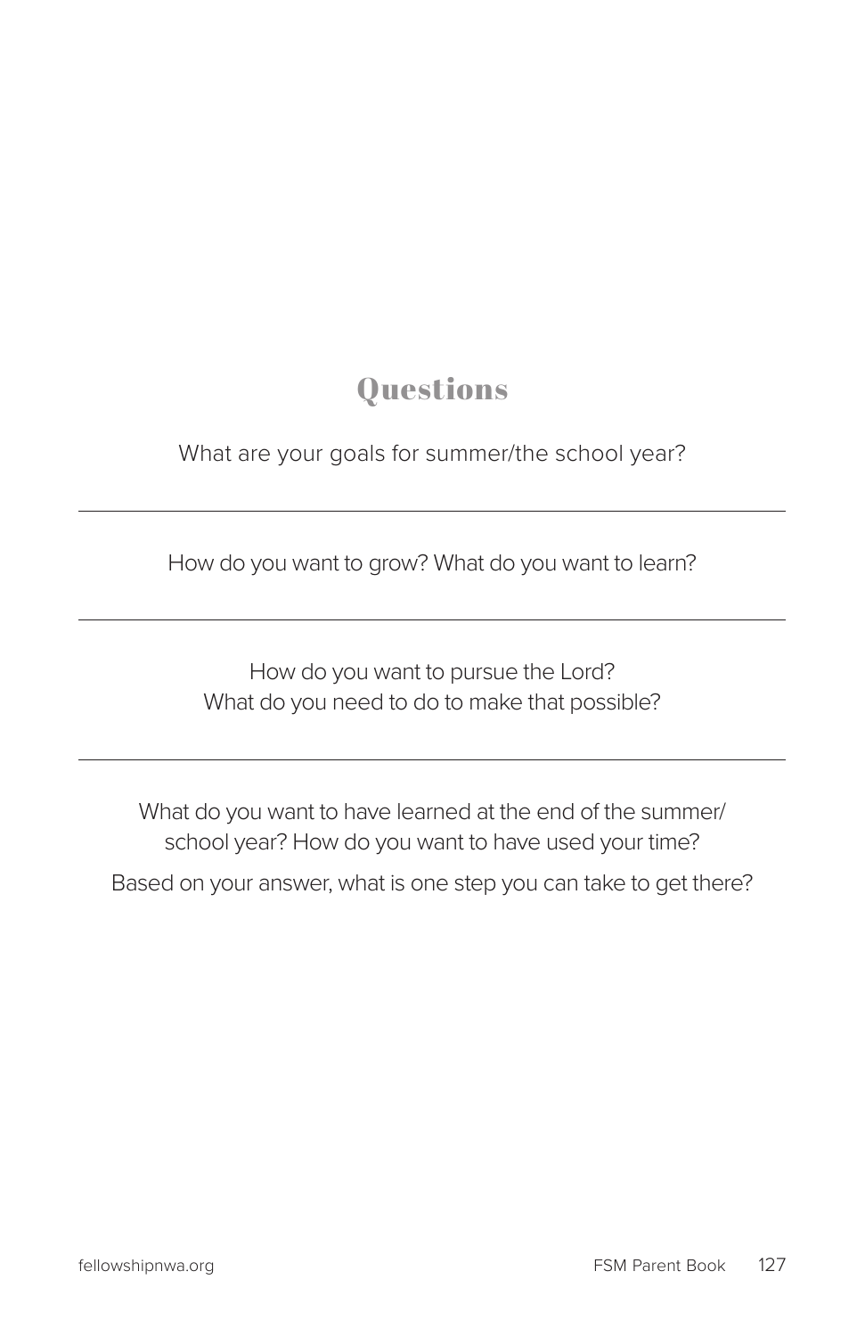## Questions

What are your goals for summer/the school year?

---

How do you want to grow? What do you want to learn?

---

How do you want to pursue the Lord?
What do you need to do to make that possible?

---

What do you want to have learned at the end of the summer/school year? How do you want to have used your time?

Based on your answer, what is one step you can take to get there?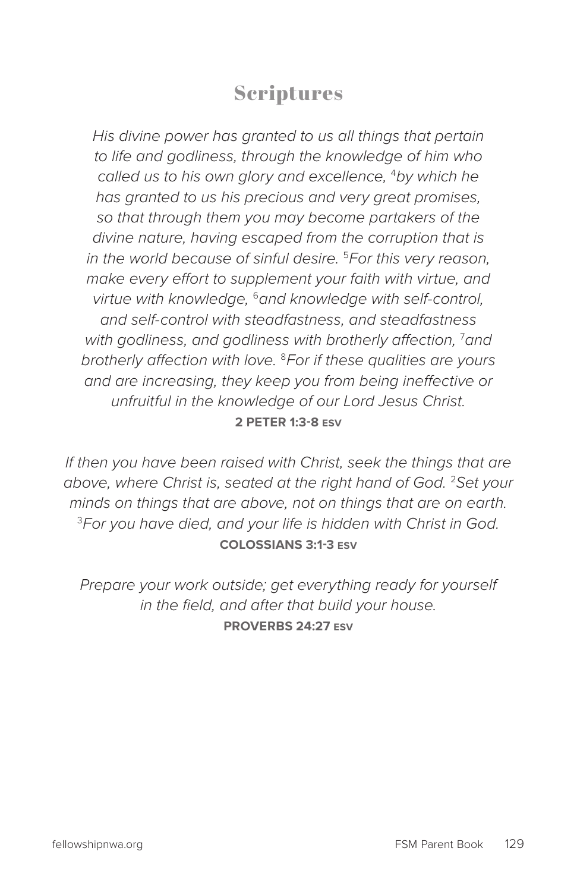# Scriptures

*His divine power has granted to us all things that pertain to life and godliness, through the knowledge of him who called us to his own glory and excellence, [4]by which he has granted to us his precious and very great promises, so that through them you may become partakers of the divine nature, having escaped from the corruption that is in the world because of sinful desire. [5]For this very reason, make every effort to supplement your faith with virtue, and virtue with knowledge, [6]and knowledge with self-control, and self-control with steadfastness, and steadfastness with godliness, and godliness with brotherly affection, [7]and brotherly affection with love. [8]For if these qualities are yours and are increasing, they keep you from being ineffective or unfruitful in the knowledge of our Lord Jesus Christ.*

**2 PETER 1:3-8 ESV**

*If then you have been raised with Christ, seek the things that are above, where Christ is, seated at the right hand of God. [2]Set your minds on things that are above, not on things that are on earth. [3]For you have died, and your life is hidden with Christ in God.*

**COLOSSIANS 3:1-3 ESV**

*Prepare your work outside; get everything ready for yourself in the field, and after that build your house.*

**PROVERBS 24:27 ESV**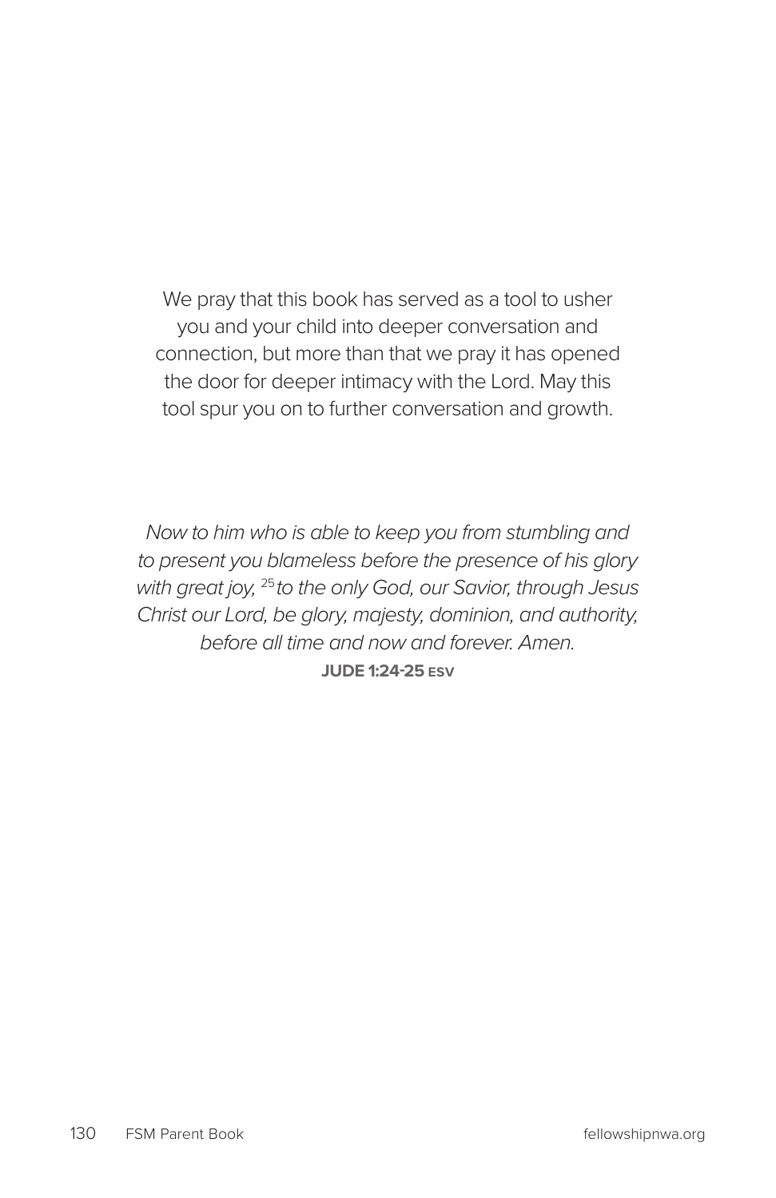We pray that this book has served as a tool to usher you and your child into deeper conversation and connection, but more than that we pray it has opened the door for deeper intimacy with the Lord. May this tool spur you on to further conversation and growth.

*Now to him who is able to keep you from stumbling and to present you blameless before the presence of his glory with great joy,* [25] *to the only God, our Savior, through Jesus Christ our Lord, be glory, majesty, dominion, and authority, before all time and now and forever. Amen.*

**JUDE 1:24-25 ESV**